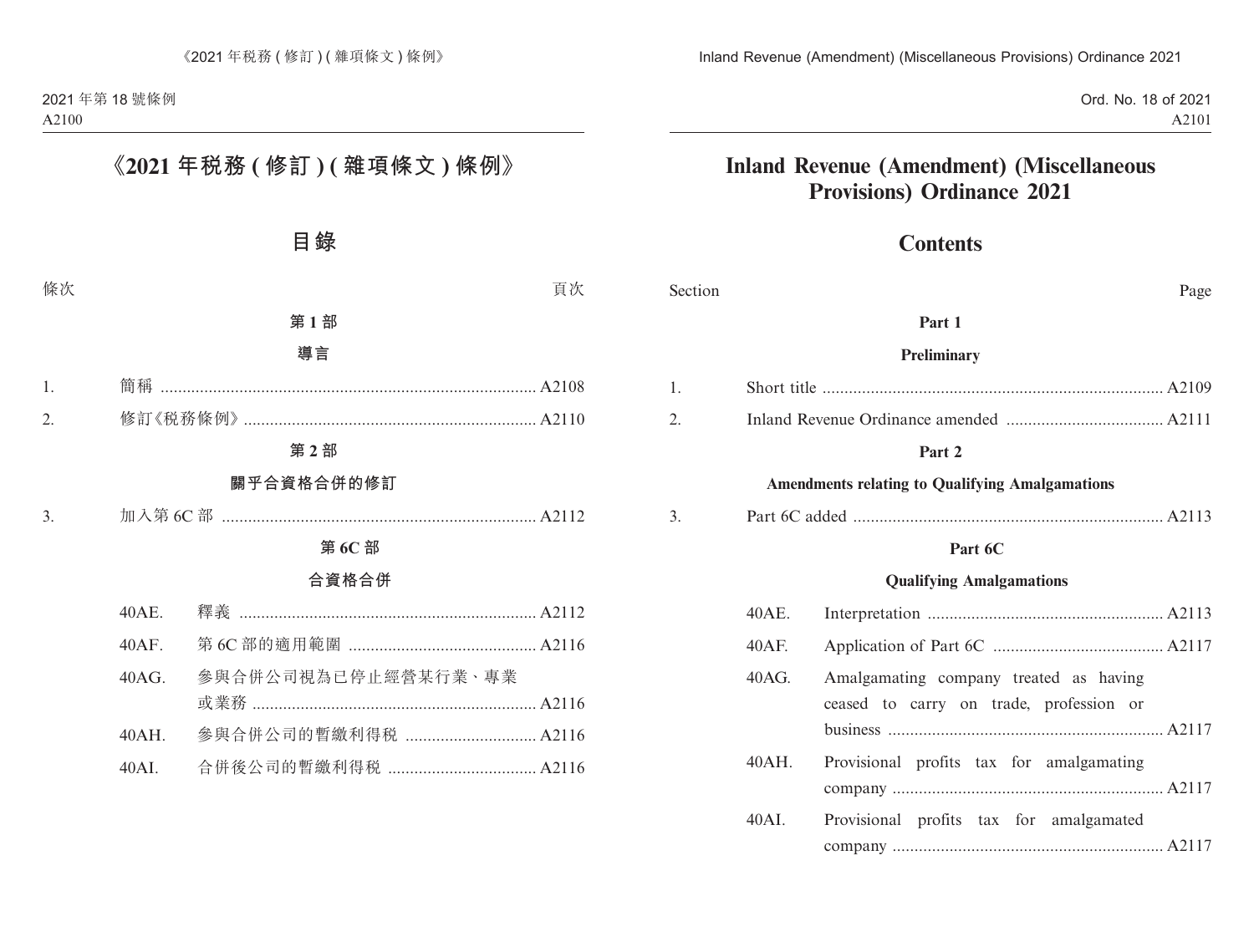# 《2021 年稅務 (修訂) (雜項條文) 條例》

## 目錄

| 條次 | | 頁次 |
|---|---|---|
| | **第 1 部** | |
| | **導言** | |
| 1. | 簡稱 | A2108 |
| 2. | 修訂《稅務條例》 | A2110 |
| | **第 2 部** | |
| | **關乎合資格合併的修訂** | |
| 3. | 加入第 6C 部 | A2112 |
| | **第 6C 部** | |
| | **合資格合併** | |
| 40AE. | 釋義 | A2112 |
| 40AF. | 第 6C 部的適用範圍 | A2116 |
| 40AG. | 參與合併公司視為已停止經營某行業、專業或業務 | A2116 |
| 40AH. | 參與合併公司的暫繳利得稅 | A2116 |
| 40AI. | 合併後公司的暫繳利得稅 | A2116 |

# Inland Revenue (Amendment) (Miscellaneous Provisions) Ordinance 2021

## Contents

| Section | | Page |
|---|---|---|
| | **Part 1** | |
| | **Preliminary** | |
| 1. | Short title | A2109 |
| 2. | Inland Revenue Ordinance amended | A2111 |
| | **Part 2** | |
| | **Amendments relating to Qualifying Amalgamations** | |
| 3. | Part 6C added | A2113 |
| | **Part 6C** | |
| | **Qualifying Amalgamations** | |
| 40AE. | Interpretation | A2113 |
| 40AF. | Application of Part 6C | A2117 |
| 40AG. | Amalgamating company treated as having ceased to carry on trade, profession or business | A2117 |
| 40AH. | Provisional profits tax for amalgamating company | A2117 |
| 40AI. | Provisional profits tax for amalgamated company | A2117 |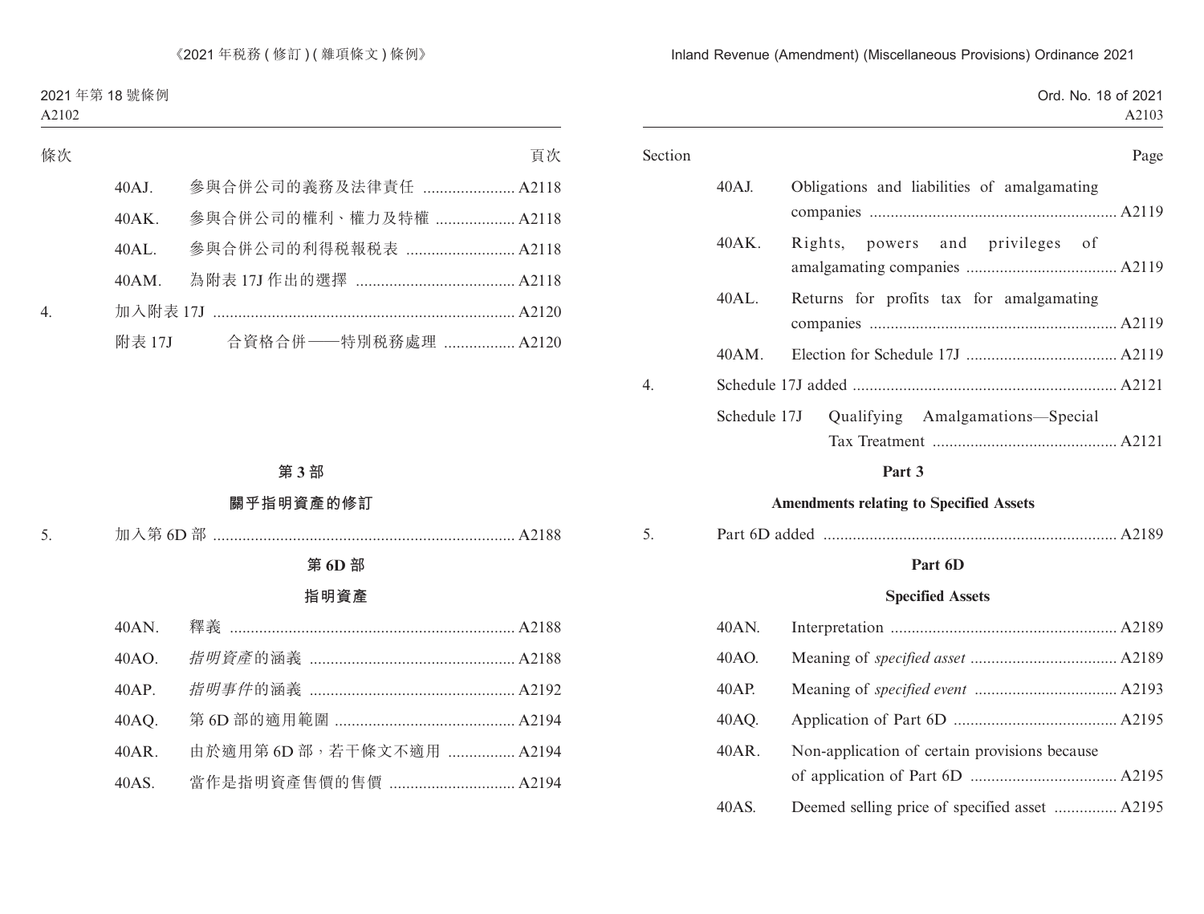| 條次 | | 頁次 |
|---|---|---|
| | 40AJ. 參與合併公司的義務及法律責任 | A2118 |
| | 40AK. 參與合併公司的權利、權力及特權 | A2118 |
| | 40AL. 參與合併公司的利得稅報稅表 | A2118 |
| | 40AM. 為附表 17J 作出的選擇 | A2118 |
| 4. | 加入附表 17J | A2120 |
| | 附表 17J 合資格合併——特別稅務處理 | A2120 |

**第 3 部**

**關乎指明資產的修訂**

| | | |
|---|---|---|
| 5. | 加入第 6D 部 | A2188 |

**第 6D 部**

**指明資產**

| | | |
|---|---|---|
| | 40AN. 釋義 | A2188 |
| | 40AO. *指明資產*的涵義 | A2188 |
| | 40AP. *指明事件*的涵義 | A2192 |
| | 40AQ. 第 6D 部的適用範圍 | A2194 |
| | 40AR. 由於適用第 6D 部，若干條文不適用 | A2194 |
| | 40AS. 當作是指明資產售價的售價 | A2194 |

| Section | | Page |
|---|---|---|
| | 40AJ. Obligations and liabilities of amalgamating companies | A2119 |
| | 40AK. Rights, powers and privileges of amalgamating companies | A2119 |
| | 40AL. Returns for profits tax for amalgamating companies | A2119 |
| | 40AM. Election for Schedule 17J | A2119 |
| 4. | Schedule 17J added | A2121 |
| | Schedule 17J Qualifying Amalgamations—Special Tax Treatment | A2121 |

**Part 3**

**Amendments relating to Specified Assets**

| | | |
|---|---|---|
| 5. | Part 6D added | A2189 |

**Part 6D**

**Specified Assets**

| | | |
|---|---|---|
| | 40AN. Interpretation | A2189 |
| | 40AO. Meaning of *specified asset* | A2189 |
| | 40AP. Meaning of *specified event* | A2193 |
| | 40AQ. Application of Part 6D | A2195 |
| | 40AR. Non-application of certain provisions because of application of Part 6D | A2195 |
| | 40AS. Deemed selling price of specified asset | A2195 |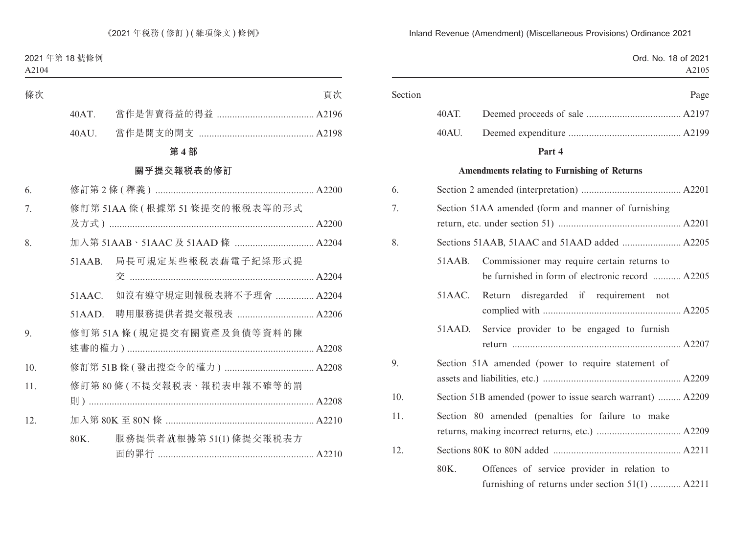| 條次 | | | 頁次 |
|---|---|---|---|
| | 40AT. | 當作是售賣得益的得益 | A2196 |
| | 40AU. | 當作是開支的開支 | A2198 |

**第 4 部**

**關乎提交報稅表的修訂**

| | | | |
|---|---|---|---|
| 6. | 修訂第 2 條 (釋義) | | A2200 |
| 7. | 修訂第 51AA 條 (根據第 51 條提交的報稅表等的形式及方式) | | A2200 |
| 8. | 加入第 51AAB、51AAC 及 51AAD 條 | | A2204 |
| | 51AAB. | 局長可規定某些報稅表藉電子紀錄形式提交 | A2204 |
| | 51AAC. | 如沒有遵守規定則報稅表將不予理會 | A2204 |
| | 51AAD. | 聘用服務提供者提交報稅表 | A2206 |
| 9. | 修訂第 51A 條 (規定提交有關資產及負債等資料的陳述書的權力) | | A2208 |
| 10. | 修訂第 51B 條 (發出搜查令的權力) | | A2208 |
| 11. | 修訂第 80 條 (不提交報稅表、報稅表申報不確等的罰則) | | A2208 |
| 12. | 加入第 80K 至 80N 條 | | A2210 |
| | 80K. | 服務提供者就根據第 51(1) 條提交報稅表方面的罪行 | A2210 |

| Section | | | Page |
|---|---|---|---|
| | 40AT. | Deemed proceeds of sale | A2197 |
| | 40AU. | Deemed expenditure | A2199 |

**Part 4**

**Amendments relating to Furnishing of Returns**

| | | | |
|---|---|---|---|
| 6. | Section 2 amended (interpretation) | | A2201 |
| 7. | Section 51AA amended (form and manner of furnishing return, etc. under section 51) | | A2201 |
| 8. | Sections 51AAB, 51AAC and 51AAD added | | A2205 |
| | 51AAB. | Commissioner may require certain returns to be furnished in form of electronic record | A2205 |
| | 51AAC. | Return disregarded if requirement not complied with | A2205 |
| | 51AAD. | Service provider to be engaged to furnish return | A2207 |
| 9. | Section 51A amended (power to require statement of assets and liabilities, etc.) | | A2209 |
| 10. | Section 51B amended (power to issue search warrant) | | A2209 |
| 11. | Section 80 amended (penalties for failure to make returns, making incorrect returns, etc.) | | A2209 |
| 12. | Sections 80K to 80N added | | A2211 |
| | 80K. | Offences of service provider in relation to furnishing of returns under section 51(1) | A2211 |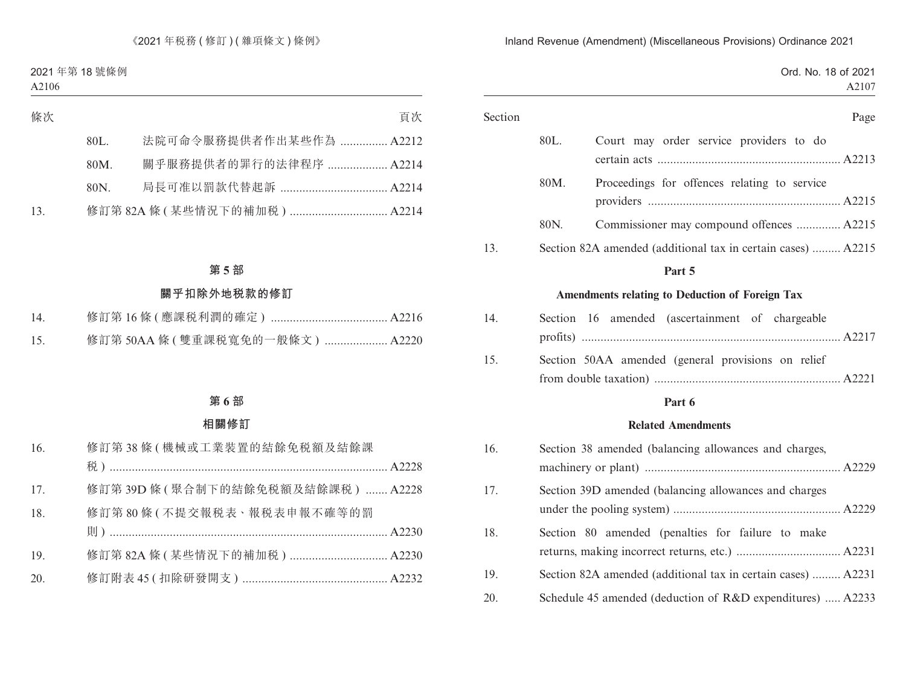| 條次 | | | 頁次 |
|---|---|---|---|
| | 80L. | 法院可命令服務提供者作出某些作為 | A2212 |
| | 80M. | 關乎服務提供者的罪行的法律程序 | A2214 |
| | 80N. | 局長可准以罰款代替起訴 | A2214 |
| 13. | | 修訂第 82A 條 (某些情況下的補加稅) | A2214 |

## 第 5 部

## 關乎扣除外地稅款的修訂

| | | |
|---|---|---|
| 14. | 修訂第 16 條 (應課稅利潤的確定) | A2216 |
| 15. | 修訂第 50AA 條 (雙重課稅寬免的一般條文) | A2220 |

## 第 6 部

## 相關修訂

| | | |
|---|---|---|
| 16. | 修訂第 38 條 (機械或工業裝置的結餘免稅額及結餘課稅) | A2228 |
| 17. | 修訂第 39D 條 (聚合制下的結餘免稅額及結餘課稅) | A2228 |
| 18. | 修訂第 80 條 (不提交報稅表、報稅表申報不確等的罰則) | A2230 |
| 19. | 修訂第 82A 條 (某些情況下的補加稅) | A2230 |
| 20. | 修訂附表 45 (扣除研發開支) | A2232 |

| Section | | | Page |
|---|---|---|---|
| | 80L. | Court may order service providers to do certain acts | A2213 |
| | 80M. | Proceedings for offences relating to service providers | A2215 |
| | 80N. | Commissioner may compound offences | A2215 |
| 13. | | Section 82A amended (additional tax in certain cases) | A2215 |

## Part 5

## Amendments relating to Deduction of Foreign Tax

| | | |
|---|---|---|
| 14. | Section 16 amended (ascertainment of chargeable profits) | A2217 |
| 15. | Section 50AA amended (general provisions on relief from double taxation) | A2221 |

## Part 6

## Related Amendments

| | | |
|---|---|---|
| 16. | Section 38 amended (balancing allowances and charges, machinery or plant) | A2229 |
| 17. | Section 39D amended (balancing allowances and charges under the pooling system) | A2229 |
| 18. | Section 80 amended (penalties for failure to make returns, making incorrect returns, etc.) | A2231 |
| 19. | Section 82A amended (additional tax in certain cases) | A2231 |
| 20. | Schedule 45 amended (deduction of R&D expenditures) | A2233 |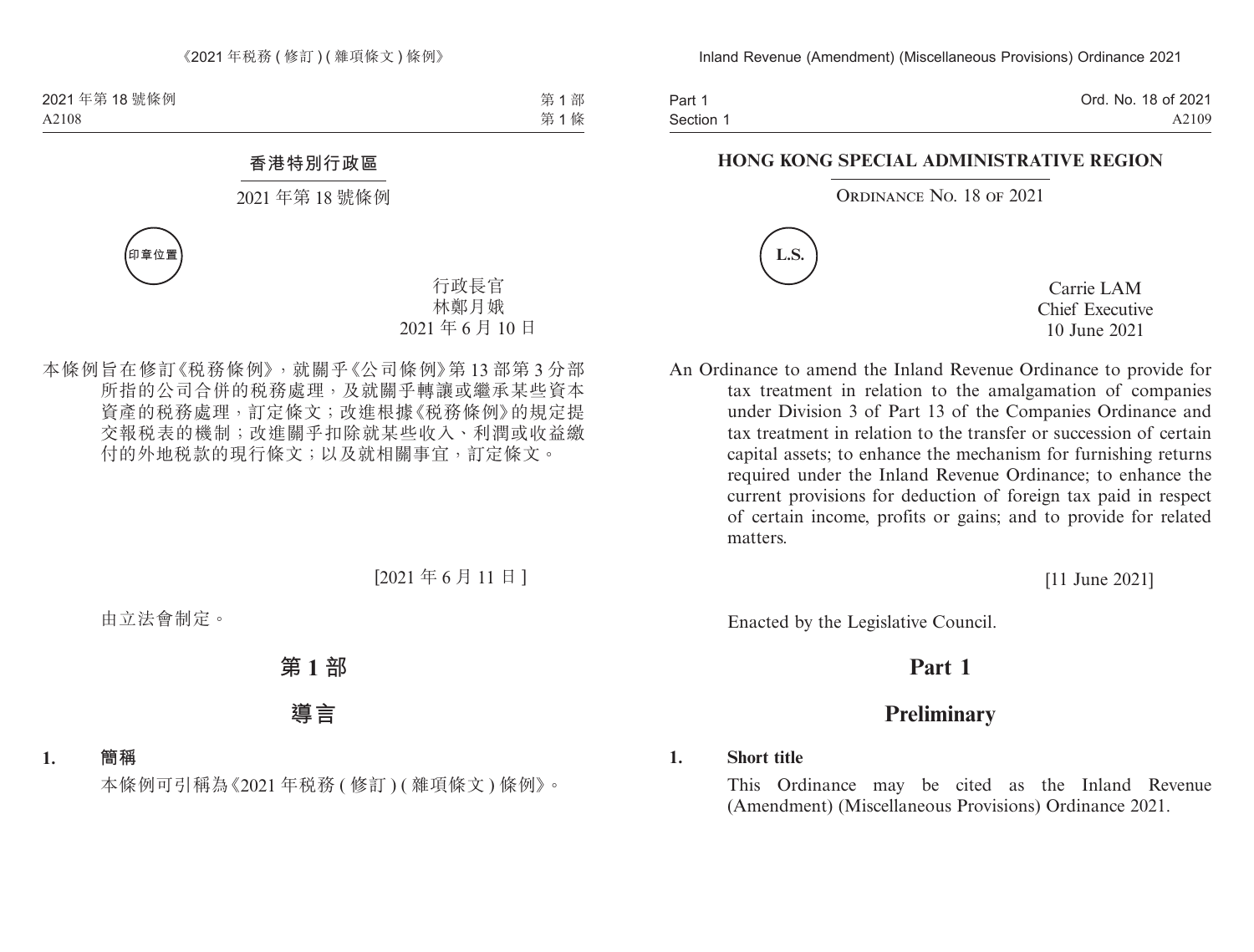# 香港特別行政區

## 2021 年第 18 號條例

印章位置

行政長官
林鄭月娥
2021 年 6 月 10 日

本條例旨在修訂《稅務條例》，就關乎《公司條例》第 13 部第 3 分部所指的公司合併的稅務處理，及就關乎轉讓或繼承某些資本資產的稅務處理，訂定條文；改進根據《稅務條例》的規定提交報稅表的機制；改進關乎扣除就某些收入、利潤或收益繳付的外地稅款的現行條文；以及就相關事宜，訂定條文。

[2021 年 6 月 11 日]

由立法會制定。

# 第 1 部

# 導言

**1. 簡稱**

本條例可引稱為《2021 年稅務 (修訂) (雜項條文) 條例》。

# HONG KONG SPECIAL ADMINISTRATIVE REGION

## ORDINANCE NO. 18 OF 2021

L.S.

Carrie LAM
Chief Executive
10 June 2021

An Ordinance to amend the Inland Revenue Ordinance to provide for tax treatment in relation to the amalgamation of companies under Division 3 of Part 13 of the Companies Ordinance and tax treatment in relation to the transfer or succession of certain capital assets; to enhance the mechanism for furnishing returns required under the Inland Revenue Ordinance; to enhance the current provisions for deduction of foreign tax paid in respect of certain income, profits or gains; and to provide for related matters.

[11 June 2021]

Enacted by the Legislative Council.

# Part 1

# Preliminary

**1. Short title**

This Ordinance may be cited as the Inland Revenue (Amendment) (Miscellaneous Provisions) Ordinance 2021.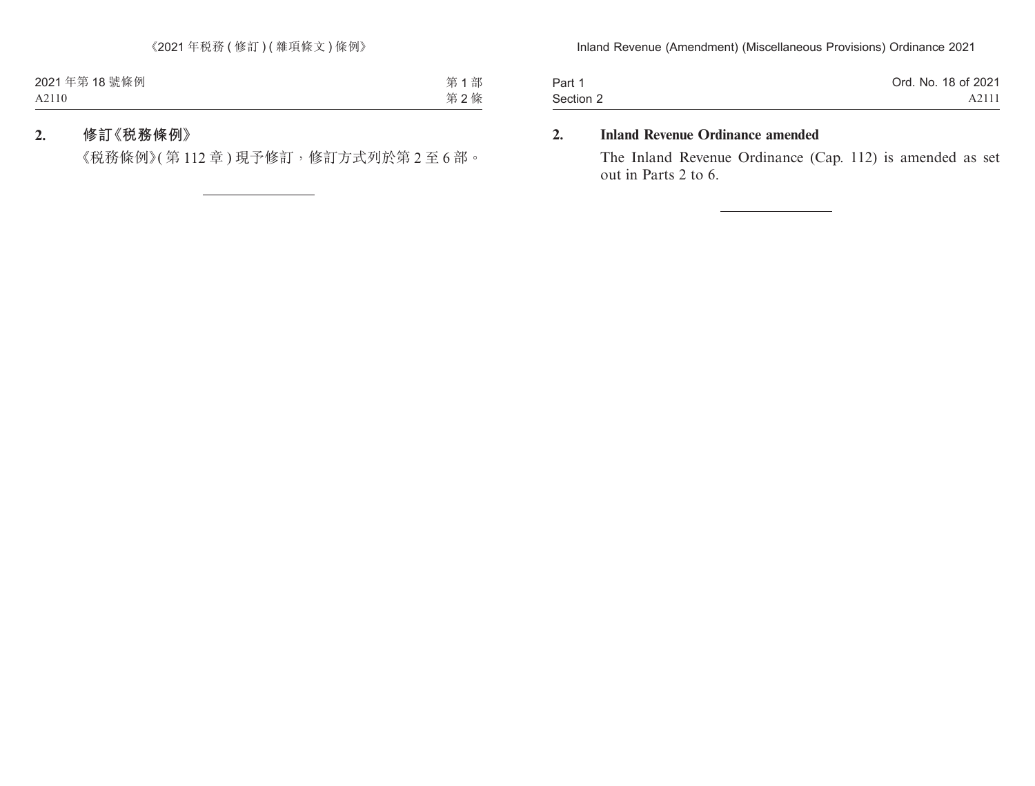**2. 修訂《稅務條例》**

《稅務條例》(第 112 章) 現予修訂，修訂方式列於第 2 至 6 部。

---

**2. Inland Revenue Ordinance amended**

The Inland Revenue Ordinance (Cap. 112) is amended as set out in Parts 2 to 6.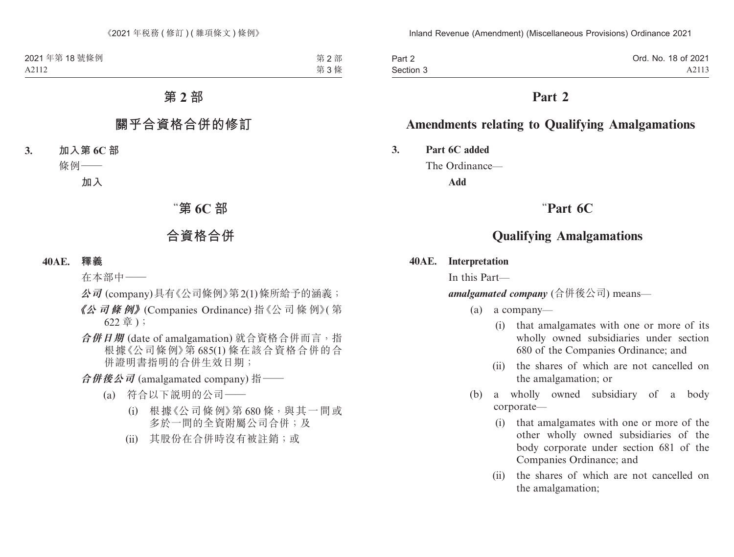# 第 2 部

## 關乎合資格合併的修訂

**3. 加入第 6C 部**

條例——

**加入**

## “第 6C 部

## 合資格合併

**40AE. 釋義**

在本部中——

***公司*** (company) 具有《公司條例》第 2(1) 條所給予的涵義；

***《公司條例》*** (Companies Ordinance) 指《公司條例》(第 622 章)；

***合併日期*** (date of amalgamation) 就合資格合併而言，指根據《公司條例》第 685(1) 條在該合資格合併的合併證明書指明的合併生效日期；

***合併後公司*** (amalgamated company) 指——

(a) 符合以下說明的公司——

(i) 根據《公司條例》第 680 條，與其一間或多於一間的全資附屬公司合併；及

(ii) 其股份在合併時沒有被註銷；或

# Part 2

## Amendments relating to Qualifying Amalgamations

**3. Part 6C added**

The Ordinance—

**Add**

## “Part 6C

## Qualifying Amalgamations

**40AE. Interpretation**

In this Part—

***amalgamated company*** (合併後公司) means—

(a) a company—

(i) that amalgamates with one or more of its wholly owned subsidiaries under section 680 of the Companies Ordinance; and

(ii) the shares of which are not cancelled on the amalgamation; or

(b) a wholly owned subsidiary of a body corporate—

(i) that amalgamates with one or more of the other wholly owned subsidiaries of the body corporate under section 681 of the Companies Ordinance; and

(ii) the shares of which are not cancelled on the amalgamation;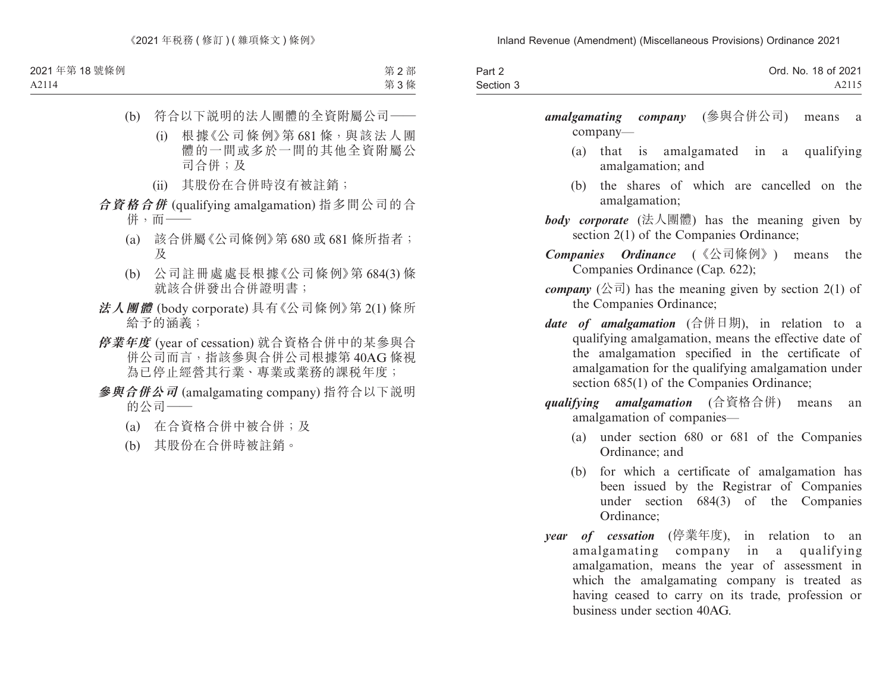(b) 符合以下說明的法人團體的全資附屬公司——

(i) 根據《公司條例》第 681 條，與該法人團體的一間或多於一間的其他全資附屬公司合併；及

(ii) 其股份在合併時沒有被註銷；

***合資格合併*** (qualifying amalgamation) 指多間公司的合併，而——

(a) 該合併屬《公司條例》第 680 或 681 條所指者；及

(b) 公司註冊處處長根據《公司條例》第 684(3) 條就該合併發出合併證明書；

***法人團體*** (body corporate) 具有《公司條例》第 2(1) 條所給予的涵義；

***停業年度*** (year of cessation) 就合資格合併中的某參與合併公司而言，指該參與合併公司根據第 40AG 條視為已停止經營其行業、專業或業務的課稅年度；

***參與合併公司*** (amalgamating company) 指符合以下說明的公司——

(a) 在合資格合併中被合併；及

(b) 其股份在合併時被註銷。

***amalgamating company*** (參與合併公司) means a company—

(a) that is amalgamated in a qualifying amalgamation; and

(b) the shares of which are cancelled on the amalgamation;

***body corporate*** (法人團體) has the meaning given by section 2(1) of the Companies Ordinance;

***Companies Ordinance*** (《公司條例》) means the Companies Ordinance (Cap. 622);

***company*** (公司) has the meaning given by section 2(1) of the Companies Ordinance;

***date of amalgamation*** (合併日期), in relation to a qualifying amalgamation, means the effective date of the amalgamation specified in the certificate of amalgamation for the qualifying amalgamation under section 685(1) of the Companies Ordinance;

***qualifying amalgamation*** (合資格合併) means an amalgamation of companies—

(a) under section 680 or 681 of the Companies Ordinance; and

(b) for which a certificate of amalgamation has been issued by the Registrar of Companies under section 684(3) of the Companies Ordinance;

***year of cessation*** (停業年度), in relation to an amalgamating company in a qualifying amalgamation, means the year of assessment in which the amalgamating company is treated as having ceased to carry on its trade, profession or business under section 40AG.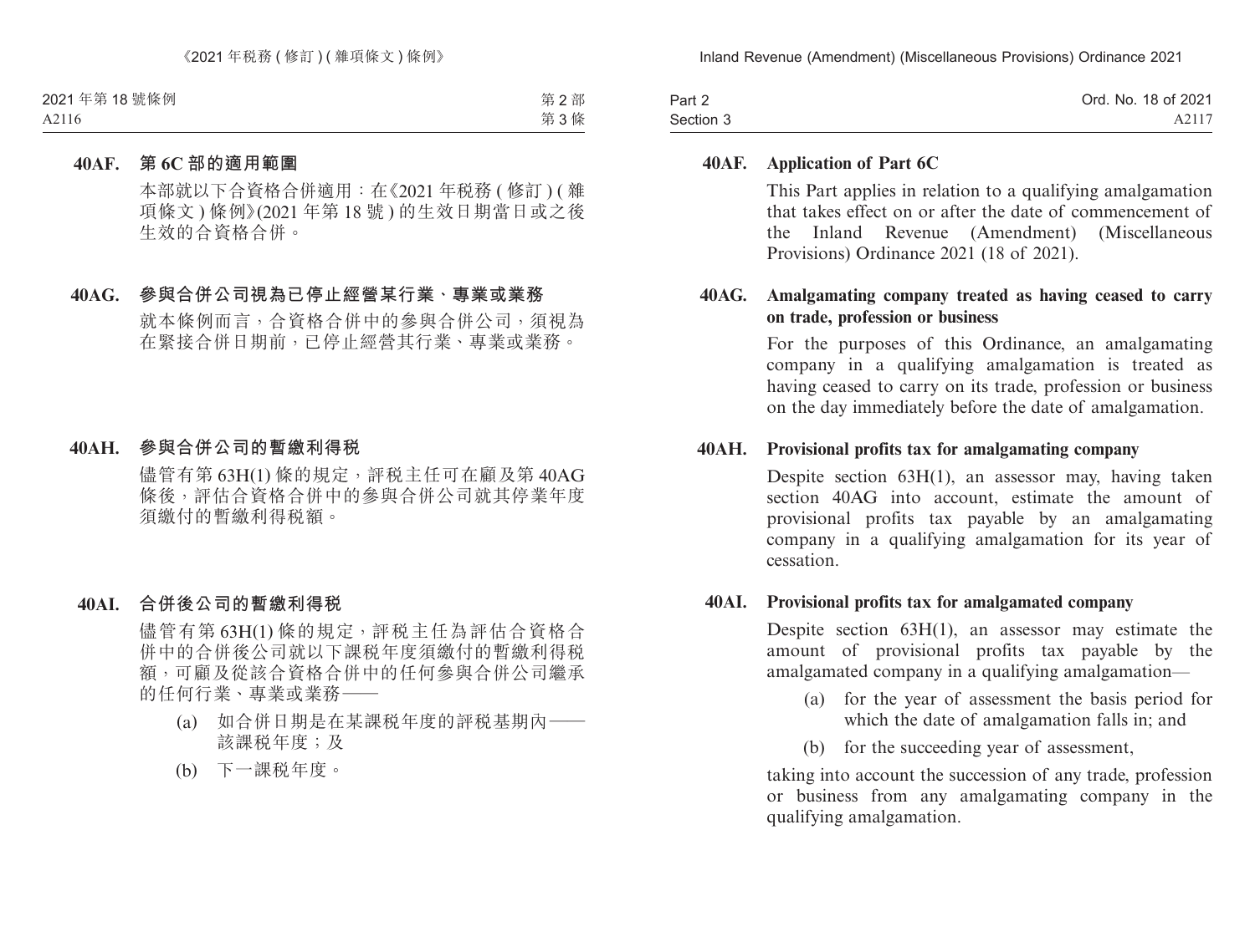**40AF. 第 6C 部的適用範圍**

本部就以下合資格合併適用：在《2021 年稅務 ( 修訂 ) ( 雜項條文 ) 條例》(2021 年第 18 號 ) 的生效日期當日或之後生效的合資格合併。

**40AG. 參與合併公司視為已停止經營某行業、專業或業務**

就本條例而言，合資格合併中的參與合併公司，須視為在緊接合併日期前，已停止經營其行業、專業或業務。

**40AH. 參與合併公司的暫繳利得稅**

儘管有第 63H(1) 條的規定，評稅主任可在顧及第 40AG 條後，評估合資格合併中的參與合併公司就其停業年度須繳付的暫繳利得稅額。

**40AI. 合併後公司的暫繳利得稅**

儘管有第 63H(1) 條的規定，評稅主任為評估合資格合併中的合併後公司就以下課稅年度須繳付的暫繳利得稅額，可顧及從該合資格合併中的任何參與合併公司繼承的任何行業、專業或業務——

(a) 如合併日期是在某課稅年度的評稅基期內——該課稅年度；及

(b) 下一課稅年度。

**40AF. Application of Part 6C**

This Part applies in relation to a qualifying amalgamation that takes effect on or after the date of commencement of the Inland Revenue (Amendment) (Miscellaneous Provisions) Ordinance 2021 (18 of 2021).

**40AG. Amalgamating company treated as having ceased to carry on trade, profession or business**

For the purposes of this Ordinance, an amalgamating company in a qualifying amalgamation is treated as having ceased to carry on its trade, profession or business on the day immediately before the date of amalgamation.

**40AH. Provisional profits tax for amalgamating company**

Despite section 63H(1), an assessor may, having taken section 40AG into account, estimate the amount of provisional profits tax payable by an amalgamating company in a qualifying amalgamation for its year of cessation.

**40AI. Provisional profits tax for amalgamated company**

Despite section 63H(1), an assessor may estimate the amount of provisional profits tax payable by the amalgamated company in a qualifying amalgamation—

(a) for the year of assessment the basis period for which the date of amalgamation falls in; and

(b) for the succeeding year of assessment,

taking into account the succession of any trade, profession or business from any amalgamating company in the qualifying amalgamation.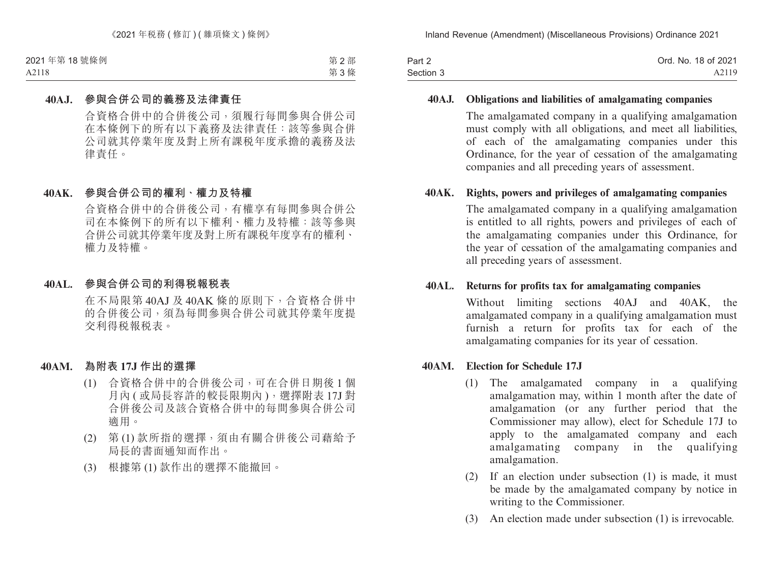**40AJ. 參與合併公司的義務及法律責任**

合資格合併中的合併後公司，須履行每間參與合併公司在本條例下的所有以下義務及法律責任：該等參與合併公司就其停業年度及對上所有課稅年度承擔的義務及法律責任。

**40AK. 參與合併公司的權利、權力及特權**

合資格合併中的合併後公司，有權享有每間參與合併公司在本條例下的所有以下權利、權力及特權：該等參與合併公司就其停業年度及對上所有課稅年度享有的權利、權力及特權。

**40AL. 參與合併公司的利得稅報稅表**

在不局限第 40AJ 及 40AK 條的原則下，合資格合併中的合併後公司，須為每間參與合併公司就其停業年度提交利得稅報稅表。

**40AM. 為附表 17J 作出的選擇**

(1) 合資格合併中的合併後公司，可在合併日期後 1 個月內 (或局長容許的較長限期內)，選擇附表 17J 對合併後公司及該合資格合併中的每間參與合併公司適用。

(2) 第 (1) 款所指的選擇，須由有關合併後公司藉給予局長的書面通知而作出。

(3) 根據第 (1) 款作出的選擇不能撤回。

**40AJ. Obligations and liabilities of amalgamating companies**

The amalgamated company in a qualifying amalgamation must comply with all obligations, and meet all liabilities, of each of the amalgamating companies under this Ordinance, for the year of cessation of the amalgamating companies and all preceding years of assessment.

**40AK. Rights, powers and privileges of amalgamating companies**

The amalgamated company in a qualifying amalgamation is entitled to all rights, powers and privileges of each of the amalgamating companies under this Ordinance, for the year of cessation of the amalgamating companies and all preceding years of assessment.

**40AL. Returns for profits tax for amalgamating companies**

Without limiting sections 40AJ and 40AK, the amalgamated company in a qualifying amalgamation must furnish a return for profits tax for each of the amalgamating companies for its year of cessation.

**40AM. Election for Schedule 17J**

(1) The amalgamated company in a qualifying amalgamation may, within 1 month after the date of amalgamation (or any further period that the Commissioner may allow), elect for Schedule 17J to apply to the amalgamated company and each amalgamating company in the qualifying amalgamation.

(2) If an election under subsection (1) is made, it must be made by the amalgamated company by notice in writing to the Commissioner.

(3) An election made under subsection (1) is irrevocable.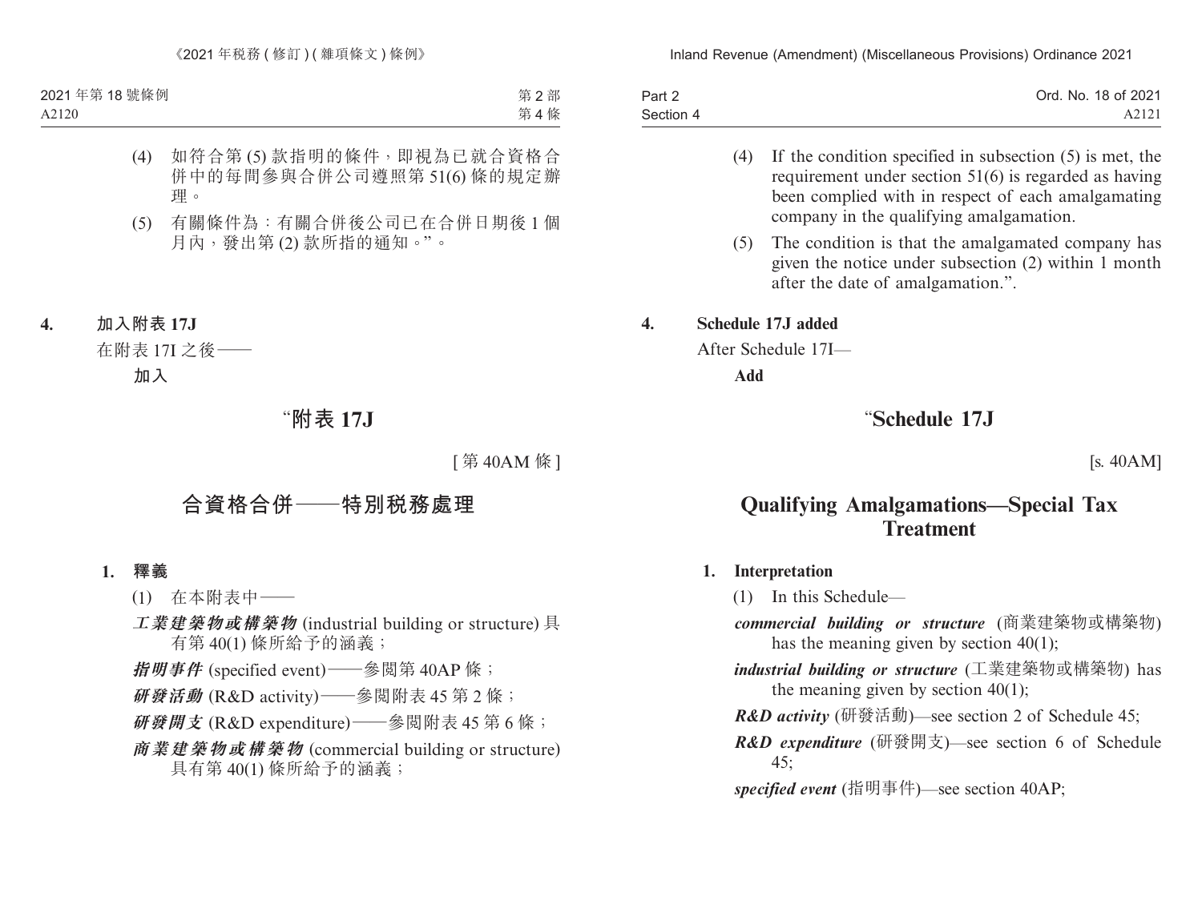(4) 如符合第 (5) 款指明的條件，即視為已就合資格合併中的每間參與合併公司遵照第 51(6) 條的規定辦理。

(5) 有關條件為：有關合併後公司已在合併日期後 1 個月內，發出第 (2) 款所指的通知。”。

**4. 加入附表 17J**

在附表 17I 之後——

**加入**

# “附表 17J

[ 第 40AM 條 ]

## 合資格合併——特別稅務處理

**1. 釋義**

(1) 在本附表中——

***工業建築物或構築物*** (industrial building or structure) 具有第 40(1) 條所給予的涵義；

***指明事件*** (specified event)——參閱第 40AP 條；

***研發活動*** (R&D activity)——參閱附表 45 第 2 條；

***研發開支*** (R&D expenditure)——參閱附表 45 第 6 條；

***商業建築物或構築物*** (commercial building or structure) 具有第 40(1) 條所給予的涵義；

(4) If the condition specified in subsection (5) is met, the requirement under section 51(6) is regarded as having been complied with in respect of each amalgamating company in the qualifying amalgamation.

(5) The condition is that the amalgamated company has given the notice under subsection (2) within 1 month after the date of amalgamation.”.

**4. Schedule 17J added**

After Schedule 17I—

**Add**

# “Schedule 17J

[s. 40AM]

## Qualifying Amalgamations—Special Tax Treatment

**1. Interpretation**

(1) In this Schedule—

***commercial building or structure*** (商業建築物或構築物) has the meaning given by section 40(1);

***industrial building or structure*** (工業建築物或構築物) has the meaning given by section 40(1);

***R&D activity*** (研發活動)—see section 2 of Schedule 45;

***R&D expenditure*** (研發開支)—see section 6 of Schedule 45;

***specified event*** (指明事件)—see section 40AP;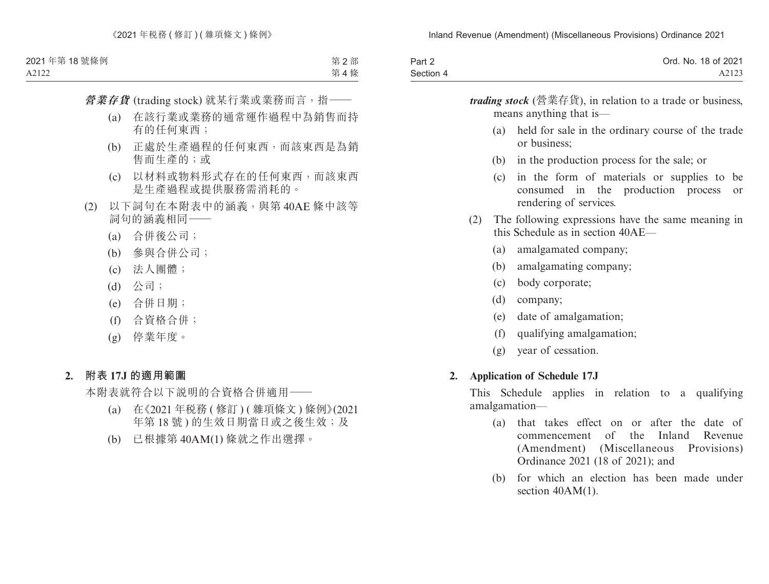***營業存貨*** (trading stock) 就某行業或業務而言，指——

(a) 在該行業或業務的通常運作過程中為銷售而持有的任何東西；

(b) 正處於生產過程的任何東西，而該東西是為銷售而生產的；或

(c) 以材料或物料形式存在的任何東西，而該東西是生產過程或提供服務需消耗的。

(2) 以下詞句在本附表中的涵義，與第 40AE 條中該等詞句的涵義相同——

(a) 合併後公司；

(b) 參與合併公司；

(c) 法人團體；

(d) 公司；

(e) 合併日期；

(f) 合資格合併；

(g) 停業年度。

**2. 附表 17J 的適用範圍**

本附表就符合以下說明的合資格合併適用——

(a) 在《2021 年稅務 (修訂) (雜項條文) 條例》(2021 年第 18 號) 的生效日期當日或之後生效；及

(b) 已根據第 40AM(1) 條就之作出選擇。

***trading stock*** (營業存貨), in relation to a trade or business, means anything that is—

(a) held for sale in the ordinary course of the trade or business;

(b) in the production process for the sale; or

(c) in the form of materials or supplies to be consumed in the production process or rendering of services.

(2) The following expressions have the same meaning in this Schedule as in section 40AE—

(a) amalgamated company;

(b) amalgamating company;

(c) body corporate;

(d) company;

(e) date of amalgamation;

(f) qualifying amalgamation;

(g) year of cessation.

**2. Application of Schedule 17J**

This Schedule applies in relation to a qualifying amalgamation—

(a) that takes effect on or after the date of commencement of the Inland Revenue (Amendment) (Miscellaneous Provisions) Ordinance 2021 (18 of 2021); and

(b) for which an election has been made under section 40AM(1).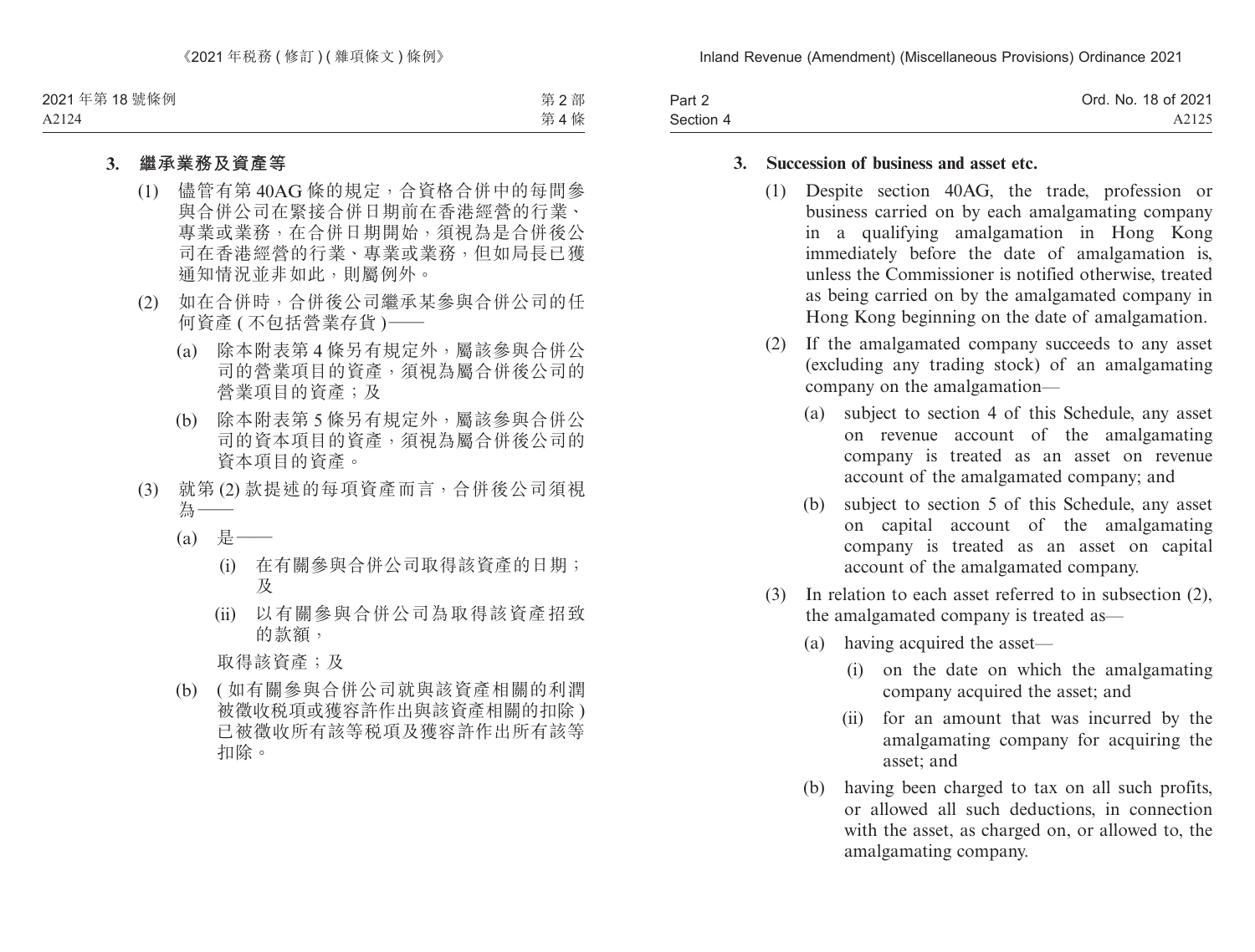### 3. 繼承業務及資產等

(1) 儘管有第 40AG 條的規定，合資格合併中的每間參與合併公司在緊接合併日期前在香港經營的行業、專業或業務，在合併日期開始，須視為是合併後公司在香港經營的行業、專業或業務，但如局長已獲通知情況並非如此，則屬例外。

(2) 如在合併時，合併後公司繼承某參與合併公司的任何資產 (不包括營業存貨)——

(a) 除本附表第 4 條另有規定外，屬該參與合併公司的營業項目的資產，須視為屬合併後公司的營業項目的資產；及

(b) 除本附表第 5 條另有規定外，屬該參與合併公司的資本項目的資產，須視為屬合併後公司的資本項目的資產。

(3) 就第 (2) 款提述的每項資產而言，合併後公司須視為——

(a) 是——

(i) 在有關參與合併公司取得該資產的日期；及

(ii) 以有關參與合併公司為取得該資產招致的款額，

取得該資產；及

(b) (如有關參與合併公司就與該資產相關的利潤被徵收稅項或獲容許作出與該資產相關的扣除) 已被徵收所有該等稅項及獲容許作出所有該等扣除。

### 3. Succession of business and asset etc.

(1) Despite section 40AG, the trade, profession or business carried on by each amalgamating company in a qualifying amalgamation in Hong Kong immediately before the date of amalgamation is, unless the Commissioner is notified otherwise, treated as being carried on by the amalgamated company in Hong Kong beginning on the date of amalgamation.

(2) If the amalgamated company succeeds to any asset (excluding any trading stock) of an amalgamating company on the amalgamation—

(a) subject to section 4 of this Schedule, any asset on revenue account of the amalgamating company is treated as an asset on revenue account of the amalgamated company; and

(b) subject to section 5 of this Schedule, any asset on capital account of the amalgamating company is treated as an asset on capital account of the amalgamated company.

(3) In relation to each asset referred to in subsection (2), the amalgamated company is treated as—

(a) having acquired the asset—

(i) on the date on which the amalgamating company acquired the asset; and

(ii) for an amount that was incurred by the amalgamating company for acquiring the asset; and

(b) having been charged to tax on all such profits, or allowed all such deductions, in connection with the asset, as charged on, or allowed to, the amalgamating company.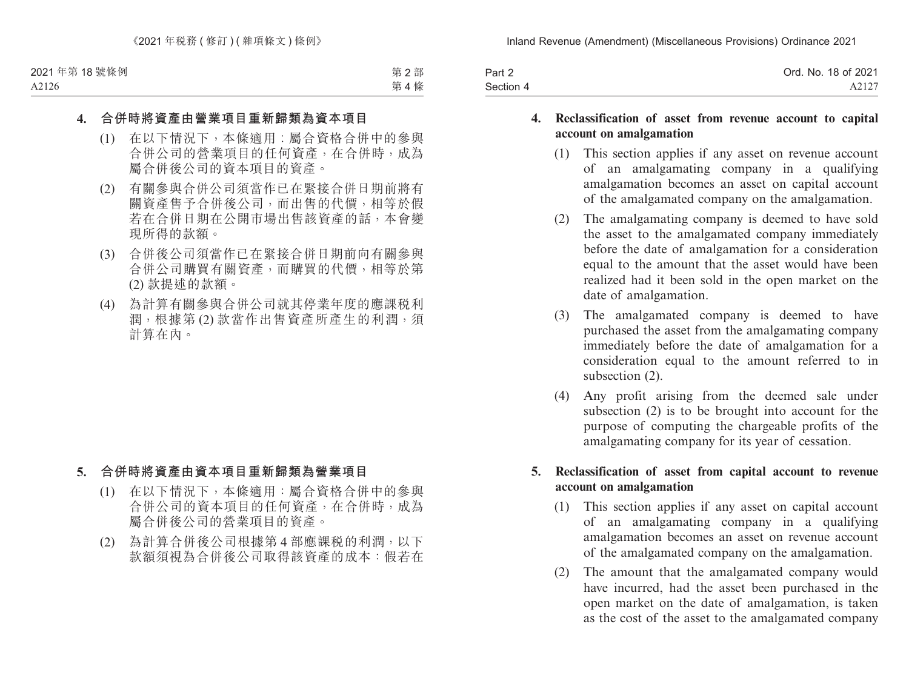**4. 合併時將資產由營業項目重新歸類為資本項目**

(1) 在以下情況下，本條適用：屬合資格合併中的參與合併公司的營業項目的任何資產，在合併時，成為屬合併後公司的資本項目的資產。

(2) 有關參與合併公司須當作已在緊接合併日期前將有關資產售予合併後公司，而出售的代價，相等於假若在合併日期在公開市場出售該資產的話，本會變現所得的款額。

(3) 合併後公司須當作已在緊接合併日期前向有關參與合併公司購買有關資產，而購買的代價，相等於第 (2) 款提述的款額。

(4) 為計算有關參與合併公司就其停業年度的應課稅利潤，根據第 (2) 款當作出售資產所產生的利潤，須計算在內。

**5. 合併時將資產由資本項目重新歸類為營業項目**

(1) 在以下情況下，本條適用：屬合資格合併中的參與合併公司的資本項目的任何資產，在合併時，成為屬合併後公司的營業項目的資產。

(2) 為計算合併後公司根據第 4 部應課稅的利潤，以下款額須視為合併後公司取得該資產的成本：假若在

**4. Reclassification of asset from revenue account to capital account on amalgamation**

(1) This section applies if any asset on revenue account of an amalgamating company in a qualifying amalgamation becomes an asset on capital account of the amalgamated company on the amalgamation.

(2) The amalgamating company is deemed to have sold the asset to the amalgamated company immediately before the date of amalgamation for a consideration equal to the amount that the asset would have been realized had it been sold in the open market on the date of amalgamation.

(3) The amalgamated company is deemed to have purchased the asset from the amalgamating company immediately before the date of amalgamation for a consideration equal to the amount referred to in subsection (2).

(4) Any profit arising from the deemed sale under subsection (2) is to be brought into account for the purpose of computing the chargeable profits of the amalgamating company for its year of cessation.

**5. Reclassification of asset from capital account to revenue account on amalgamation**

(1) This section applies if any asset on capital account of an amalgamating company in a qualifying amalgamation becomes an asset on revenue account of the amalgamated company on the amalgamation.

(2) The amount that the amalgamated company would have incurred, had the asset been purchased in the open market on the date of amalgamation, is taken as the cost of the asset to the amalgamated company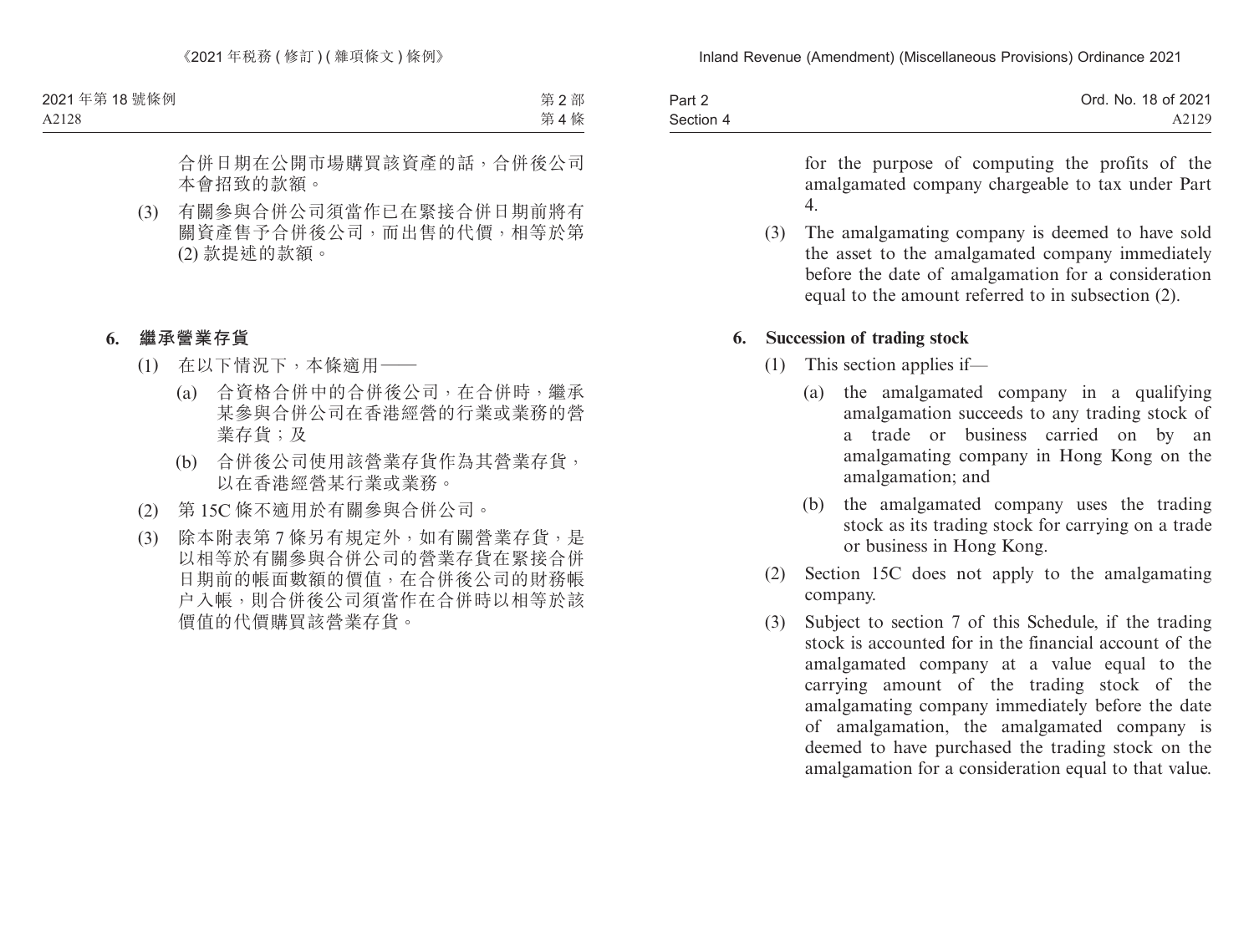合併日期在公開市場購買該資產的話，合併後公司本會招致的款額。

(3) 有關參與合併公司須當作已在緊接合併日期前將有關資產售予合併後公司，而出售的代價，相等於第 (2) 款提述的款額。

**6. 繼承營業存貨**

(1) 在以下情況下，本條適用——

(a) 合資格合併中的合併後公司，在合併時，繼承某參與合併公司在香港經營的行業或業務的營業存貨；及

(b) 合併後公司使用該營業存貨作為其營業存貨，以在香港經營某行業或業務。

(2) 第 15C 條不適用於有關參與合併公司。

(3) 除本附表第 7 條另有規定外，如有關營業存貨，是以相等於有關參與合併公司的營業存貨在緊接合併日期前的帳面數額的價值，在合併後公司的財務帳戶入帳，則合併後公司須當作在合併時以相等於該價值的代價購買該營業存貨。

for the purpose of computing the profits of the amalgamated company chargeable to tax under Part 4.

(3) The amalgamating company is deemed to have sold the asset to the amalgamated company immediately before the date of amalgamation for a consideration equal to the amount referred to in subsection (2).

**6. Succession of trading stock**

(1) This section applies if—

(a) the amalgamated company in a qualifying amalgamation succeeds to any trading stock of a trade or business carried on by an amalgamating company in Hong Kong on the amalgamation; and

(b) the amalgamated company uses the trading stock as its trading stock for carrying on a trade or business in Hong Kong.

(2) Section 15C does not apply to the amalgamating company.

(3) Subject to section 7 of this Schedule, if the trading stock is accounted for in the financial account of the amalgamated company at a value equal to the carrying amount of the trading stock of the amalgamating company immediately before the date of amalgamation, the amalgamated company is deemed to have purchased the trading stock on the amalgamation for a consideration equal to that value.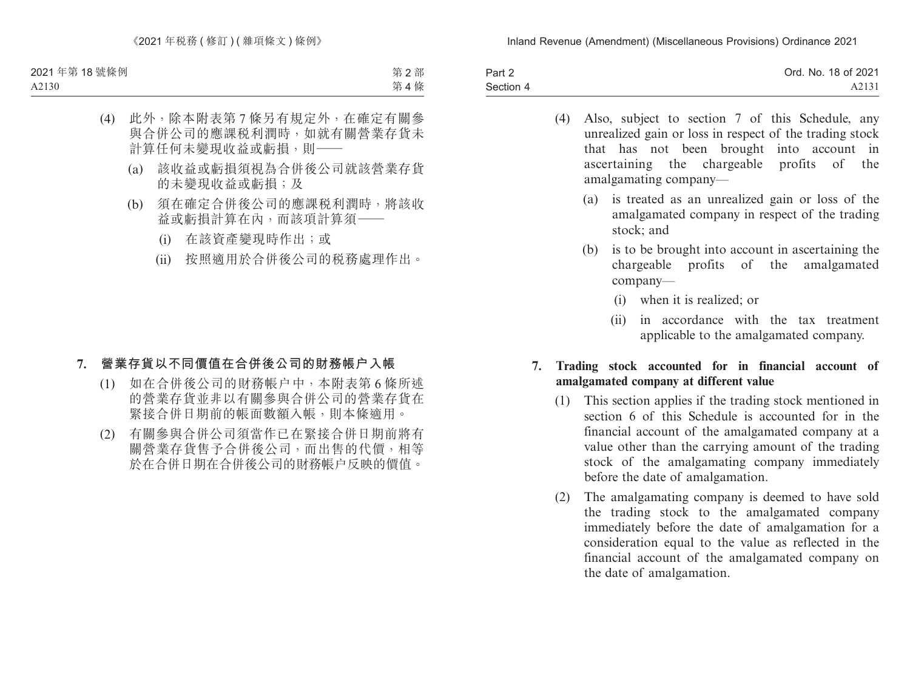(4) 此外，除本附表第 7 條另有規定外，在確定有關參與合併公司的應課稅利潤時，如就有關營業存貨未計算任何未變現收益或虧損，則——

(a) 該收益或虧損須視為合併後公司就該營業存貨的未變現收益或虧損；及

(b) 須在確定合併後公司的應課稅利潤時，將該收益或虧損計算在內，而該項計算須——

(i) 在該資產變現時作出；或

(ii) 按照適用於合併後公司的稅務處理作出。

### 7. 營業存貨以不同價值在合併後公司的財務帳户入帳

(1) 如在合併後公司的財務帳户中，本附表第 6 條所述的營業存貨並非以有關參與合併公司的營業存貨在緊接合併日期前的帳面數額入帳，則本條適用。

(2) 有關參與合併公司須當作已在緊接合併日期前將有關營業存貨售予合併後公司，而出售的代價，相等於在合併日期在合併後公司的財務帳户反映的價值。

(4) Also, subject to section 7 of this Schedule, any unrealized gain or loss in respect of the trading stock that has not been brought into account in ascertaining the chargeable profits of the amalgamating company—

(a) is treated as an unrealized gain or loss of the amalgamated company in respect of the trading stock; and

(b) is to be brought into account in ascertaining the chargeable profits of the amalgamated company—

(i) when it is realized; or

(ii) in accordance with the tax treatment applicable to the amalgamated company.

### 7. Trading stock accounted for in financial account of amalgamated company at different value

(1) This section applies if the trading stock mentioned in section 6 of this Schedule is accounted for in the financial account of the amalgamated company at a value other than the carrying amount of the trading stock of the amalgamating company immediately before the date of amalgamation.

(2) The amalgamating company is deemed to have sold the trading stock to the amalgamated company immediately before the date of amalgamation for a consideration equal to the value as reflected in the financial account of the amalgamated company on the date of amalgamation.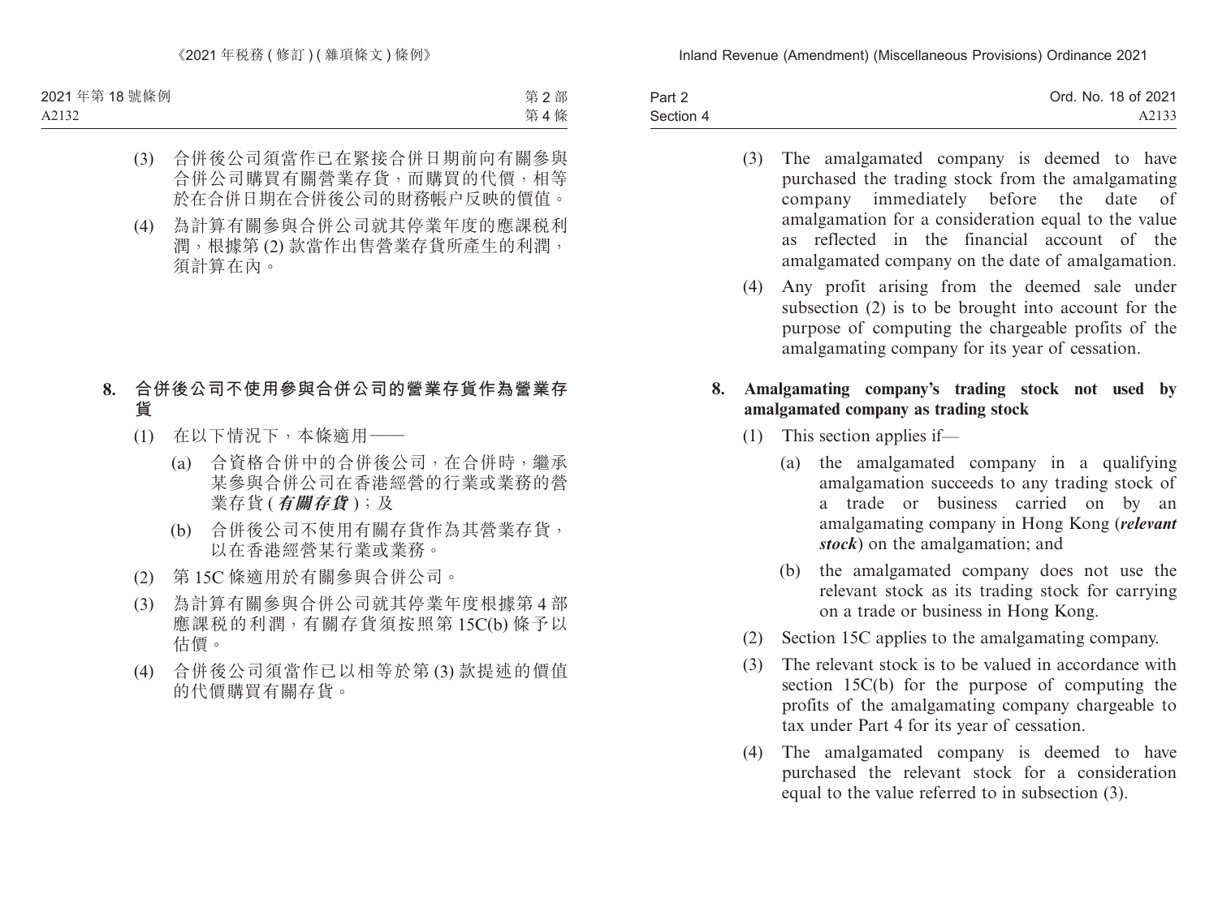(3) 合併後公司須當作已在緊接合併日期前向有關參與合併公司購買有關營業存貨，而購買的代價，相等於在合併日期在合併後公司的財務帳户反映的價值。

(4) 為計算有關參與合併公司就其停業年度的應課税利潤，根據第 (2) 款當作出售營業存貨所產生的利潤，須計算在內。

**8. 合併後公司不使用參與合併公司的營業存貨作為營業存貨**

(1) 在以下情況下，本條適用——

(a) 合資格合併中的合併後公司，在合併時，繼承某參與合併公司在香港經營的行業或業務的營業存貨 (***有關存貨***)；及

(b) 合併後公司不使用有關存貨作為其營業存貨，以在香港經營某行業或業務。

(2) 第 15C 條適用於有關參與合併公司。

(3) 為計算有關參與合併公司就其停業年度根據第 4 部應課税的利潤，有關存貨須按照第 15C(b) 條予以估價。

(4) 合併後公司須當作已以相等於第 (3) 款提述的價值的代價購買有關存貨。

(3) The amalgamated company is deemed to have purchased the trading stock from the amalgamating company immediately before the date of amalgamation for a consideration equal to the value as reflected in the financial account of the amalgamated company on the date of amalgamation.

(4) Any profit arising from the deemed sale under subsection (2) is to be brought into account for the purpose of computing the chargeable profits of the amalgamating company for its year of cessation.

**8. Amalgamating company's trading stock not used by amalgamated company as trading stock**

(1) This section applies if—

(a) the amalgamated company in a qualifying amalgamation succeeds to any trading stock of a trade or business carried on by an amalgamating company in Hong Kong (***relevant stock***) on the amalgamation; and

(b) the amalgamated company does not use the relevant stock as its trading stock for carrying on a trade or business in Hong Kong.

(2) Section 15C applies to the amalgamating company.

(3) The relevant stock is to be valued in accordance with section 15C(b) for the purpose of computing the profits of the amalgamating company chargeable to tax under Part 4 for its year of cessation.

(4) The amalgamated company is deemed to have purchased the relevant stock for a consideration equal to the value referred to in subsection (3).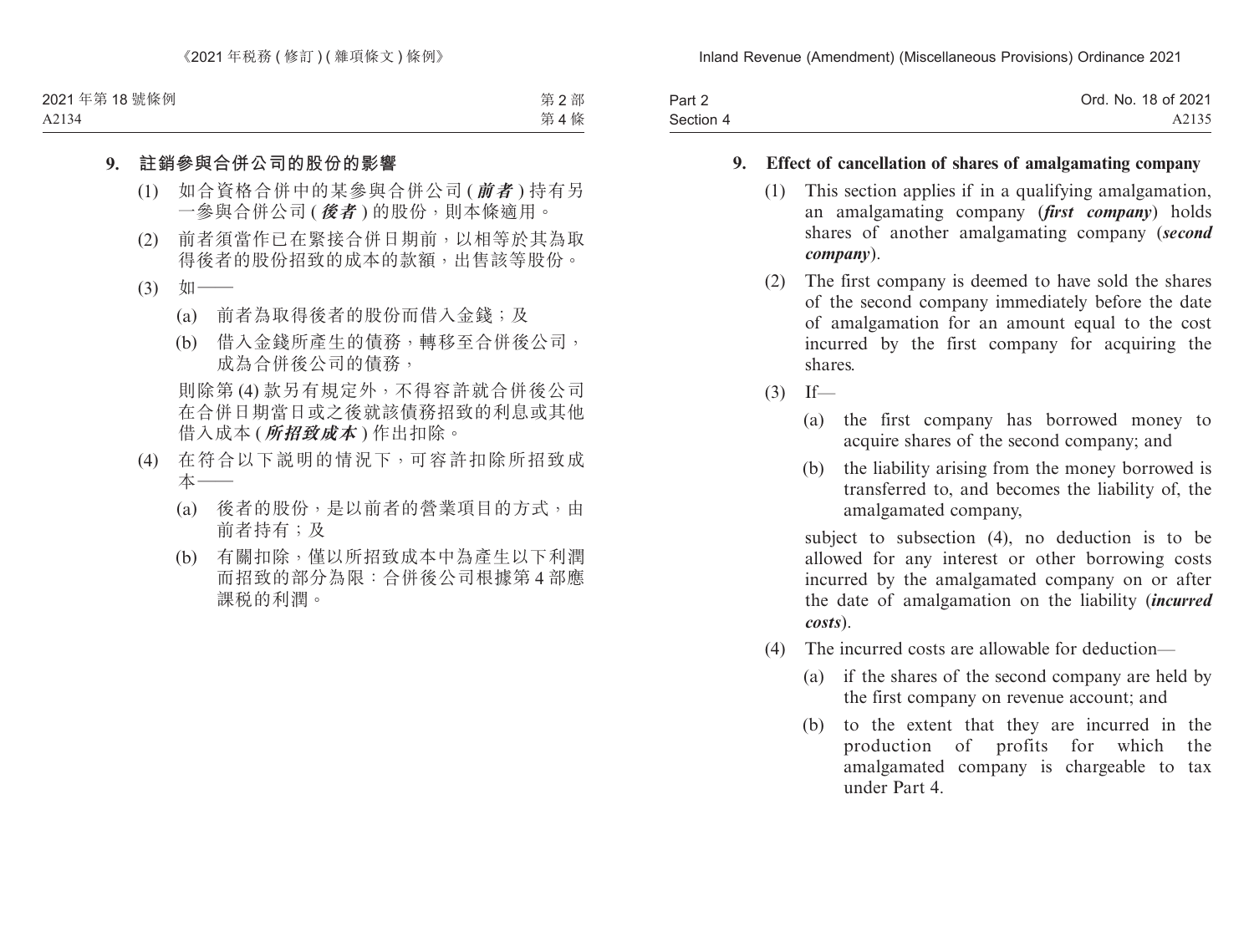**9. 註銷參與合併公司的股份的影響**

(1) 如合資格合併中的某參與合併公司 (***前者***) 持有另一參與合併公司 (***後者***) 的股份，則本條適用。

(2) 前者須當作已在緊接合併日期前，以相等於其為取得後者的股份招致的成本的款額，出售該等股份。

(3) 如——

(a) 前者為取得後者的股份而借入金錢；及

(b) 借入金錢所產生的債務，轉移至合併後公司，成為合併後公司的債務，

則除第 (4) 款另有規定外，不得容許就合併後公司在合併日期當日或之後就該債務招致的利息或其他借入成本 (***所招致成本***) 作出扣除。

(4) 在符合以下說明的情況下，可容許扣除所招致成本——

(a) 後者的股份，是以前者的營業項目的方式，由前者持有；及

(b) 有關扣除，僅以所招致成本中為產生以下利潤而招致的部分為限：合併後公司根據第 4 部應課稅的利潤。

**9. Effect of cancellation of shares of amalgamating company**

(1) This section applies if in a qualifying amalgamation, an amalgamating company (***first company***) holds shares of another amalgamating company (***second company***).

(2) The first company is deemed to have sold the shares of the second company immediately before the date of amalgamation for an amount equal to the cost incurred by the first company for acquiring the shares.

(3) If—

(a) the first company has borrowed money to acquire shares of the second company; and

(b) the liability arising from the money borrowed is transferred to, and becomes the liability of, the amalgamated company,

subject to subsection (4), no deduction is to be allowed for any interest or other borrowing costs incurred by the amalgamated company on or after the date of amalgamation on the liability (***incurred costs***).

(4) The incurred costs are allowable for deduction—

(a) if the shares of the second company are held by the first company on revenue account; and

(b) to the extent that they are incurred in the production of profits for which the amalgamated company is chargeable to tax under Part 4.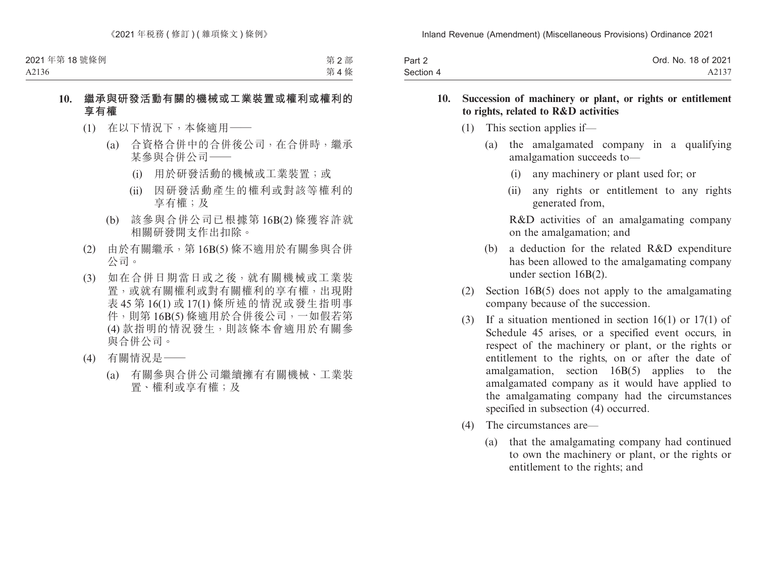**10. 繼承與研發活動有關的機械或工業裝置或權利或權利的享有權**

(1) 在以下情況下，本條適用——

(a) 合資格合併中的合併後公司，在合併時，繼承某參與合併公司——

(i) 用於研發活動的機械或工業裝置；或

(ii) 因研發活動產生的權利或對該等權利的享有權；及

(b) 該參與合併公司已根據第 16B(2) 條獲容許就相關研發開支作出扣除。

(2) 由於有關繼承，第 16B(5) 條不適用於有關參與合併公司。

(3) 如在合併日期當日或之後，就有關機械或工業裝置，或就有關權利或對有關權利的享有權，出現附表 45 第 16(1) 或 17(1) 條所述的情況或發生指明事件，則第 16B(5) 條適用於合併後公司，一如假若第 (4) 款指明的情況發生，則該條本會適用於有關參與合併公司。

(4) 有關情況是——

(a) 有關參與合併公司繼續擁有有關機械、工業裝置、權利或享有權；及

**10. Succession of machinery or plant, or rights or entitlement to rights, related to R&D activities**

(1) This section applies if—

(a) the amalgamated company in a qualifying amalgamation succeeds to—

(i) any machinery or plant used for; or

(ii) any rights or entitlement to any rights generated from,

R&D activities of an amalgamating company on the amalgamation; and

(b) a deduction for the related R&D expenditure has been allowed to the amalgamating company under section 16B(2).

(2) Section 16B(5) does not apply to the amalgamating company because of the succession.

(3) If a situation mentioned in section 16(1) or 17(1) of Schedule 45 arises, or a specified event occurs, in respect of the machinery or plant, or the rights or entitlement to the rights, on or after the date of amalgamation, section 16B(5) applies to the amalgamated company as it would have applied to the amalgamating company had the circumstances specified in subsection (4) occurred.

(4) The circumstances are—

(a) that the amalgamating company had continued to own the machinery or plant, or the rights or entitlement to the rights; and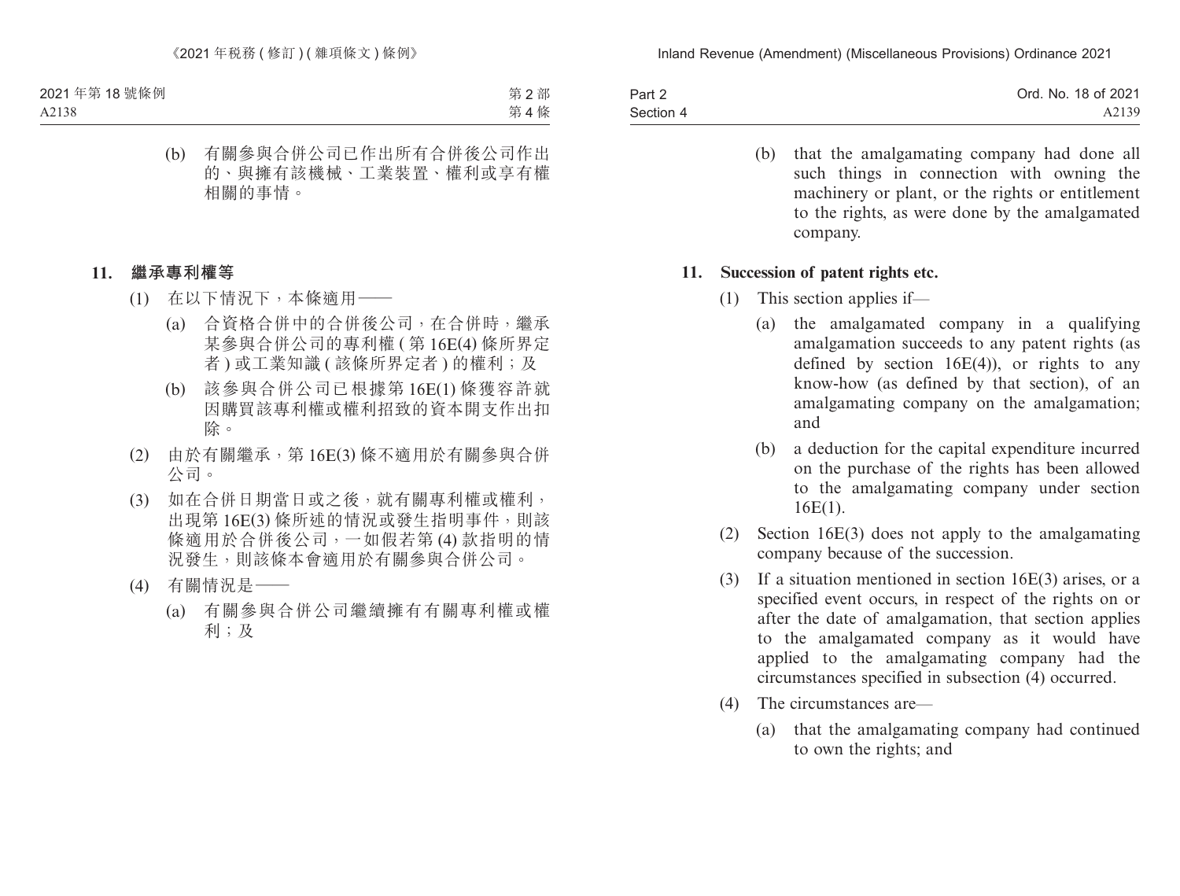(b) 有關參與合併公司已作出所有合併後公司作出的、與擁有該機械、工業裝置、權利或享有權相關的事情。

**11. 繼承專利權等**

(1) 在以下情況下，本條適用——

(a) 合資格合併中的合併後公司，在合併時，繼承某參與合併公司的專利權 (第 16E(4) 條所界定者) 或工業知識 (該條所界定者) 的權利；及

(b) 該參與合併公司已根據第 16E(1) 條獲容許就因購買該專利權或權利招致的資本開支作出扣除。

(2) 由於有關繼承，第 16E(3) 條不適用於有關參與合併公司。

(3) 如在合併日期當日或之後，就有關專利權或權利，出現第 16E(3) 條所述的情況或發生指明事件，則該條適用於合併後公司，一如假若第 (4) 款指明的情況發生，則該條本會適用於有關參與合併公司。

(4) 有關情況是——

(a) 有關參與合併公司繼續擁有有關專利權或權利；及

(b) that the amalgamating company had done all such things in connection with owning the machinery or plant, or the rights or entitlement to the rights, as were done by the amalgamated company.

**11. Succession of patent rights etc.**

(1) This section applies if—

(a) the amalgamated company in a qualifying amalgamation succeeds to any patent rights (as defined by section 16E(4)), or rights to any know-how (as defined by that section), of an amalgamating company on the amalgamation; and

(b) a deduction for the capital expenditure incurred on the purchase of the rights has been allowed to the amalgamating company under section 16E(1).

(2) Section 16E(3) does not apply to the amalgamating company because of the succession.

(3) If a situation mentioned in section 16E(3) arises, or a specified event occurs, in respect of the rights on or after the date of amalgamation, that section applies to the amalgamated company as it would have applied to the amalgamating company had the circumstances specified in subsection (4) occurred.

(4) The circumstances are—

(a) that the amalgamating company had continued to own the rights; and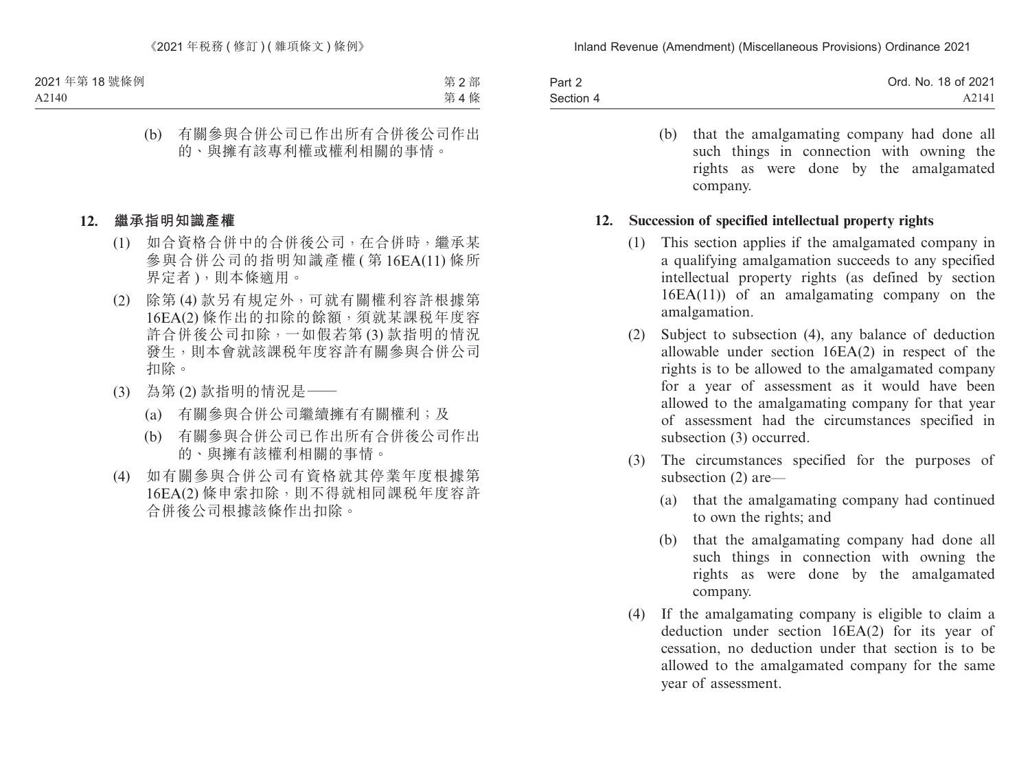(b) 有關參與合併公司已作出所有合併後公司作出的、與擁有該專利權或權利相關的事情。

**12. 繼承指明知識產權**

(1) 如合資格合併中的合併後公司，在合併時，繼承某參與合併公司的指明知識產權 (第 16EA(11) 條所界定者)，則本條適用。

(2) 除第 (4) 款另有規定外，可就有關權利容許根據第 16EA(2) 條作出的扣除的餘額，須就某課税年度容許合併後公司扣除，一如假若第 (3) 款指明的情況發生，則本會就該課税年度容許有關參與合併公司扣除。

(3) 為第 (2) 款指明的情況是——

(a) 有關參與合併公司繼續擁有有關權利；及

(b) 有關參與合併公司已作出所有合併後公司作出的、與擁有該權利相關的事情。

(4) 如有關參與合併公司有資格就其停業年度根據第 16EA(2) 條申索扣除，則不得就相同課税年度容許合併後公司根據該條作出扣除。

(b) that the amalgamating company had done all such things in connection with owning the rights as were done by the amalgamated company.

**12. Succession of specified intellectual property rights**

(1) This section applies if the amalgamated company in a qualifying amalgamation succeeds to any specified intellectual property rights (as defined by section 16EA(11)) of an amalgamating company on the amalgamation.

(2) Subject to subsection (4), any balance of deduction allowable under section 16EA(2) in respect of the rights is to be allowed to the amalgamated company for a year of assessment as it would have been allowed to the amalgamating company for that year of assessment had the circumstances specified in subsection (3) occurred.

(3) The circumstances specified for the purposes of subsection (2) are—

(a) that the amalgamating company had continued to own the rights; and

(b) that the amalgamating company had done all such things in connection with owning the rights as were done by the amalgamated company.

(4) If the amalgamating company is eligible to claim a deduction under section 16EA(2) for its year of cessation, no deduction under that section is to be allowed to the amalgamated company for the same year of assessment.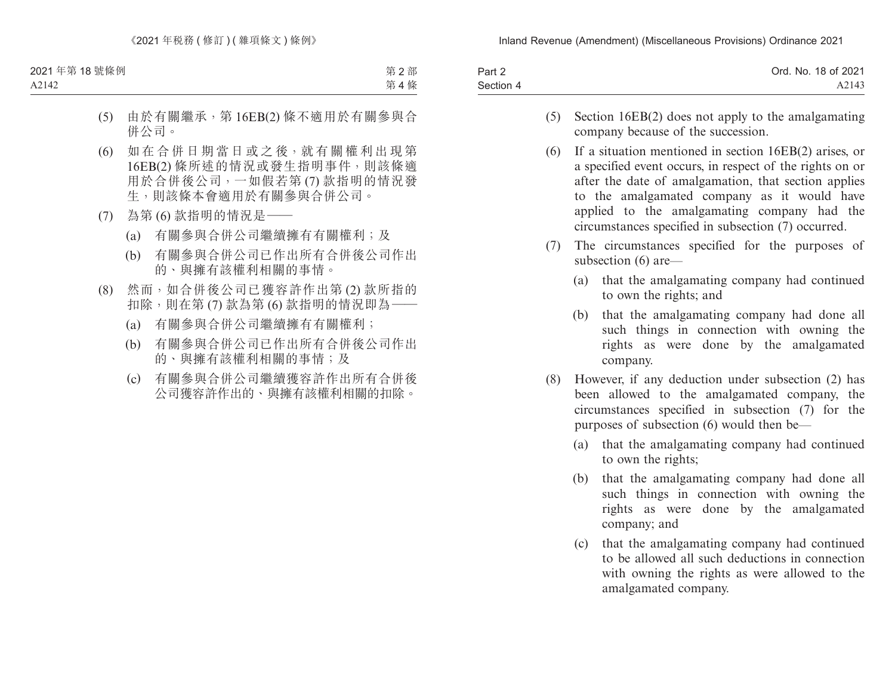(5) 由於有關繼承，第 16EB(2) 條不適用於有關參與合併公司。

(6) 如在合併日期當日或之後，就有關權利出現第 16EB(2) 條所述的情況或發生指明事件，則該條適用於合併後公司，一如假若第 (7) 款指明的情況發生，則該條本會適用於有關參與合併公司。

(7) 為第 (6) 款指明的情況是——

(a) 有關參與合併公司繼續擁有有關權利；及

(b) 有關參與合併公司已作出所有合併後公司作出的、與擁有該權利相關的事情。

(8) 然而，如合併後公司已獲容許作出第 (2) 款所指的扣除，則在第 (7) 款為第 (6) 款指明的情況即為——

(a) 有關參與合併公司繼續擁有有關權利；

(b) 有關參與合併公司已作出所有合併後公司作出的、與擁有該權利相關的事情；及

(c) 有關參與合併公司繼續獲容許作出所有合併後公司獲容許作出的、與擁有該權利相關的扣除。

(5) Section 16EB(2) does not apply to the amalgamating company because of the succession.

(6) If a situation mentioned in section 16EB(2) arises, or a specified event occurs, in respect of the rights on or after the date of amalgamation, that section applies to the amalgamated company as it would have applied to the amalgamating company had the circumstances specified in subsection (7) occurred.

(7) The circumstances specified for the purposes of subsection (6) are—

(a) that the amalgamating company had continued to own the rights; and

(b) that the amalgamating company had done all such things in connection with owning the rights as were done by the amalgamated company.

(8) However, if any deduction under subsection (2) has been allowed to the amalgamated company, the circumstances specified in subsection (7) for the purposes of subsection (6) would then be—

(a) that the amalgamating company had continued to own the rights;

(b) that the amalgamating company had done all such things in connection with owning the rights as were done by the amalgamated company; and

(c) that the amalgamating company had continued to be allowed all such deductions in connection with owning the rights as were allowed to the amalgamated company.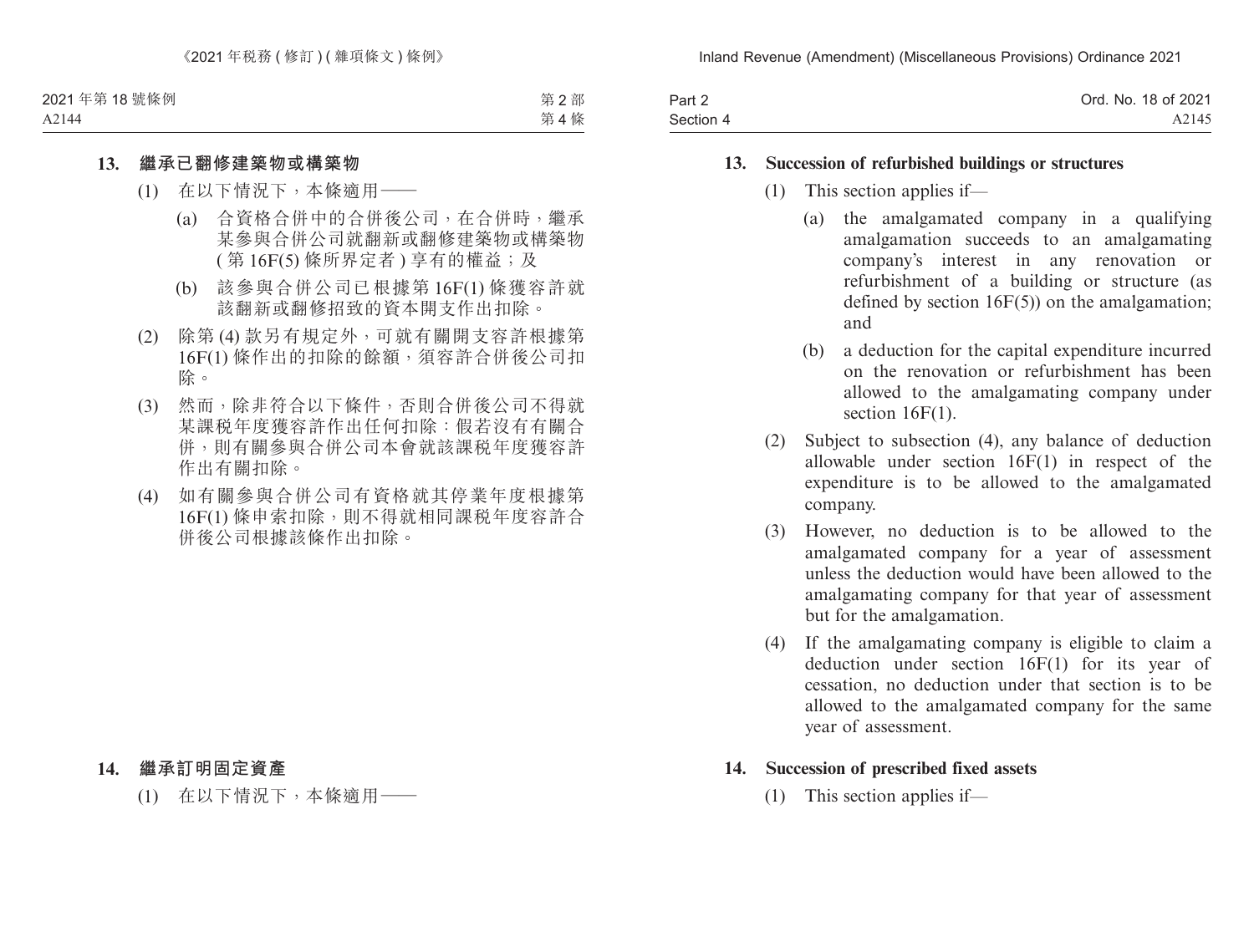### 13. 繼承已翻修建築物或構築物

(1) 在以下情況下，本條適用——

(a) 合資格合併中的合併後公司，在合併時，繼承某參與合併公司就翻新或翻修建築物或構築物 (第 16F(5) 條所界定者) 享有的權益；及

(b) 該參與合併公司已根據第 16F(1) 條獲容許就該翻新或翻修招致的資本開支作出扣除。

(2) 除第 (4) 款另有規定外，可就有關開支容許根據第 16F(1) 條作出的扣除的餘額，須容許合併後公司扣除。

(3) 然而，除非符合以下條件，否則合併後公司不得就某課稅年度獲容許作出任何扣除：假若沒有有關合併，則有關參與合併公司本會就該課稅年度獲容許作出有關扣除。

(4) 如有關參與合併公司有資格就其停業年度根據第 16F(1) 條申索扣除，則不得就相同課稅年度容許合併後公司根據該條作出扣除。

### 14. 繼承訂明固定資產

(1) 在以下情況下，本條適用——

### 13. Succession of refurbished buildings or structures

(1) This section applies if—

(a) the amalgamated company in a qualifying amalgamation succeeds to an amalgamating company's interest in any renovation or refurbishment of a building or structure (as defined by section 16F(5)) on the amalgamation; and

(b) a deduction for the capital expenditure incurred on the renovation or refurbishment has been allowed to the amalgamating company under section 16F(1).

(2) Subject to subsection (4), any balance of deduction allowable under section 16F(1) in respect of the expenditure is to be allowed to the amalgamated company.

(3) However, no deduction is to be allowed to the amalgamated company for a year of assessment unless the deduction would have been allowed to the amalgamating company for that year of assessment but for the amalgamation.

(4) If the amalgamating company is eligible to claim a deduction under section 16F(1) for its year of cessation, no deduction under that section is to be allowed to the amalgamated company for the same year of assessment.

### 14. Succession of prescribed fixed assets

(1) This section applies if—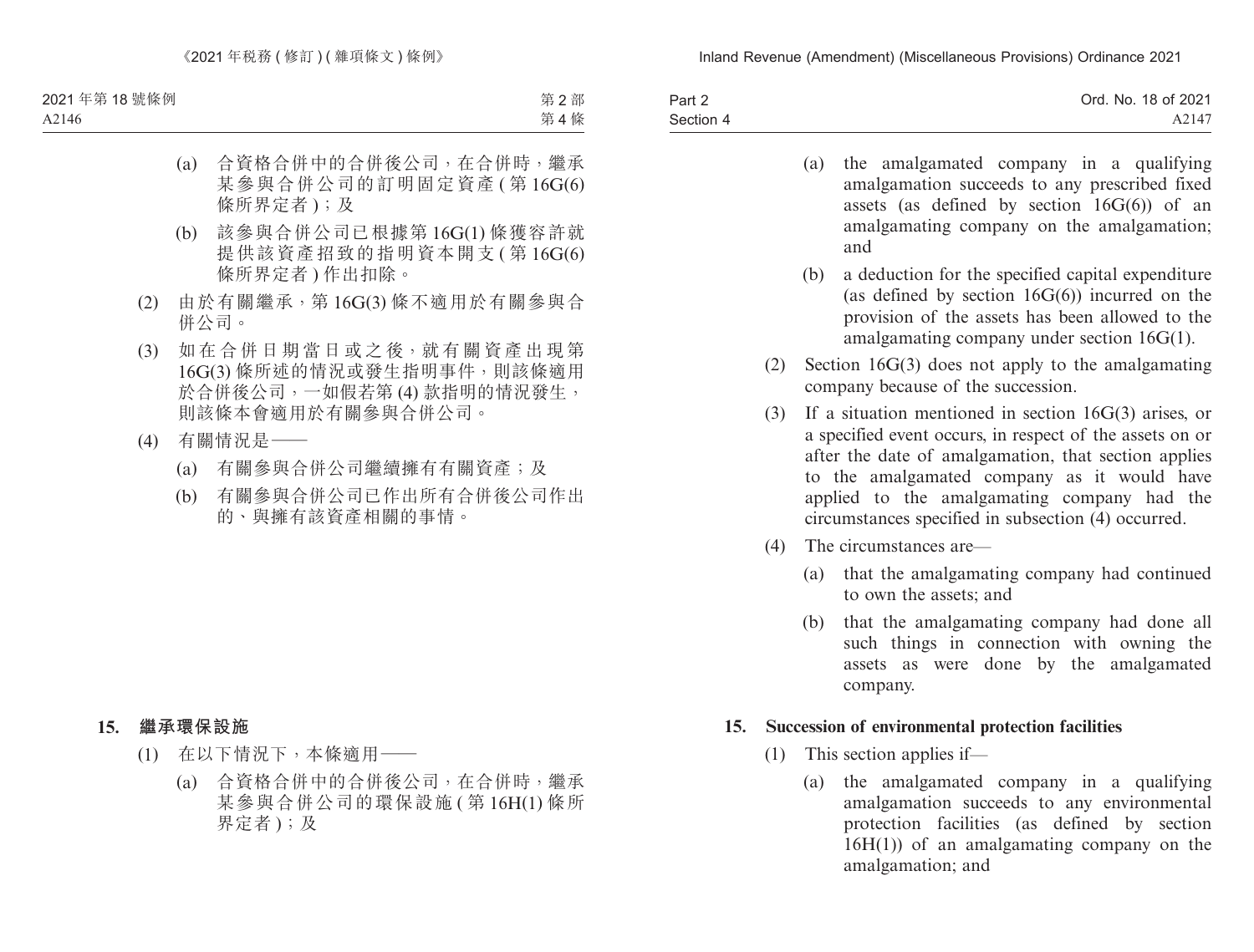(a) 合資格合併中的合併後公司，在合併時，繼承某參與合併公司的訂明固定資產 ( 第 16G(6) 條所界定者 )；及

(b) 該參與合併公司已根據第 16G(1) 條獲容許就提供該資產招致的指明資本開支 ( 第 16G(6) 條所界定者 ) 作出扣除。

(2) 由於有關繼承，第 16G(3) 條不適用於有關參與合併公司。

(3) 如在合併日期當日或之後，就有關資產出現第 16G(3) 條所述的情況或發生指明事件，則該條適用於合併後公司，一如假若第 (4) 款指明的情況發生，則該條本會適用於有關參與合併公司。

(4) 有關情況是——

(a) 有關參與合併公司繼續擁有有關資產；及

(b) 有關參與合併公司已作出所有合併後公司作出的、與擁有該資產相關的事情。

**15. 繼承環保設施**

(1) 在以下情況下，本條適用——

(a) 合資格合併中的合併後公司，在合併時，繼承某參與合併公司的環保設施 ( 第 16H(1) 條所界定者 )；及

(a) the amalgamated company in a qualifying amalgamation succeeds to any prescribed fixed assets (as defined by section 16G(6)) of an amalgamating company on the amalgamation; and

(b) a deduction for the specified capital expenditure (as defined by section 16G(6)) incurred on the provision of the assets has been allowed to the amalgamating company under section 16G(1).

(2) Section 16G(3) does not apply to the amalgamating company because of the succession.

(3) If a situation mentioned in section 16G(3) arises, or a specified event occurs, in respect of the assets on or after the date of amalgamation, that section applies to the amalgamated company as it would have applied to the amalgamating company had the circumstances specified in subsection (4) occurred.

(4) The circumstances are—

(a) that the amalgamating company had continued to own the assets; and

(b) that the amalgamating company had done all such things in connection with owning the assets as were done by the amalgamated company.

**15. Succession of environmental protection facilities**

(1) This section applies if—

(a) the amalgamated company in a qualifying amalgamation succeeds to any environmental protection facilities (as defined by section 16H(1)) of an amalgamating company on the amalgamation; and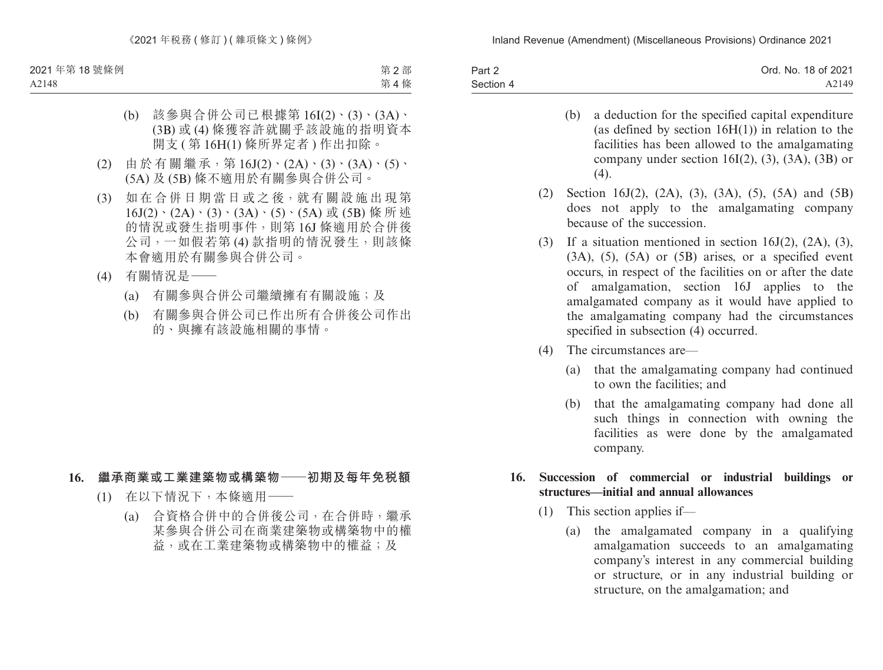(b) 該參與合併公司已根據第 16I(2)、(3)、(3A)、(3B) 或 (4) 條獲容許就關乎該設施的指明資本開支 (第 16H(1) 條所界定者) 作出扣除。

(2) 由於有關繼承，第 16J(2)、(2A)、(3)、(3A)、(5)、(5A) 及 (5B) 條不適用於有關參與合併公司。

(3) 如在合併日期當日或之後，就有關設施出現第 16J(2)、(2A)、(3)、(3A)、(5)、(5A) 或 (5B) 條所述的情況或發生指明事件，則第 16J 條適用於合併後公司，一如假若第 (4) 款指明的情況發生，則該條本會適用於有關參與合併公司。

(4) 有關情況是——

(a) 有關參與合併公司繼續擁有有關設施；及

(b) 有關參與合併公司已作出所有合併後公司作出的、與擁有該設施相關的事情。

**16. 繼承商業或工業建築物或構築物——初期及每年免稅額**

(1) 在以下情況下，本條適用——

(a) 合資格合併中的合併後公司，在合併時，繼承某參與合併公司在商業建築物或構築物中的權益，或在工業建築物或構築物中的權益；及

(b) a deduction for the specified capital expenditure (as defined by section 16H(1)) in relation to the facilities has been allowed to the amalgamating company under section 16I(2), (3), (3A), (3B) or (4).

(2) Section 16J(2), (2A), (3), (3A), (5), (5A) and (5B) does not apply to the amalgamating company because of the succession.

(3) If a situation mentioned in section 16J(2), (2A), (3), (3A), (5), (5A) or (5B) arises, or a specified event occurs, in respect of the facilities on or after the date of amalgamation, section 16J applies to the amalgamated company as it would have applied to the amalgamating company had the circumstances specified in subsection (4) occurred.

(4) The circumstances are—

(a) that the amalgamating company had continued to own the facilities; and

(b) that the amalgamating company had done all such things in connection with owning the facilities as were done by the amalgamated company.

**16. Succession of commercial or industrial buildings or structures—initial and annual allowances**

(1) This section applies if—

(a) the amalgamated company in a qualifying amalgamation succeeds to an amalgamating company's interest in any commercial building or structure, or in any industrial building or structure, on the amalgamation; and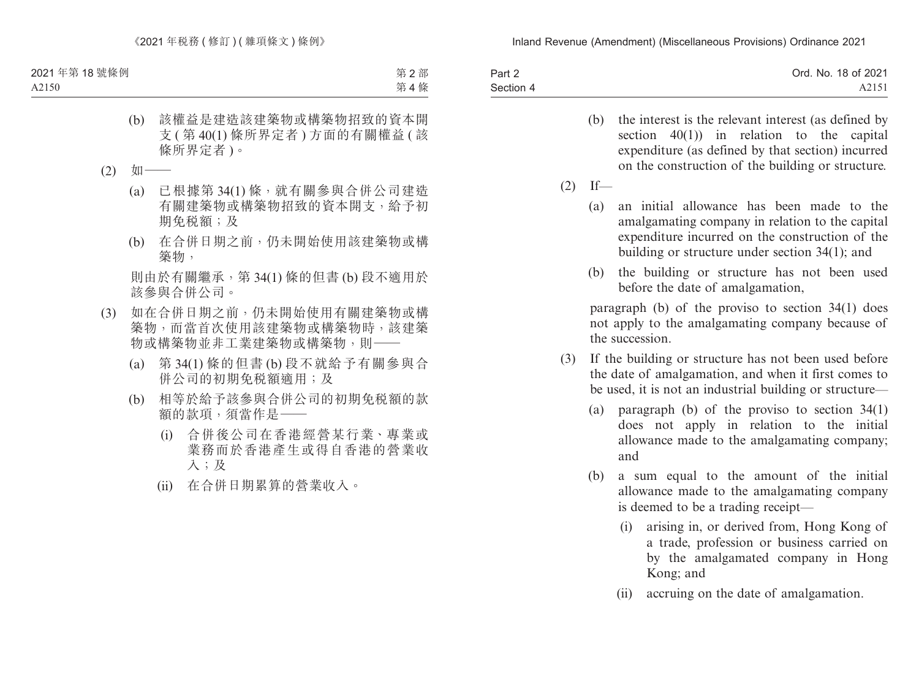(b) 該權益是建造該建築物或構築物招致的資本開支 ( 第 40(1) 條所界定者 ) 方面的有關權益 ( 該條所界定者 )。

(2) 如——

(a) 已根據第 34(1) 條，就有關參與合併公司建造有關建築物或構築物招致的資本開支，給予初期免稅額；及

(b) 在合併日期之前，仍未開始使用該建築物或構築物，

則由於有關繼承，第 34(1) 條的但書 (b) 段不適用於該參與合併公司。

(3) 如在合併日期之前，仍未開始使用有關建築物或構築物，而當首次使用該建築物或構築物時，該建築物或構築物並非工業建築物或構築物，則——

(a) 第 34(1) 條的但書 (b) 段不就給予有關參與合併公司的初期免稅額適用；及

(b) 相等於給予該參與合併公司的初期免稅額的款額的款項，須當作是——

(i) 合併後公司在香港經營某行業、專業或業務而於香港產生或得自香港的營業收入；及

(ii) 在合併日期累算的營業收入。

(b) the interest is the relevant interest (as defined by section 40(1)) in relation to the capital expenditure (as defined by that section) incurred on the construction of the building or structure.

(2) If—

(a) an initial allowance has been made to the amalgamating company in relation to the capital expenditure incurred on the construction of the building or structure under section 34(1); and

(b) the building or structure has not been used before the date of amalgamation,

paragraph (b) of the proviso to section 34(1) does not apply to the amalgamating company because of the succession.

(3) If the building or structure has not been used before the date of amalgamation, and when it first comes to be used, it is not an industrial building or structure—

(a) paragraph (b) of the proviso to section 34(1) does not apply in relation to the initial allowance made to the amalgamating company; and

(b) a sum equal to the amount of the initial allowance made to the amalgamating company is deemed to be a trading receipt—

(i) arising in, or derived from, Hong Kong of a trade, profession or business carried on by the amalgamated company in Hong Kong; and

(ii) accruing on the date of amalgamation.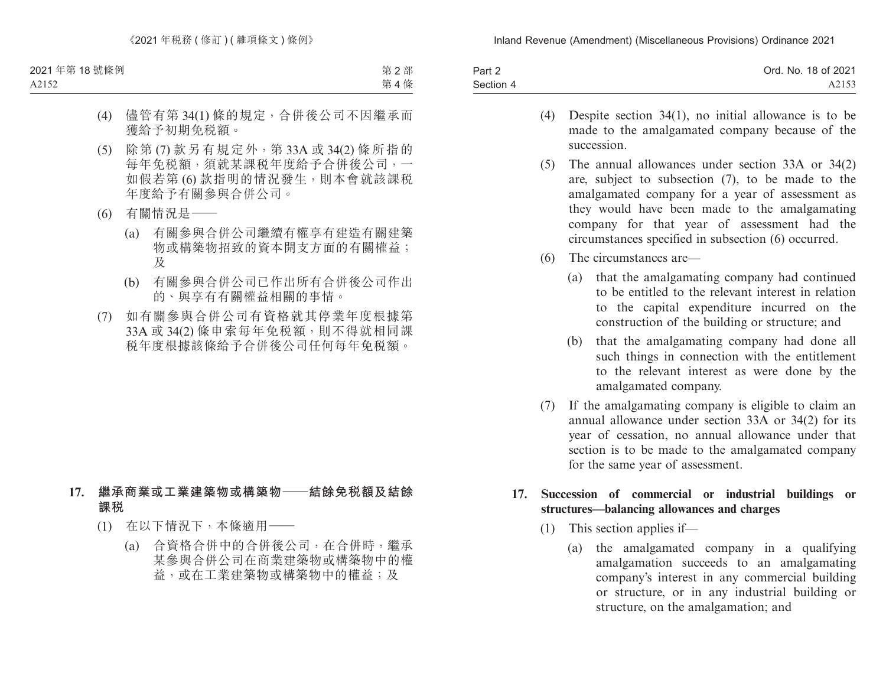(4) 儘管有第 34(1) 條的規定，合併後公司不因繼承而獲給予初期免稅額。

(5) 除第 (7) 款另有規定外，第 33A 或 34(2) 條所指的每年免稅額，須就某課稅年度給予合併後公司，一如假若第 (6) 款指明的情況發生，則本會就該課稅年度給予有關參與合併公司。

(6) 有關情況是——

(a) 有關參與合併公司繼續有權享有建造有關建築物或構築物招致的資本開支方面的有關權益；及

(b) 有關參與合併公司已作出所有合併後公司作出的、與享有有關權益相關的事情。

(7) 如有關參與合併公司有資格就其停業年度根據第 33A 或 34(2) 條申索每年免稅額，則不得就相同課稅年度根據該條給予合併後公司任何每年免稅額。

**17. 繼承商業或工業建築物或構築物——結餘免稅額及結餘課稅**

(1) 在以下情況下，本條適用——

(a) 合資格合併中的合併後公司，在合併時，繼承某參與合併公司在商業建築物或構築物中的權益，或在工業建築物或構築物中的權益；及

(4) Despite section 34(1), no initial allowance is to be made to the amalgamated company because of the succession.

(5) The annual allowances under section 33A or 34(2) are, subject to subsection (7), to be made to the amalgamated company for a year of assessment as they would have been made to the amalgamating company for that year of assessment had the circumstances specified in subsection (6) occurred.

(6) The circumstances are—

(a) that the amalgamating company had continued to be entitled to the relevant interest in relation to the capital expenditure incurred on the construction of the building or structure; and

(b) that the amalgamating company had done all such things in connection with the entitlement to the relevant interest as were done by the amalgamated company.

(7) If the amalgamating company is eligible to claim an annual allowance under section 33A or 34(2) for its year of cessation, no annual allowance under that section is to be made to the amalgamated company for the same year of assessment.

**17. Succession of commercial or industrial buildings or structures—balancing allowances and charges**

(1) This section applies if—

(a) the amalgamated company in a qualifying amalgamation succeeds to an amalgamating company's interest in any commercial building or structure, or in any industrial building or structure, on the amalgamation; and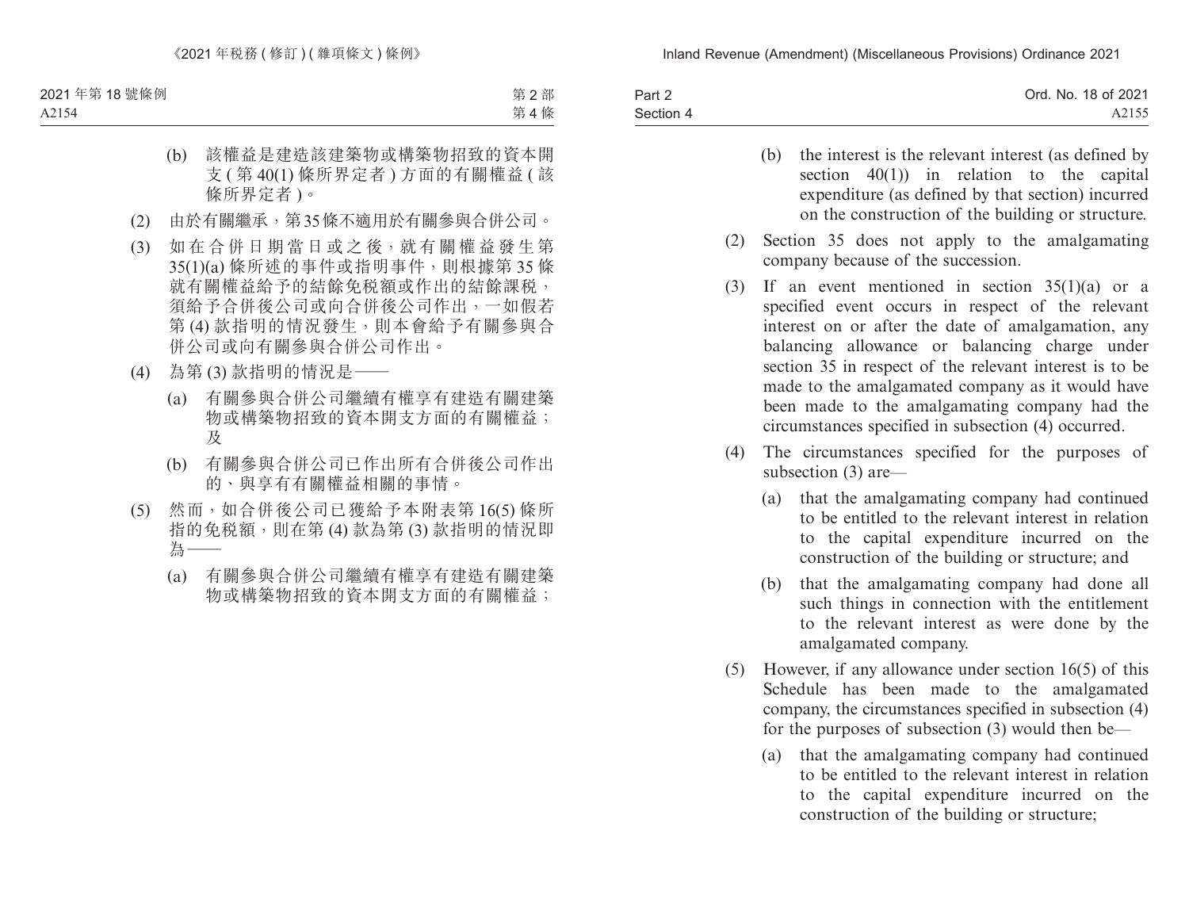(b) 該權益是建造該建築物或構築物招致的資本開支 ( 第 40(1) 條所界定者 ) 方面的有關權益 ( 該條所界定者 )。

(2) 由於有關繼承，第35條不適用於有關參與合併公司。

(3) 如在合併日期當日或之後，就有關權益發生第35(1)(a) 條所述的事件或指明事件，則根據第 35 條就有關權益給予的結餘免稅額或作出的結餘課稅，須給予合併後公司或向合併後公司作出，一如假若第 (4) 款指明的情況發生，則本會給予有關參與合併公司或向有關參與合併公司作出。

(4) 為第 (3) 款指明的情況是——

(a) 有關參與合併公司繼續有權享有建造有關建築物或構築物招致的資本開支方面的有關權益；及

(b) 有關參與合併公司已作出所有合併後公司作出的、與享有有關權益相關的事情。

(5) 然而，如合併後公司已獲給予本附表第 16(5) 條所指的免稅額，則在第 (4) 款為第 (3) 款指明的情況即為——

(a) 有關參與合併公司繼續有權享有建造有關建築物或構築物招致的資本開支方面的有關權益；

(b) the interest is the relevant interest (as defined by section 40(1)) in relation to the capital expenditure (as defined by that section) incurred on the construction of the building or structure.

(2) Section 35 does not apply to the amalgamating company because of the succession.

(3) If an event mentioned in section 35(1)(a) or a specified event occurs in respect of the relevant interest on or after the date of amalgamation, any balancing allowance or balancing charge under section 35 in respect of the relevant interest is to be made to the amalgamated company as it would have been made to the amalgamating company had the circumstances specified in subsection (4) occurred.

(4) The circumstances specified for the purposes of subsection (3) are—

(a) that the amalgamating company had continued to be entitled to the relevant interest in relation to the capital expenditure incurred on the construction of the building or structure; and

(b) that the amalgamating company had done all such things in connection with the entitlement to the relevant interest as were done by the amalgamated company.

(5) However, if any allowance under section 16(5) of this Schedule has been made to the amalgamated company, the circumstances specified in subsection (4) for the purposes of subsection (3) would then be—

(a) that the amalgamating company had continued to be entitled to the relevant interest in relation to the capital expenditure incurred on the construction of the building or structure;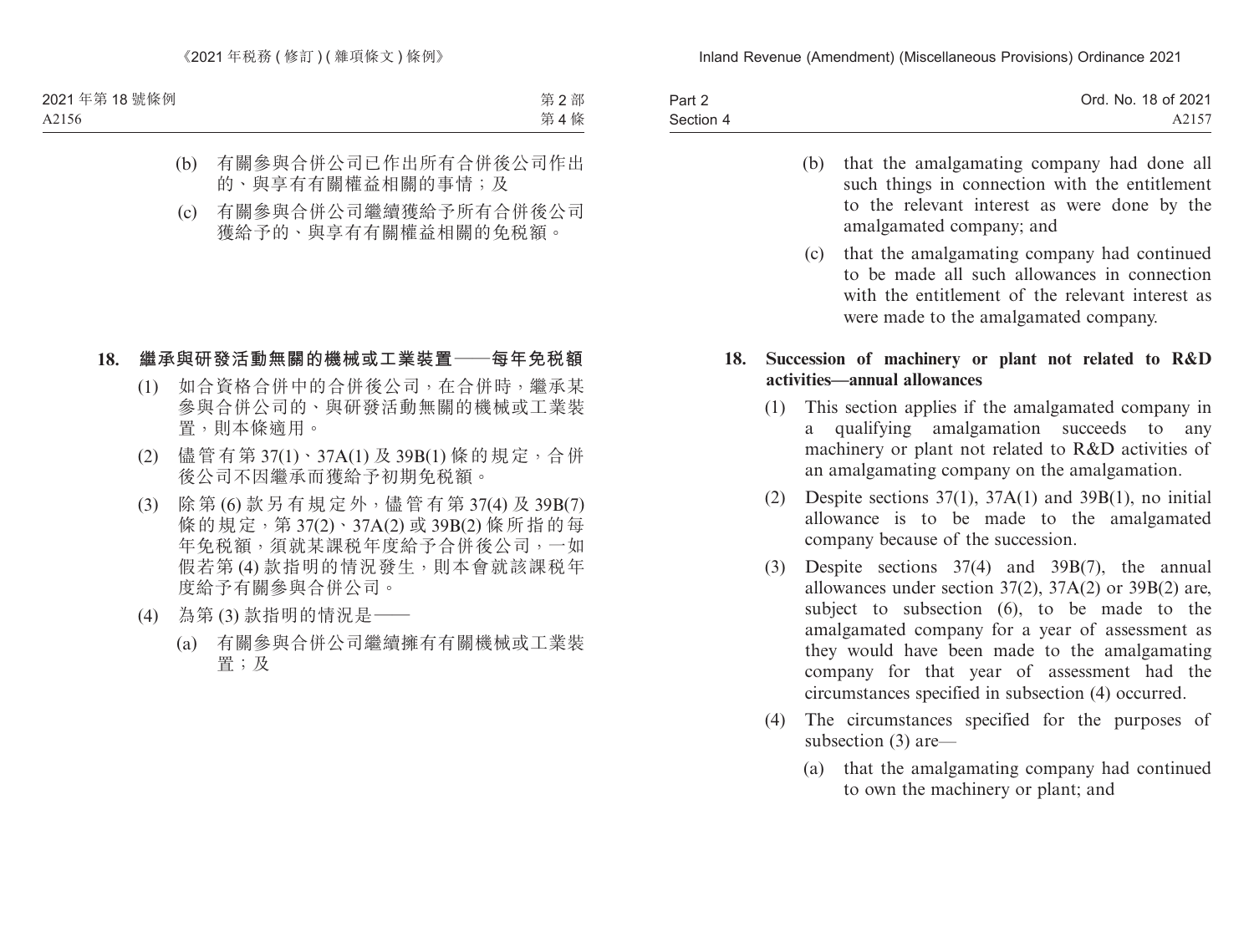(b) 有關參與合併公司已作出所有合併後公司作出的、與享有有關權益相關的事情；及

(c) 有關參與合併公司繼續獲給予所有合併後公司獲給予的、與享有有關權益相關的免稅額。

**18. 繼承與研發活動無關的機械或工業裝置——每年免稅額**

(1) 如合資格合併中的合併後公司，在合併時，繼承某參與合併公司的、與研發活動無關的機械或工業裝置，則本條適用。

(2) 儘管有第 37(1)、37A(1) 及 39B(1) 條的規定，合併後公司不因繼承而獲給予初期免稅額。

(3) 除第 (6) 款另有規定外，儘管有第 37(4) 及 39B(7) 條的規定，第 37(2)、37A(2) 或 39B(2) 條所指的每年免稅額，須就某課稅年度給予合併後公司，一如假若第 (4) 款指明的情況發生，則本會就該課稅年度給予有關參與合併公司。

(4) 為第 (3) 款指明的情況是——

(a) 有關參與合併公司繼續擁有有關機械或工業裝置；及

(b) that the amalgamating company had done all such things in connection with the entitlement to the relevant interest as were done by the amalgamated company; and

(c) that the amalgamating company had continued to be made all such allowances in connection with the entitlement of the relevant interest as were made to the amalgamated company.

**18. Succession of machinery or plant not related to R&D activities—annual allowances**

(1) This section applies if the amalgamated company in a qualifying amalgamation succeeds to any machinery or plant not related to R&D activities of an amalgamating company on the amalgamation.

(2) Despite sections 37(1), 37A(1) and 39B(1), no initial allowance is to be made to the amalgamated company because of the succession.

(3) Despite sections 37(4) and 39B(7), the annual allowances under section 37(2), 37A(2) or 39B(2) are, subject to subsection (6), to be made to the amalgamated company for a year of assessment as they would have been made to the amalgamating company for that year of assessment had the circumstances specified in subsection (4) occurred.

(4) The circumstances specified for the purposes of subsection (3) are—

(a) that the amalgamating company had continued to own the machinery or plant; and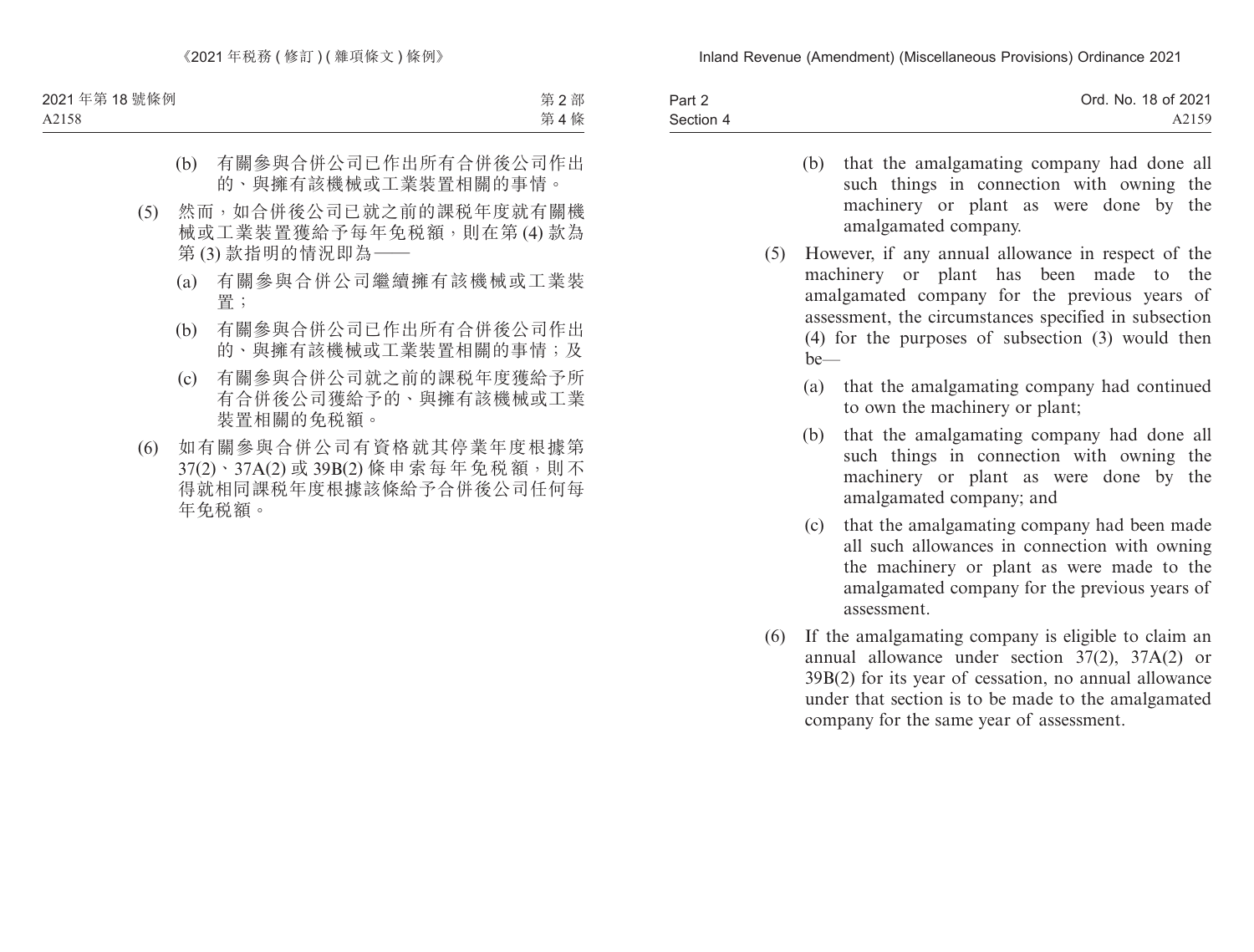(b) 有關參與合併公司已作出所有合併後公司作出的、與擁有該機械或工業裝置相關的事情。

(5) 然而，如合併後公司已就之前的課稅年度就有關機械或工業裝置獲給予每年免稅額，則在第 (4) 款為第 (3) 款指明的情況即為——

(a) 有關參與合併公司繼續擁有該機械或工業裝置；

(b) 有關參與合併公司已作出所有合併後公司作出的、與擁有該機械或工業裝置相關的事情；及

(c) 有關參與合併公司就之前的課稅年度獲給予所有合併後公司獲給予的、與擁有該機械或工業裝置相關的免稅額。

(6) 如有關參與合併公司有資格就其停業年度根據第 37(2)、37A(2) 或 39B(2) 條申索每年免稅額，則不得就相同課稅年度根據該條給予合併後公司任何每年免稅額。

(b) that the amalgamating company had done all such things in connection with owning the machinery or plant as were done by the amalgamated company.

(5) However, if any annual allowance in respect of the machinery or plant has been made to the amalgamated company for the previous years of assessment, the circumstances specified in subsection (4) for the purposes of subsection (3) would then be—

(a) that the amalgamating company had continued to own the machinery or plant;

(b) that the amalgamating company had done all such things in connection with owning the machinery or plant as were done by the amalgamated company; and

(c) that the amalgamating company had been made all such allowances in connection with owning the machinery or plant as were made to the amalgamated company for the previous years of assessment.

(6) If the amalgamating company is eligible to claim an annual allowance under section 37(2), 37A(2) or 39B(2) for its year of cessation, no annual allowance under that section is to be made to the amalgamated company for the same year of assessment.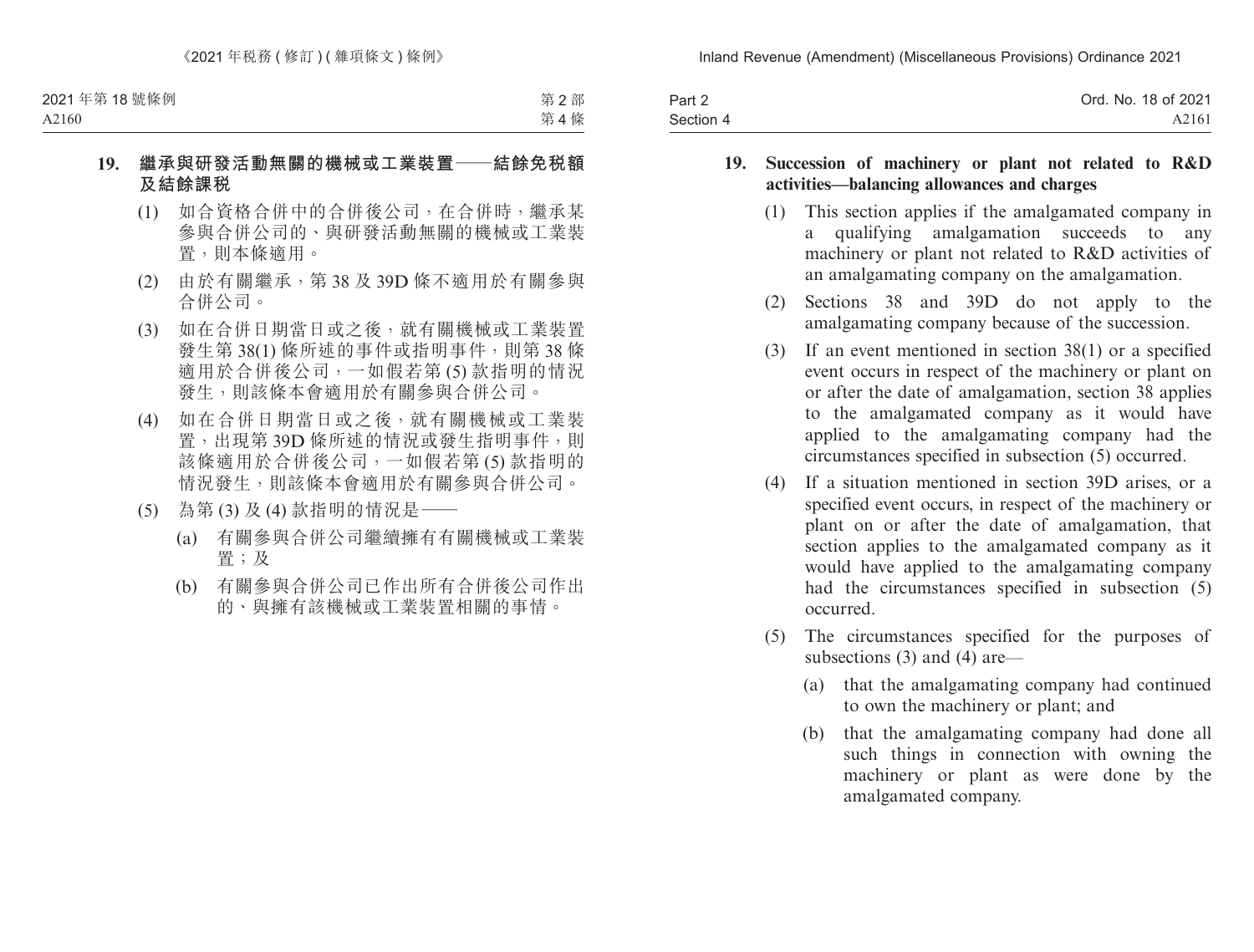**19. 繼承與研發活動無關的機械或工業裝置——結餘免稅額及結餘課稅**

(1) 如合資格合併中的合併後公司，在合併時，繼承某參與合併公司的、與研發活動無關的機械或工業裝置，則本條適用。

(2) 由於有關繼承，第 38 及 39D 條不適用於有關參與合併公司。

(3) 如在合併日期當日或之後，就有關機械或工業裝置發生第 38(1) 條所述的事件或指明事件，則第 38 條適用於合併後公司，一如假若第 (5) 款指明的情況發生，則該條本會適用於有關參與合併公司。

(4) 如在合併日期當日或之後，就有關機械或工業裝置，出現第 39D 條所述的情況或發生指明事件，則該條適用於合併後公司，一如假若第 (5) 款指明的情況發生，則該條本會適用於有關參與合併公司。

(5) 為第 (3) 及 (4) 款指明的情況是——

(a) 有關參與合併公司繼續擁有有關機械或工業裝置；及

(b) 有關參與合併公司已作出所有合併後公司作出的、與擁有該機械或工業裝置相關的事情。

**19. Succession of machinery or plant not related to R&D activities—balancing allowances and charges**

(1) This section applies if the amalgamated company in a qualifying amalgamation succeeds to any machinery or plant not related to R&D activities of an amalgamating company on the amalgamation.

(2) Sections 38 and 39D do not apply to the amalgamating company because of the succession.

(3) If an event mentioned in section 38(1) or a specified event occurs in respect of the machinery or plant on or after the date of amalgamation, section 38 applies to the amalgamated company as it would have applied to the amalgamating company had the circumstances specified in subsection (5) occurred.

(4) If a situation mentioned in section 39D arises, or a specified event occurs, in respect of the machinery or plant on or after the date of amalgamation, that section applies to the amalgamated company as it would have applied to the amalgamating company had the circumstances specified in subsection (5) occurred.

(5) The circumstances specified for the purposes of subsections (3) and (4) are—

(a) that the amalgamating company had continued to own the machinery or plant; and

(b) that the amalgamating company had done all such things in connection with owning the machinery or plant as were done by the amalgamated company.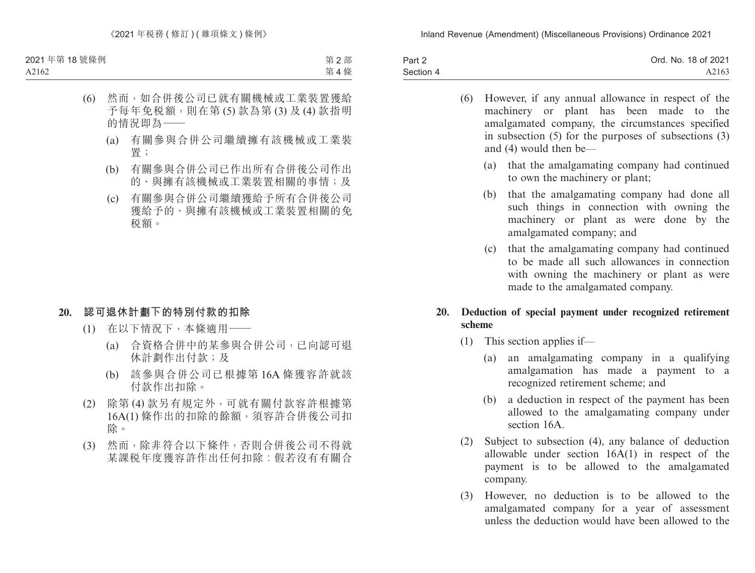(6) 然而，如合併後公司已就有關機械或工業裝置獲給予每年免稅額，則在第 (5) 款為第 (3) 及 (4) 款指明的情況即為——

(a) 有關參與合併公司繼續擁有該機械或工業裝置；

(b) 有關參與合併公司已作出所有合併後公司作出的、與擁有該機械或工業裝置相關的事情；及

(c) 有關參與合併公司繼續獲給予所有合併後公司獲給予的、與擁有該機械或工業裝置相關的免稅額。

**20. 認可退休計劃下的特別付款的扣除**

(1) 在以下情況下，本條適用——

(a) 合資格合併中的某參與合併公司，已向認可退休計劃作出付款；及

(b) 該參與合併公司已根據第 16A 條獲容許就該付款作出扣除。

(2) 除第 (4) 款另有規定外，可就有關付款容許根據第 16A(1) 條作出的扣除的餘額，須容許合併後公司扣除。

(3) 然而，除非符合以下條件，否則合併後公司不得就某課稅年度獲容許作出任何扣除：假若沒有有關合

(6) However, if any annual allowance in respect of the machinery or plant has been made to the amalgamated company, the circumstances specified in subsection (5) for the purposes of subsections (3) and (4) would then be—

(a) that the amalgamating company had continued to own the machinery or plant;

(b) that the amalgamating company had done all such things in connection with owning the machinery or plant as were done by the amalgamated company; and

(c) that the amalgamating company had continued to be made all such allowances in connection with owning the machinery or plant as were made to the amalgamated company.

**20. Deduction of special payment under recognized retirement scheme**

(1) This section applies if—

(a) an amalgamating company in a qualifying amalgamation has made a payment to a recognized retirement scheme; and

(b) a deduction in respect of the payment has been allowed to the amalgamating company under section 16A.

(2) Subject to subsection (4), any balance of deduction allowable under section 16A(1) in respect of the payment is to be allowed to the amalgamated company.

(3) However, no deduction is to be allowed to the amalgamated company for a year of assessment unless the deduction would have been allowed to the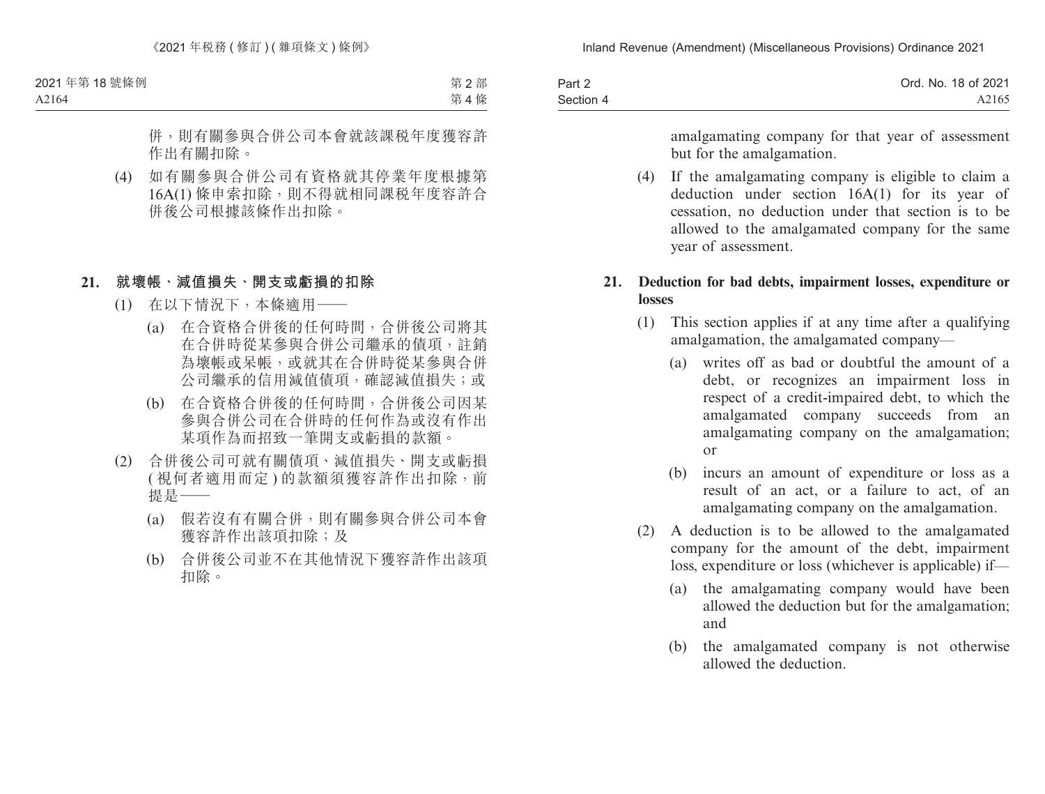併，則有關參與合併公司本會就該課稅年度獲容許作出有關扣除。

(4) 如有關參與合併公司有資格就其停業年度根據第16A(1)條申索扣除，則不得就相同課稅年度容許合併後公司根據該條作出扣除。

## 21. 就壞帳、減值損失、開支或虧損的扣除

(1) 在以下情況下，本條適用——

(a) 在合資格合併後的任何時間，合併後公司將其在合併時從某參與合併公司繼承的債項，註銷為壞帳或呆帳，或就其在合併時從某參與合併公司繼承的信用減值債項，確認減值損失；或

(b) 在合資格合併後的任何時間，合併後公司因某參與合併公司在合併時的任何作為或沒有作出某項作為而招致一筆開支或虧損的款額。

(2) 合併後公司可就有關債項、減值損失、開支或虧損(視何者適用而定)的款額須獲容許作出扣除，前提是——

(a) 假若沒有有關合併，則有關參與合併公司本會獲容許作出該項扣除；及

(b) 合併後公司並不在其他情況下獲容許作出該項扣除。

amalgamating company for that year of assessment but for the amalgamation.

(4) If the amalgamating company is eligible to claim a deduction under section 16A(1) for its year of cessation, no deduction under that section is to be allowed to the amalgamated company for the same year of assessment.

## 21. Deduction for bad debts, impairment losses, expenditure or losses

(1) This section applies if at any time after a qualifying amalgamation, the amalgamated company—

(a) writes off as bad or doubtful the amount of a debt, or recognizes an impairment loss in respect of a credit-impaired debt, to which the amalgamated company succeeds from an amalgamating company on the amalgamation; or

(b) incurs an amount of expenditure or loss as a result of an act, or a failure to act, of an amalgamating company on the amalgamation.

(2) A deduction is to be allowed to the amalgamated company for the amount of the debt, impairment loss, expenditure or loss (whichever is applicable) if—

(a) the amalgamating company would have been allowed the deduction but for the amalgamation; and

(b) the amalgamated company is not otherwise allowed the deduction.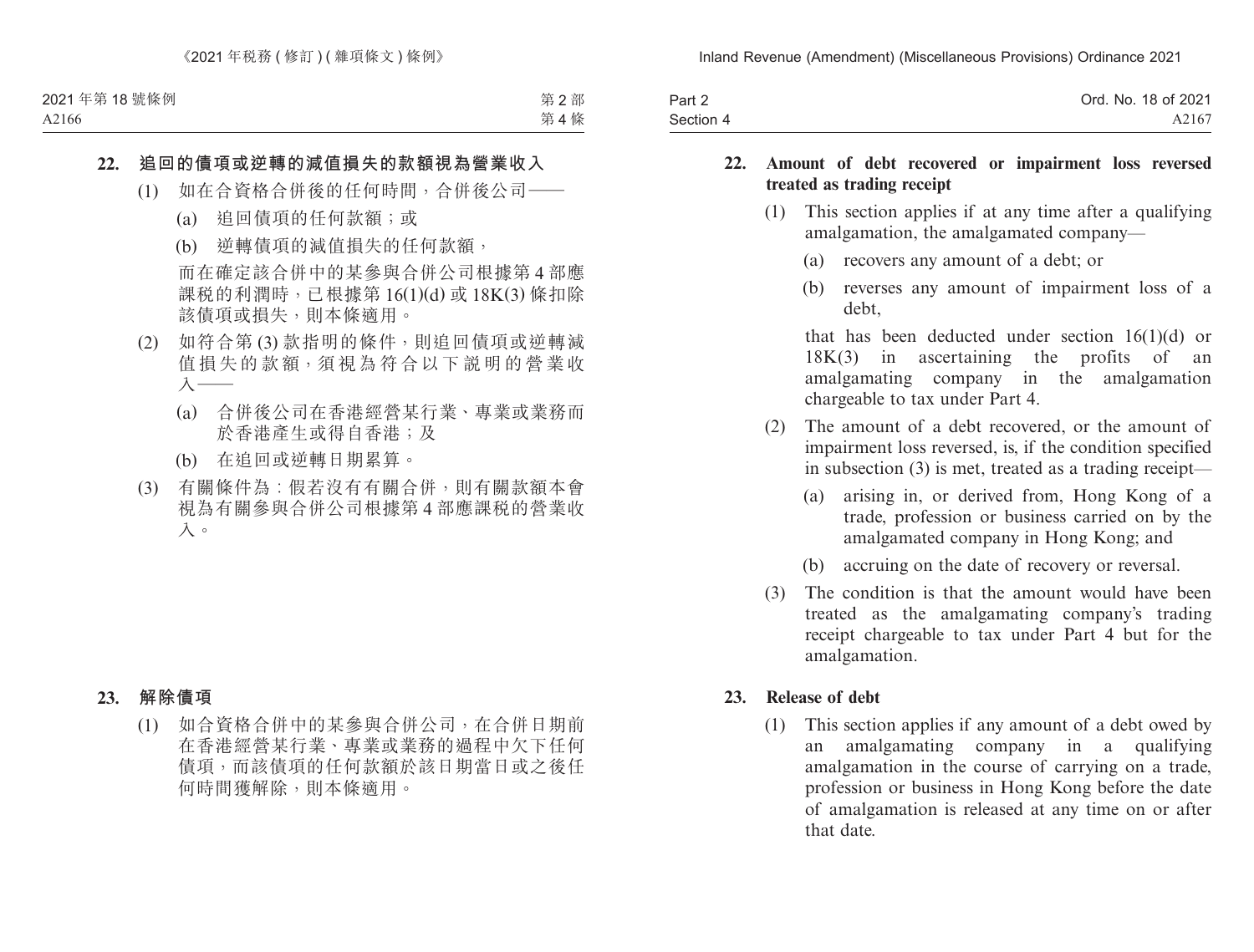## 22. 追回的債項或逆轉的減值損失的款額視為營業收入

(1) 如在合資格合併後的任何時間，合併後公司——

(a) 追回債項的任何款額；或

(b) 逆轉債項的減值損失的任何款額，

而在確定該合併中的某參與合併公司根據第 4 部應課稅的利潤時，已根據第 16(1)(d) 或 18K(3) 條扣除該債項或損失，則本條適用。

(2) 如符合第 (3) 款指明的條件，則追回債項或逆轉減值損失的款額，須視為符合以下說明的營業收入——

(a) 合併後公司在香港經營某行業、專業或業務而於香港產生或得自香港；及

(b) 在追回或逆轉日期累算。

(3) 有關條件為：假若沒有有關合併，則有關款額本會視為有關參與合併公司根據第 4 部應課稅的營業收入。

## 23. 解除債項

(1) 如合資格合併中的某參與合併公司，在合併日期前在香港經營某行業、專業或業務的過程中欠下任何債項，而該債項的任何款額於該日期當日或之後任何時間獲解除，則本條適用。

## 22. Amount of debt recovered or impairment loss reversed treated as trading receipt

(1) This section applies if at any time after a qualifying amalgamation, the amalgamated company—

(a) recovers any amount of a debt; or

(b) reverses any amount of impairment loss of a debt,

that has been deducted under section 16(1)(d) or 18K(3) in ascertaining the profits of an amalgamating company in the amalgamation chargeable to tax under Part 4.

(2) The amount of a debt recovered, or the amount of impairment loss reversed, is, if the condition specified in subsection (3) is met, treated as a trading receipt—

(a) arising in, or derived from, Hong Kong of a trade, profession or business carried on by the amalgamated company in Hong Kong; and

(b) accruing on the date of recovery or reversal.

(3) The condition is that the amount would have been treated as the amalgamating company's trading receipt chargeable to tax under Part 4 but for the amalgamation.

## 23. Release of debt

(1) This section applies if any amount of a debt owed by an amalgamating company in a qualifying amalgamation in the course of carrying on a trade, profession or business in Hong Kong before the date of amalgamation is released at any time on or after that date.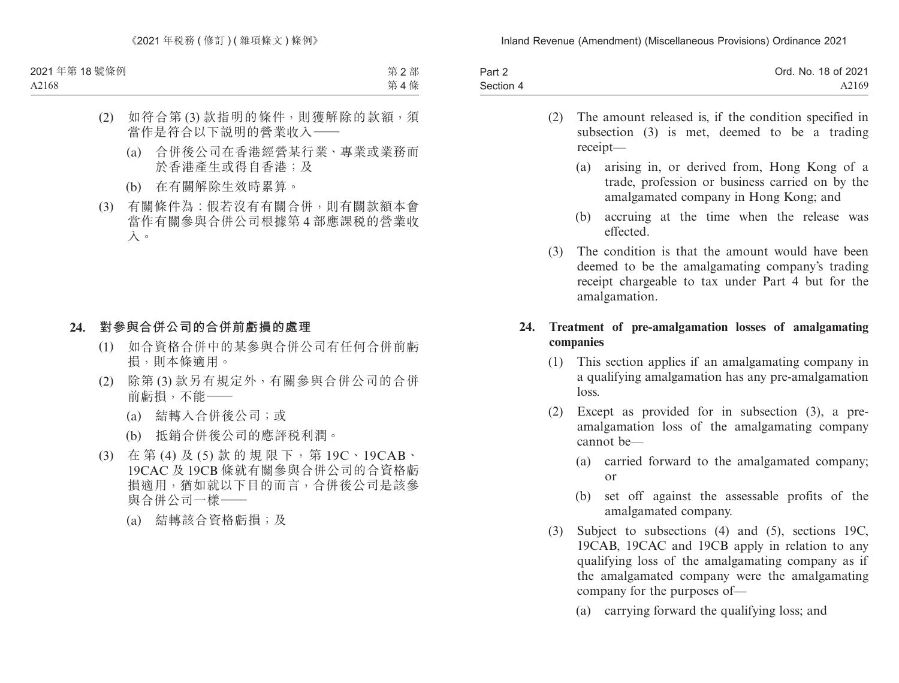(2) 如符合第 (3) 款指明的條件，則獲解除的款額，須當作是符合以下說明的營業收入——

(a) 合併後公司在香港經營某行業、專業或業務而於香港產生或得自香港；及

(b) 在有關解除生效時累算。

(3) 有關條件為：假若沒有有關合併，則有關款額本會當作有關參與合併公司根據第 4 部應課稅的營業收入。

**24. 對參與合併公司的合併前虧損的處理**

(1) 如合資格合併中的某參與合併公司有任何合併前虧損，則本條適用。

(2) 除第 (3) 款另有規定外，有關參與合併公司的合併前虧損，不能——

(a) 結轉入合併後公司；或

(b) 抵銷合併後公司的應評稅利潤。

(3) 在第 (4) 及 (5) 款的規限下，第 19C、19CAB、19CAC 及 19CB 條就有關參與合併公司的合資格虧損適用，猶如就以下目的而言，合併後公司是該參與合併公司一樣——

(a) 結轉該合資格虧損；及

(2) The amount released is, if the condition specified in subsection (3) is met, deemed to be a trading receipt—

(a) arising in, or derived from, Hong Kong of a trade, profession or business carried on by the amalgamated company in Hong Kong; and

(b) accruing at the time when the release was effected.

(3) The condition is that the amount would have been deemed to be the amalgamating company's trading receipt chargeable to tax under Part 4 but for the amalgamation.

**24. Treatment of pre-amalgamation losses of amalgamating companies**

(1) This section applies if an amalgamating company in a qualifying amalgamation has any pre-amalgamation loss.

(2) Except as provided for in subsection (3), a pre-amalgamation loss of the amalgamating company cannot be—

(a) carried forward to the amalgamated company; or

(b) set off against the assessable profits of the amalgamated company.

(3) Subject to subsections (4) and (5), sections 19C, 19CAB, 19CAC and 19CB apply in relation to any qualifying loss of the amalgamating company as if the amalgamated company were the amalgamating company for the purposes of—

(a) carrying forward the qualifying loss; and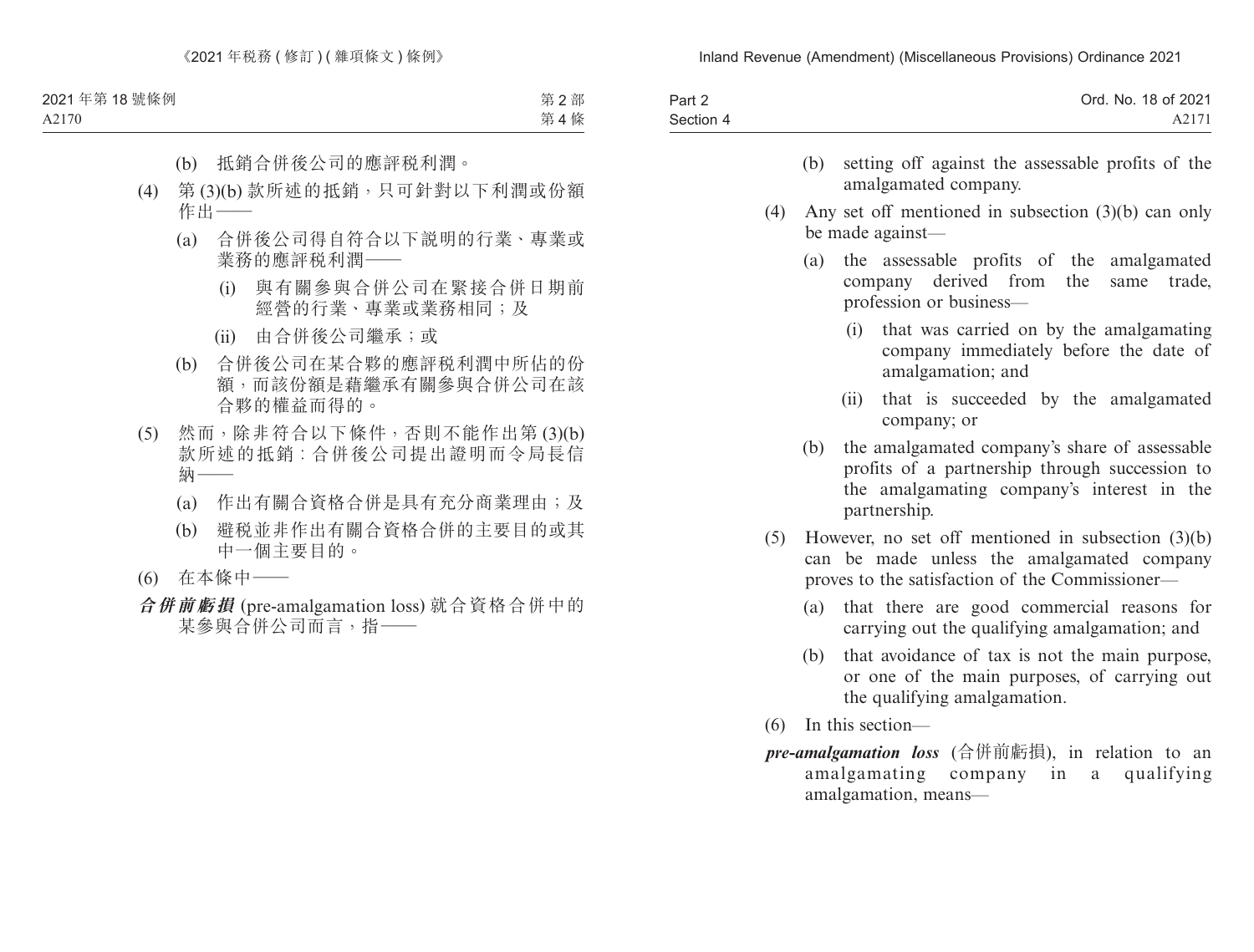(b) 抵銷合併後公司的應評税利潤。

(4) 第 (3)(b) 款所述的抵銷，只可針對以下利潤或份額作出——

(a) 合併後公司得自符合以下説明的行業、專業或業務的應評税利潤——

(i) 與有關參與合併公司在緊接合併日期前經營的行業、專業或業務相同；及

(ii) 由合併後公司繼承；或

(b) 合併後公司在某合夥的應評税利潤中所佔的份額，而該份額是藉繼承有關參與合併公司在該合夥的權益而得的。

(5) 然而，除非符合以下條件，否則不能作出第 (3)(b) 款所述的抵銷：合併後公司提出證明而令局長信納——

(a) 作出有關合資格合併是具有充分商業理由；及

(b) 避税並非作出有關合資格合併的主要目的或其中一個主要目的。

(6) 在本條中——

***合併前虧損*** (pre-amalgamation loss) 就合資格合併中的某參與合併公司而言，指——

(b) setting off against the assessable profits of the amalgamated company.

(4) Any set off mentioned in subsection (3)(b) can only be made against—

(a) the assessable profits of the amalgamated company derived from the same trade, profession or business—

(i) that was carried on by the amalgamating company immediately before the date of amalgamation; and

(ii) that is succeeded by the amalgamated company; or

(b) the amalgamated company's share of assessable profits of a partnership through succession to the amalgamating company's interest in the partnership.

(5) However, no set off mentioned in subsection (3)(b) can be made unless the amalgamated company proves to the satisfaction of the Commissioner—

(a) that there are good commercial reasons for carrying out the qualifying amalgamation; and

(b) that avoidance of tax is not the main purpose, or one of the main purposes, of carrying out the qualifying amalgamation.

(6) In this section—

***pre-amalgamation loss*** (合併前虧損), in relation to an amalgamating company in a qualifying amalgamation, means—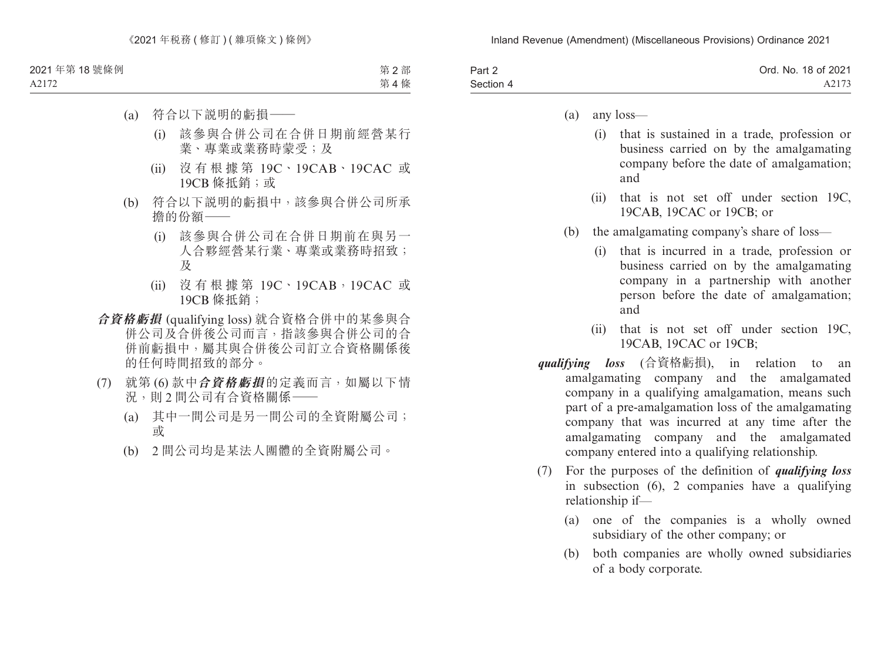(a) 符合以下說明的虧損——

(i) 該參與合併公司在合併日期前經營某行業、專業或業務時蒙受；及

(ii) 沒有根據第 19C、19CAB、19CAC 或 19CB 條抵銷；或

(b) 符合以下說明的虧損中，該參與合併公司所承擔的份額——

(i) 該參與合併公司在合併日期前在與另一人合夥經營某行業、專業或業務時招致；及

(ii) 沒有根據第 19C、19CAB，19CAC 或 19CB 條抵銷；

***合資格虧損*** (qualifying loss) 就合資格合併中的某參與合併公司及合併後公司而言，指該參與合併公司的合併前虧損中，屬其與合併後公司訂立合資格關係後的任何時間招致的部分。

(7) 就第 (6) 款中***合資格虧損***的定義而言，如屬以下情況，則 2 間公司有合資格關係——

(a) 其中一間公司是另一間公司的全資附屬公司；或

(b) 2 間公司均是某法人團體的全資附屬公司。

(a) any loss—

(i) that is sustained in a trade, profession or business carried on by the amalgamating company before the date of amalgamation; and

(ii) that is not set off under section 19C, 19CAB, 19CAC or 19CB; or

(b) the amalgamating company's share of loss—

(i) that is incurred in a trade, profession or business carried on by the amalgamating company in a partnership with another person before the date of amalgamation; and

(ii) that is not set off under section 19C, 19CAB, 19CAC or 19CB;

***qualifying loss*** (合資格虧損), in relation to an amalgamating company and the amalgamated company in a qualifying amalgamation, means such part of a pre-amalgamation loss of the amalgamating company that was incurred at any time after the amalgamating company and the amalgamated company entered into a qualifying relationship.

(7) For the purposes of the definition of ***qualifying loss*** in subsection (6), 2 companies have a qualifying relationship if—

(a) one of the companies is a wholly owned subsidiary of the other company; or

(b) both companies are wholly owned subsidiaries of a body corporate.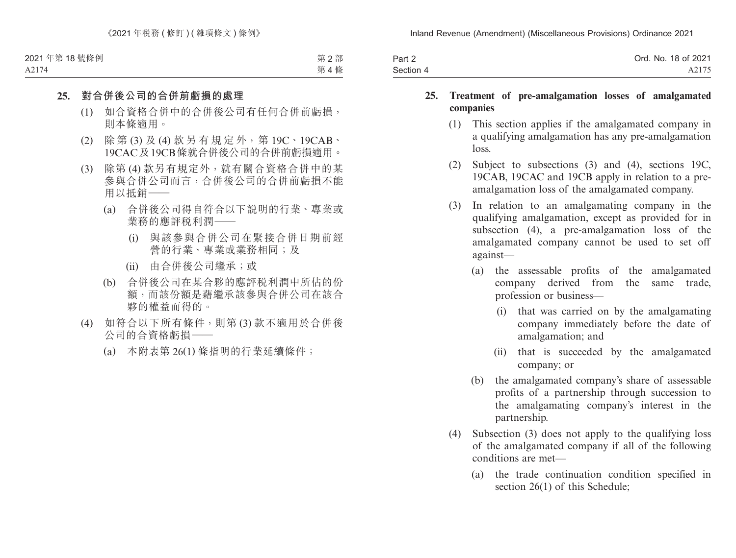**25. 對合併後公司的合併前虧損的處理**

(1) 如合資格合併中的合併後公司有任何合併前虧損，則本條適用。

(2) 除第 (3) 及 (4) 款另有規定外，第 19C、19CAB、19CAC 及 19CB 條就合併後公司的合併前虧損適用。

(3) 除第 (4) 款另有規定外，就有關合資格合併中的某參與合併公司而言，合併後公司的合併前虧損不能用以抵銷——

(a) 合併後公司得自符合以下説明的行業、專業或業務的應評税利潤——

(i) 與該參與合併公司在緊接合併日期前經營的行業、專業或業務相同；及

(ii) 由合併後公司繼承；或

(b) 合併後公司在某合夥的應評税利潤中所佔的份額，而該份額是藉繼承該參與合併公司在該合夥的權益而得的。

(4) 如符合以下所有條件，則第 (3) 款不適用於合併後公司的合資格虧損——

(a) 本附表第 26(1) 條指明的行業延續條件；

**25. Treatment of pre-amalgamation losses of amalgamated companies**

(1) This section applies if the amalgamated company in a qualifying amalgamation has any pre-amalgamation loss.

(2) Subject to subsections (3) and (4), sections 19C, 19CAB, 19CAC and 19CB apply in relation to a pre-amalgamation loss of the amalgamated company.

(3) In relation to an amalgamating company in the qualifying amalgamation, except as provided for in subsection (4), a pre-amalgamation loss of the amalgamated company cannot be used to set off against—

(a) the assessable profits of the amalgamated company derived from the same trade, profession or business—

(i) that was carried on by the amalgamating company immediately before the date of amalgamation; and

(ii) that is succeeded by the amalgamated company; or

(b) the amalgamated company's share of assessable profits of a partnership through succession to the amalgamating company's interest in the partnership.

(4) Subsection (3) does not apply to the qualifying loss of the amalgamated company if all of the following conditions are met—

(a) the trade continuation condition specified in section 26(1) of this Schedule;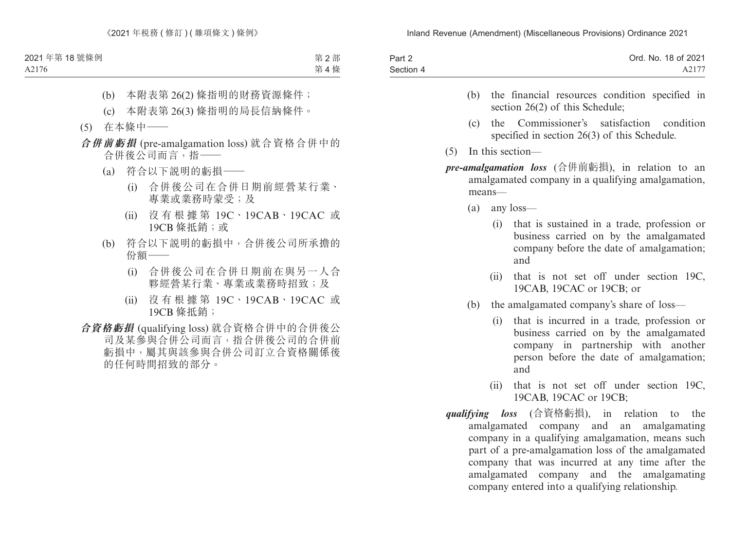(b) 本附表第 26(2) 條指明的財務資源條件；

(c) 本附表第 26(3) 條指明的局長信納條件。

(5) 在本條中——

***合併前虧損*** (pre-amalgamation loss) 就合資格合併中的合併後公司而言，指——

(a) 符合以下説明的虧損——

(i) 合併後公司在合併日期前經營某行業、專業或業務時蒙受；及

(ii) 沒有根據第 19C、19CAB、19CAC 或 19CB 條抵銷；或

(b) 符合以下説明的虧損中，合併後公司所承擔的份額——

(i) 合併後公司在合併日期前在與另一人合夥經營某行業、專業或業務時招致；及

(ii) 沒有根據第 19C、19CAB、19CAC 或 19CB 條抵銷；

***合資格虧損*** (qualifying loss) 就合資格合併中的合併後公司及某參與合併公司而言，指合併後公司的合併前虧損中，屬其與該參與合併公司訂立合資格關係後的任何時間招致的部分。

(b) the financial resources condition specified in section 26(2) of this Schedule;

(c) the Commissioner's satisfaction condition specified in section 26(3) of this Schedule.

(5) In this section—

***pre-amalgamation loss*** (合併前虧損), in relation to an amalgamated company in a qualifying amalgamation, means—

(a) any loss—

(i) that is sustained in a trade, profession or business carried on by the amalgamated company before the date of amalgamation; and

(ii) that is not set off under section 19C, 19CAB, 19CAC or 19CB; or

(b) the amalgamated company's share of loss—

(i) that is incurred in a trade, profession or business carried on by the amalgamated company in partnership with another person before the date of amalgamation; and

(ii) that is not set off under section 19C, 19CAB, 19CAC or 19CB;

***qualifying loss*** (合資格虧損), in relation to the amalgamated company and an amalgamating company in a qualifying amalgamation, means such part of a pre-amalgamation loss of the amalgamated company that was incurred at any time after the amalgamated company and the amalgamating company entered into a qualifying relationship.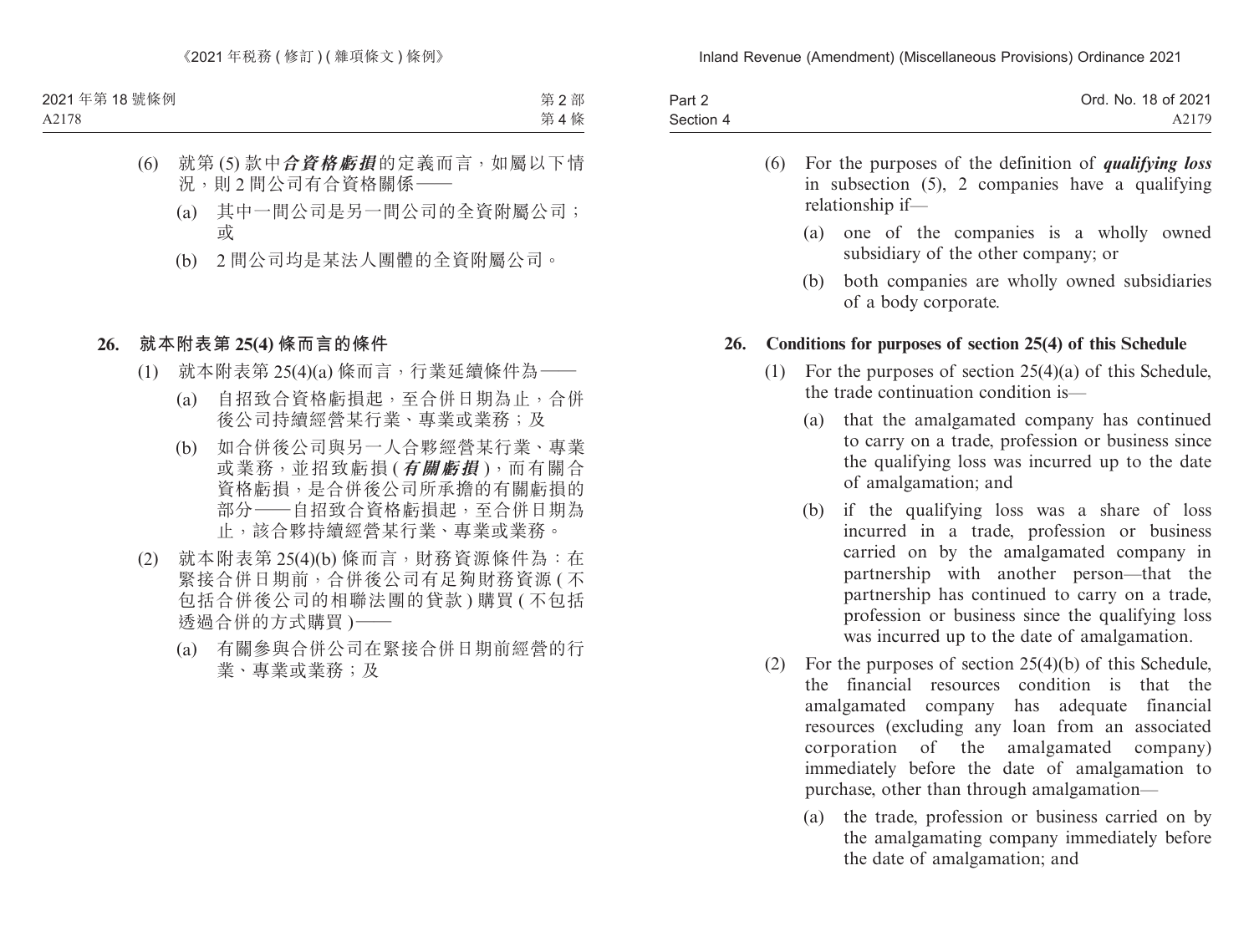(6) 就第 (5) 款中***合資格虧損***的定義而言，如屬以下情況，則 2 間公司有合資格關係——

(a) 其中一間公司是另一間公司的全資附屬公司；或

(b) 2 間公司均是某法人團體的全資附屬公司。

**26. 就本附表第 25(4) 條而言的條件**

(1) 就本附表第 25(4)(a) 條而言，行業延續條件為——

(a) 自招致合資格虧損起，至合併日期為止，合併後公司持續經營某行業、專業或業務；及

(b) 如合併後公司與另一人合夥經營某行業、專業或業務，並招致虧損 (***有關虧損***)，而有關合資格虧損，是合併後公司所承擔的有關虧損的部分——自招致合資格虧損起，至合併日期為止，該合夥持續經營某行業、專業或業務。

(2) 就本附表第 25(4)(b) 條而言，財務資源條件為：在緊接合併日期前，合併後公司有足夠財務資源 (不包括合併後公司的相聯法團的貸款) 購買 (不包括透過合併的方式購買)——

(a) 有關參與合併公司在緊接合併日期前經營的行業、專業或業務；及

(6) For the purposes of the definition of ***qualifying loss*** in subsection (5), 2 companies have a qualifying relationship if—

(a) one of the companies is a wholly owned subsidiary of the other company; or

(b) both companies are wholly owned subsidiaries of a body corporate.

**26. Conditions for purposes of section 25(4) of this Schedule**

(1) For the purposes of section 25(4)(a) of this Schedule, the trade continuation condition is—

(a) that the amalgamated company has continued to carry on a trade, profession or business since the qualifying loss was incurred up to the date of amalgamation; and

(b) if the qualifying loss was a share of loss incurred in a trade, profession or business carried on by the amalgamated company in partnership with another person—that the partnership has continued to carry on a trade, profession or business since the qualifying loss was incurred up to the date of amalgamation.

(2) For the purposes of section 25(4)(b) of this Schedule, the financial resources condition is that the amalgamated company has adequate financial resources (excluding any loan from an associated corporation of the amalgamated company) immediately before the date of amalgamation to purchase, other than through amalgamation—

(a) the trade, profession or business carried on by the amalgamating company immediately before the date of amalgamation; and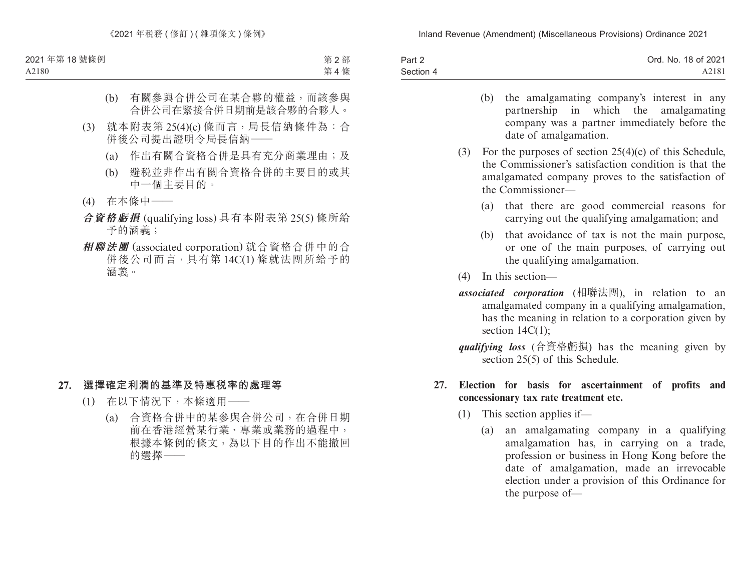(b) 有關參與合併公司在某合夥的權益，而該參與合併公司在緊接合併日期前是該合夥的合夥人。

(3) 就本附表第 25(4)(c) 條而言，局長信納條件為：合併後公司提出證明令局長信納——

(a) 作出有關合資格合併是具有充分商業理由；及

(b) 避税並非作出有關合資格合併的主要目的或其中一個主要目的。

(4) 在本條中——

***合資格虧損*** (qualifying loss) 具有本附表第 25(5) 條所給予的涵義；

***相聯法團*** (associated corporation) 就合資格合併中的合併後公司而言，具有第 14C(1) 條就法團所給予的涵義。

**27. 選擇確定利潤的基準及特惠税率的處理等**

(1) 在以下情況下，本條適用——

(a) 合資格合併中的某參與合併公司，在合併日期前在香港經營某行業、專業或業務的過程中，根據本條例的條文，為以下目的作出不能撤回的選擇——

(b) the amalgamating company's interest in any partnership in which the amalgamating company was a partner immediately before the date of amalgamation.

(3) For the purposes of section 25(4)(c) of this Schedule, the Commissioner's satisfaction condition is that the amalgamated company proves to the satisfaction of the Commissioner—

(a) that there are good commercial reasons for carrying out the qualifying amalgamation; and

(b) that avoidance of tax is not the main purpose, or one of the main purposes, of carrying out the qualifying amalgamation.

(4) In this section—

***associated corporation*** (相聯法團), in relation to an amalgamated company in a qualifying amalgamation, has the meaning in relation to a corporation given by section 14C(1);

***qualifying loss*** (合資格虧損) has the meaning given by section 25(5) of this Schedule.

**27. Election for basis for ascertainment of profits and concessionary tax rate treatment etc.**

(1) This section applies if—

(a) an amalgamating company in a qualifying amalgamation has, in carrying on a trade, profession or business in Hong Kong before the date of amalgamation, made an irrevocable election under a provision of this Ordinance for the purpose of—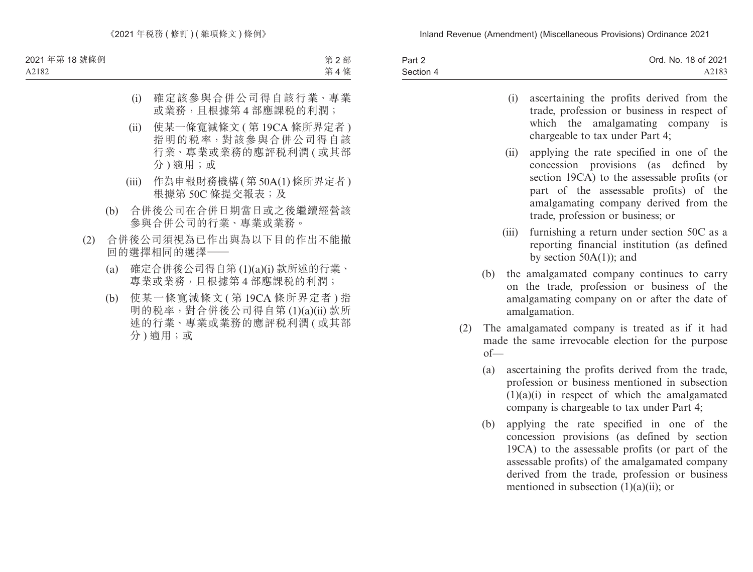(i) 確定該參與合併公司得自該行業、專業或業務，且根據第 4 部應課稅的利潤；

(ii) 使某一條寬減條文 (第 19CA 條所界定者) 指明的稅率，對該參與合併公司得自該行業、專業或業務的應評稅利潤 (或其部分) 適用；或

(iii) 作為申報財務機構 (第 50A(1) 條所界定者) 根據第 50C 條提交報表；及

(b) 合併後公司在合併日期當日或之後繼續經營該參與合併公司的行業、專業或業務。

(2) 合併後公司須視為已作出與為以下目的作出不能撤回的選擇相同的選擇——

(a) 確定合併後公司得自第 (1)(a)(i) 款所述的行業、專業或業務，且根據第 4 部應課稅的利潤；

(b) 使某一條寬減條文 (第 19CA 條所界定者) 指明的稅率，對合併後公司得自第 (1)(a)(ii) 款所述的行業、專業或業務的應評稅利潤 (或其部分) 適用；或

(i) ascertaining the profits derived from the trade, profession or business in respect of which the amalgamating company is chargeable to tax under Part 4;

(ii) applying the rate specified in one of the concession provisions (as defined by section 19CA) to the assessable profits (or part of the assessable profits) of the amalgamating company derived from the trade, profession or business; or

(iii) furnishing a return under section 50C as a reporting financial institution (as defined by section 50A(1)); and

(b) the amalgamated company continues to carry on the trade, profession or business of the amalgamating company on or after the date of amalgamation.

(2) The amalgamated company is treated as if it had made the same irrevocable election for the purpose of—

(a) ascertaining the profits derived from the trade, profession or business mentioned in subsection (1)(a)(i) in respect of which the amalgamated company is chargeable to tax under Part 4;

(b) applying the rate specified in one of the concession provisions (as defined by section 19CA) to the assessable profits (or part of the assessable profits) of the amalgamated company derived from the trade, profession or business mentioned in subsection (1)(a)(ii); or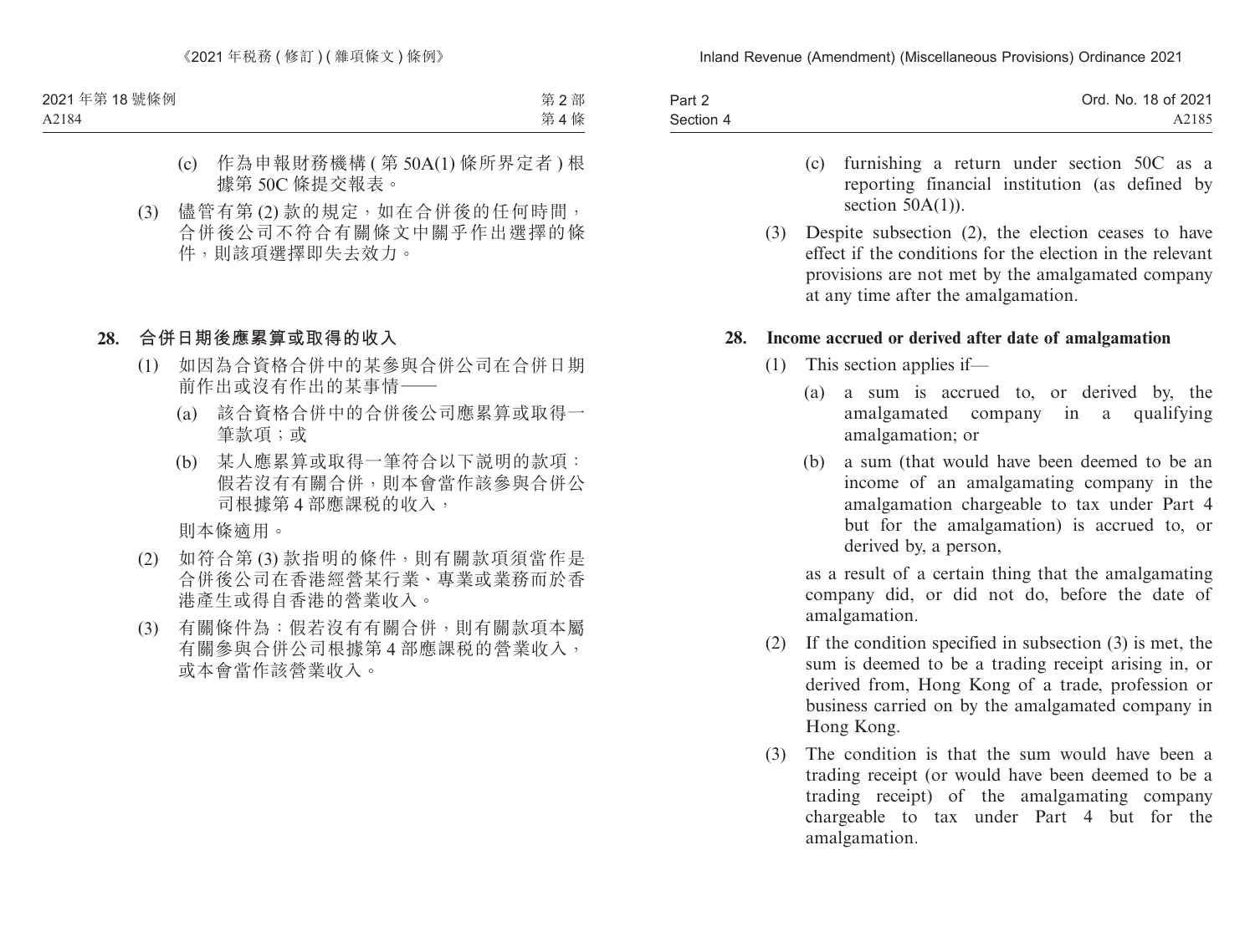(c) 作為申報財務機構 ( 第 50A(1) 條所界定者 ) 根據第 50C 條提交報表。

(3) 儘管有第 (2) 款的規定，如在合併後的任何時間，合併後公司不符合有關條文中關乎作出選擇的條件，則該項選擇即失去效力。

**28. 合併日期後應累算或取得的收入**

(1) 如因為合資格合併中的某參與合併公司在合併日期前作出或沒有作出的某事情——

(a) 該合資格合併中的合併後公司應累算或取得一筆款項；或

(b) 某人應累算或取得一筆符合以下說明的款項：假若沒有有關合併，則本會當作該參與合併公司根據第 4 部應課稅的收入，

則本條適用。

(2) 如符合第 (3) 款指明的條件，則有關款項須當作是合併後公司在香港經營某行業、專業或業務而於香港產生或得自香港的營業收入。

(3) 有關條件為：假若沒有有關合併，則有關款項本屬有關參與合併公司根據第 4 部應課稅的營業收入，或本會當作該營業收入。

(c) furnishing a return under section 50C as a reporting financial institution (as defined by section 50A(1)).

(3) Despite subsection (2), the election ceases to have effect if the conditions for the election in the relevant provisions are not met by the amalgamated company at any time after the amalgamation.

**28. Income accrued or derived after date of amalgamation**

(1) This section applies if—

(a) a sum is accrued to, or derived by, the amalgamated company in a qualifying amalgamation; or

(b) a sum (that would have been deemed to be an income of an amalgamating company in the amalgamation chargeable to tax under Part 4 but for the amalgamation) is accrued to, or derived by, a person,

as a result of a certain thing that the amalgamating company did, or did not do, before the date of amalgamation.

(2) If the condition specified in subsection (3) is met, the sum is deemed to be a trading receipt arising in, or derived from, Hong Kong of a trade, profession or business carried on by the amalgamated company in Hong Kong.

(3) The condition is that the sum would have been a trading receipt (or would have been deemed to be a trading receipt) of the amalgamating company chargeable to tax under Part 4 but for the amalgamation.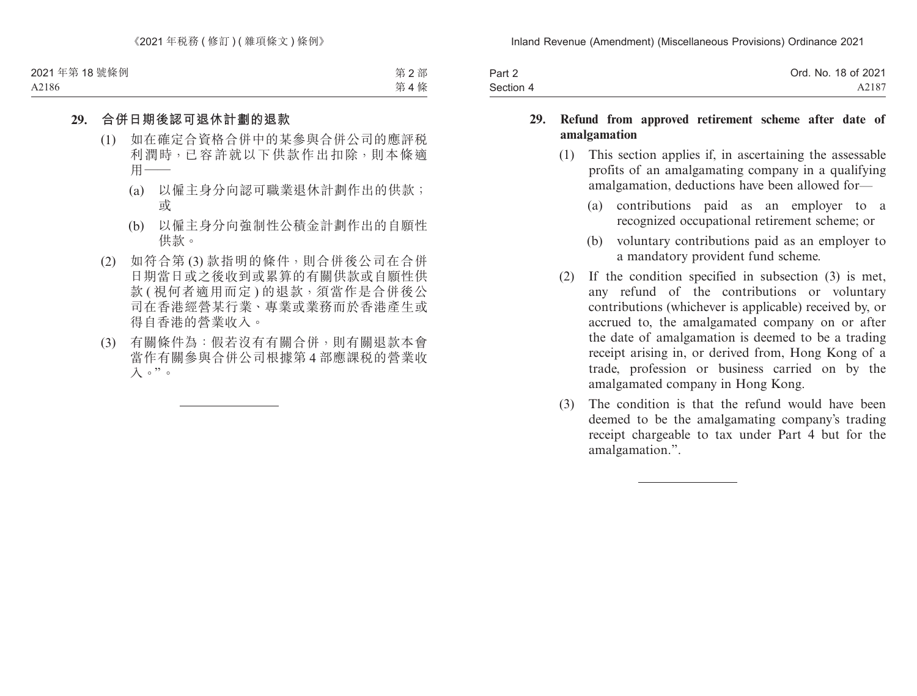**29. 合併日期後認可退休計劃的退款**

(1) 如在確定合資格合併中的某參與合併公司的應評稅利潤時，已容許就以下供款作出扣除，則本條適用——

(a) 以僱主身分向認可職業退休計劃作出的供款；或

(b) 以僱主身分向強制性公積金計劃作出的自願性供款。

(2) 如符合第 (3) 款指明的條件，則合併後公司在合併日期當日或之後收到或累算的有關供款或自願性供款 ( 視何者適用而定 ) 的退款，須當作是合併後公司在香港經營某行業、專業或業務而於香港產生或得自香港的營業收入。

(3) 有關條件為：假若沒有有關合併，則有關退款本會當作有關參與合併公司根據第 4 部應課稅的營業收入。”。

---

**29. Refund from approved retirement scheme after date of amalgamation**

(1) This section applies if, in ascertaining the assessable profits of an amalgamating company in a qualifying amalgamation, deductions have been allowed for—

(a) contributions paid as an employer to a recognized occupational retirement scheme; or

(b) voluntary contributions paid as an employer to a mandatory provident fund scheme.

(2) If the condition specified in subsection (3) is met, any refund of the contributions or voluntary contributions (whichever is applicable) received by, or accrued to, the amalgamated company on or after the date of amalgamation is deemed to be a trading receipt arising in, or derived from, Hong Kong of a trade, profession or business carried on by the amalgamated company in Hong Kong.

(3) The condition is that the refund would have been deemed to be the amalgamating company's trading receipt chargeable to tax under Part 4 but for the amalgamation.".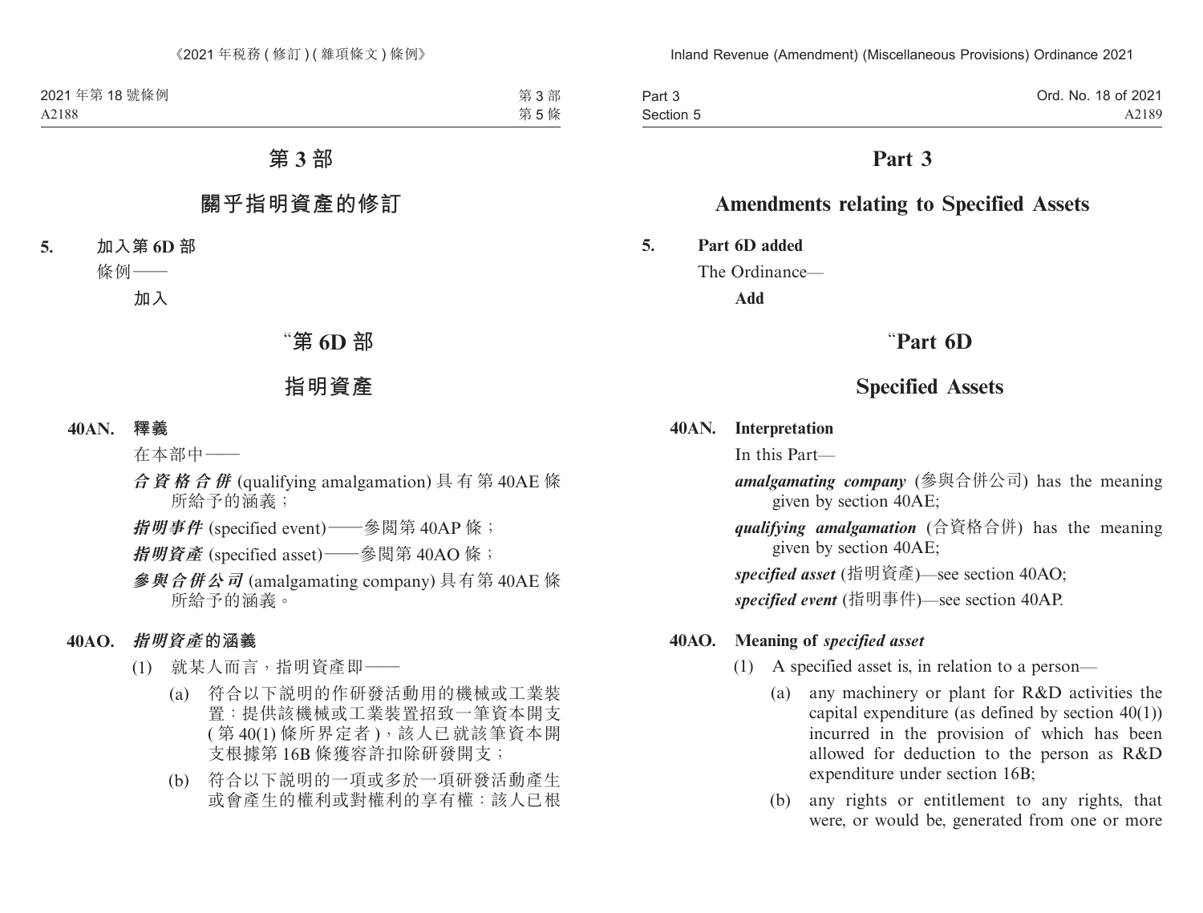# 第 3 部

## 關乎指明資產的修訂

**5. 加入第 6D 部**

條例——

**加入**

## “第 6D 部

## 指明資產

**40AN. 釋義**

在本部中——

***合資格合併*** (qualifying amalgamation) 具有第 40AE 條所給予的涵義；

***指明事件*** (specified event)——參閱第 40AP 條；

***指明資產*** (specified asset)——參閱第 40AO 條；

***參與合併公司*** (amalgamating company) 具有第 40AE 條所給予的涵義。

**40AO. *指明資產*的涵義**

(1) 就某人而言，指明資產即——

(a) 符合以下說明的作研發活動用的機械或工業裝置：提供該機械或工業裝置招致一筆資本開支 (第 40(1) 條所界定者)，該人已就該筆資本開支根據第 16B 條獲容許扣除研發開支；

(b) 符合以下說明的一項或多於一項研發活動產生或會產生的權利或對權利的享有權：該人已根

# Part 3

## Amendments relating to Specified Assets

**5. Part 6D added**

The Ordinance—

**Add**

## “Part 6D

## Specified Assets

**40AN. Interpretation**

In this Part—

***amalgamating company*** (參與合併公司) has the meaning given by section 40AE;

***qualifying amalgamation*** (合資格合併) has the meaning given by section 40AE;

***specified asset*** (指明資產)—see section 40AO;

***specified event*** (指明事件)—see section 40AP.

**40AO. Meaning of *specified asset***

(1) A specified asset is, in relation to a person—

(a) any machinery or plant for R&D activities the capital expenditure (as defined by section 40(1)) incurred in the provision of which has been allowed for deduction to the person as R&D expenditure under section 16B;

(b) any rights or entitlement to any rights, that were, or would be, generated from one or more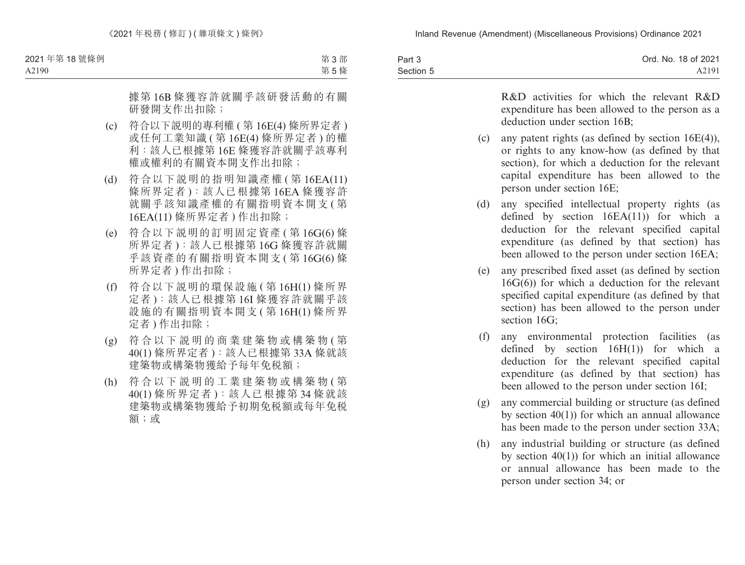據第 16B 條獲容許就關乎該研發活動的有關研發開支作出扣除；

(c) 符合以下說明的專利權 ( 第 16E(4) 條所界定者 ) 或任何工業知識 ( 第 16E(4) 條所界定者 ) 的權利：該人已根據第 16E 條獲容許就關乎該專利權或權利的有關資本開支作出扣除；

(d) 符合以下說明的指明知識產權 ( 第 16EA(11) 條所界定者 )：該人已根據第 16EA 條獲容許就關乎該知識產權的有關指明資本開支 ( 第 16EA(11) 條所界定者 ) 作出扣除；

(e) 符合以下說明的訂明固定資產 ( 第 16G(6) 條所界定者 )：該人已根據第 16G 條獲容許就關乎該資產的有關指明資本開支 ( 第 16G(6) 條所界定者 ) 作出扣除；

(f) 符合以下說明的環保設施 ( 第 16H(1) 條所界定者 )：該人已根據第 16I 條獲容許就關乎該設施的有關指明資本開支 ( 第 16H(1) 條所界定者 ) 作出扣除；

(g) 符合以下說明的商業建築物或構築物 ( 第 40(1) 條所界定者 )：該人已根據第 33A 條就該建築物或構築物獲給予每年免稅額；

(h) 符合以下說明的工業建築物或構築物 ( 第 40(1) 條所界定者 )：該人已根據第 34 條就該建築物或構築物獲給予初期免稅額或每年免稅額；或

R&D activities for which the relevant R&D expenditure has been allowed to the person as a deduction under section 16B;

(c) any patent rights (as defined by section 16E(4)), or rights to any know-how (as defined by that section), for which a deduction for the relevant capital expenditure has been allowed to the person under section 16E;

(d) any specified intellectual property rights (as defined by section 16EA(11)) for which a deduction for the relevant specified capital expenditure (as defined by that section) has been allowed to the person under section 16EA;

(e) any prescribed fixed asset (as defined by section 16G(6)) for which a deduction for the relevant specified capital expenditure (as defined by that section) has been allowed to the person under section 16G;

(f) any environmental protection facilities (as defined by section 16H(1)) for which a deduction for the relevant specified capital expenditure (as defined by that section) has been allowed to the person under section 16I;

(g) any commercial building or structure (as defined by section 40(1)) for which an annual allowance has been made to the person under section 33A;

(h) any industrial building or structure (as defined by section 40(1)) for which an initial allowance or annual allowance has been made to the person under section 34; or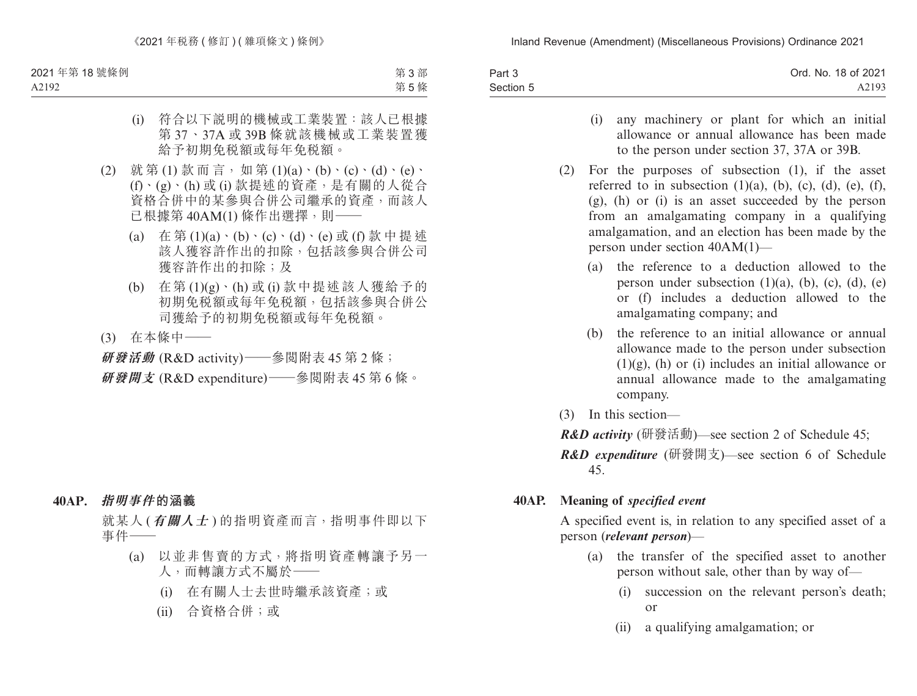(i) 符合以下說明的機械或工業裝置：該人已根據第 37、37A 或 39B 條就該機械或工業裝置獲給予初期免稅額或每年免稅額。

(2) 就第 (1) 款而言，如第 (1)(a)、(b)、(c)、(d)、(e)、(f)、(g)、(h) 或 (i) 款提述的資產，是有關的人從合資格合併中的某參與合併公司繼承的資產，而該人已根據第 40AM(1) 條作出選擇，則——

(a) 在第 (1)(a)、(b)、(c)、(d)、(e) 或 (f) 款中提述該人獲容許作出的扣除，包括該參與合併公司獲容許作出的扣除；及

(b) 在第 (1)(g)、(h) 或 (i) 款中提述該人獲給予的初期免稅額或每年免稅額，包括該參與合併公司獲給予的初期免稅額或每年免稅額。

(3) 在本條中——

***研發活動*** (R&D activity)——參閱附表 45 第 2 條；

***研發開支*** (R&D expenditure)——參閱附表 45 第 6 條。

**40AP. *指明事件*的涵義**

就某人 (***有關人士***) 的指明資產而言，指明事件即以下事件——

(a) 以並非售賣的方式，將指明資產轉讓予另一人，而轉讓方式不屬於——

(i) 在有關人士去世時繼承該資產；或

(ii) 合資格合併；或

(i) any machinery or plant for which an initial allowance or annual allowance has been made to the person under section 37, 37A or 39B.

(2) For the purposes of subsection (1), if the asset referred to in subsection (1)(a), (b), (c), (d), (e), (f), (g), (h) or (i) is an asset succeeded by the person from an amalgamating company in a qualifying amalgamation, and an election has been made by the person under section 40AM(1)—

(a) the reference to a deduction allowed to the person under subsection (1)(a), (b), (c), (d), (e) or (f) includes a deduction allowed to the amalgamating company; and

(b) the reference to an initial allowance or annual allowance made to the person under subsection (1)(g), (h) or (i) includes an initial allowance or annual allowance made to the amalgamating company.

(3) In this section—

***R&D activity*** (研發活動)—see section 2 of Schedule 45;

***R&D expenditure*** (研發開支)—see section 6 of Schedule 45.

**40AP. Meaning of *specified event***

A specified event is, in relation to any specified asset of a person (***relevant person***)—

(a) the transfer of the specified asset to another person without sale, other than by way of—

(i) succession on the relevant person's death; or

(ii) a qualifying amalgamation; or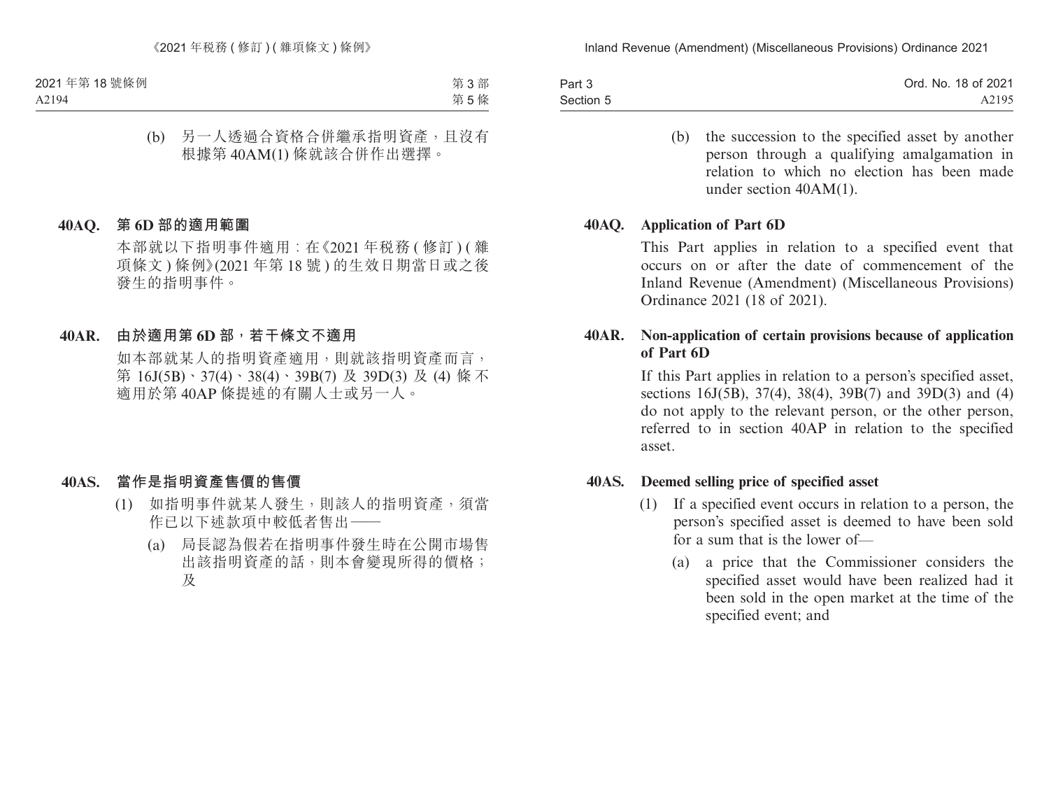(b) 另一人透過合資格合併繼承指明資產，且沒有根據第 40AM(1) 條就該合併作出選擇。

**40AQ. 第 6D 部的適用範圍**

本部就以下指明事件適用：在《2021 年稅務 ( 修訂 ) ( 雜項條文 ) 條例》(2021 年第 18 號 ) 的生效日期當日或之後發生的指明事件。

**40AR. 由於適用第 6D 部，若干條文不適用**

如本部就某人的指明資產適用，則就該指明資產而言，第 16J(5B)、37(4)、38(4)、39B(7) 及 39D(3) 及 (4) 條不適用於第 40AP 條提述的有關人士或另一人。

**40AS. 當作是指明資產售價的售價**

(1) 如指明事件就某人發生，則該人的指明資產，須當作已以下述款項中較低者售出——

(a) 局長認為假若在指明事件發生時在公開市場售出該指明資產的話，則本會變現所得的價格；及

(b) the succession to the specified asset by another person through a qualifying amalgamation in relation to which no election has been made under section 40AM(1).

**40AQ. Application of Part 6D**

This Part applies in relation to a specified event that occurs on or after the date of commencement of the Inland Revenue (Amendment) (Miscellaneous Provisions) Ordinance 2021 (18 of 2021).

**40AR. Non-application of certain provisions because of application of Part 6D**

If this Part applies in relation to a person's specified asset, sections 16J(5B), 37(4), 38(4), 39B(7) and 39D(3) and (4) do not apply to the relevant person, or the other person, referred to in section 40AP in relation to the specified asset.

**40AS. Deemed selling price of specified asset**

(1) If a specified event occurs in relation to a person, the person's specified asset is deemed to have been sold for a sum that is the lower of—

(a) a price that the Commissioner considers the specified asset would have been realized had it been sold in the open market at the time of the specified event; and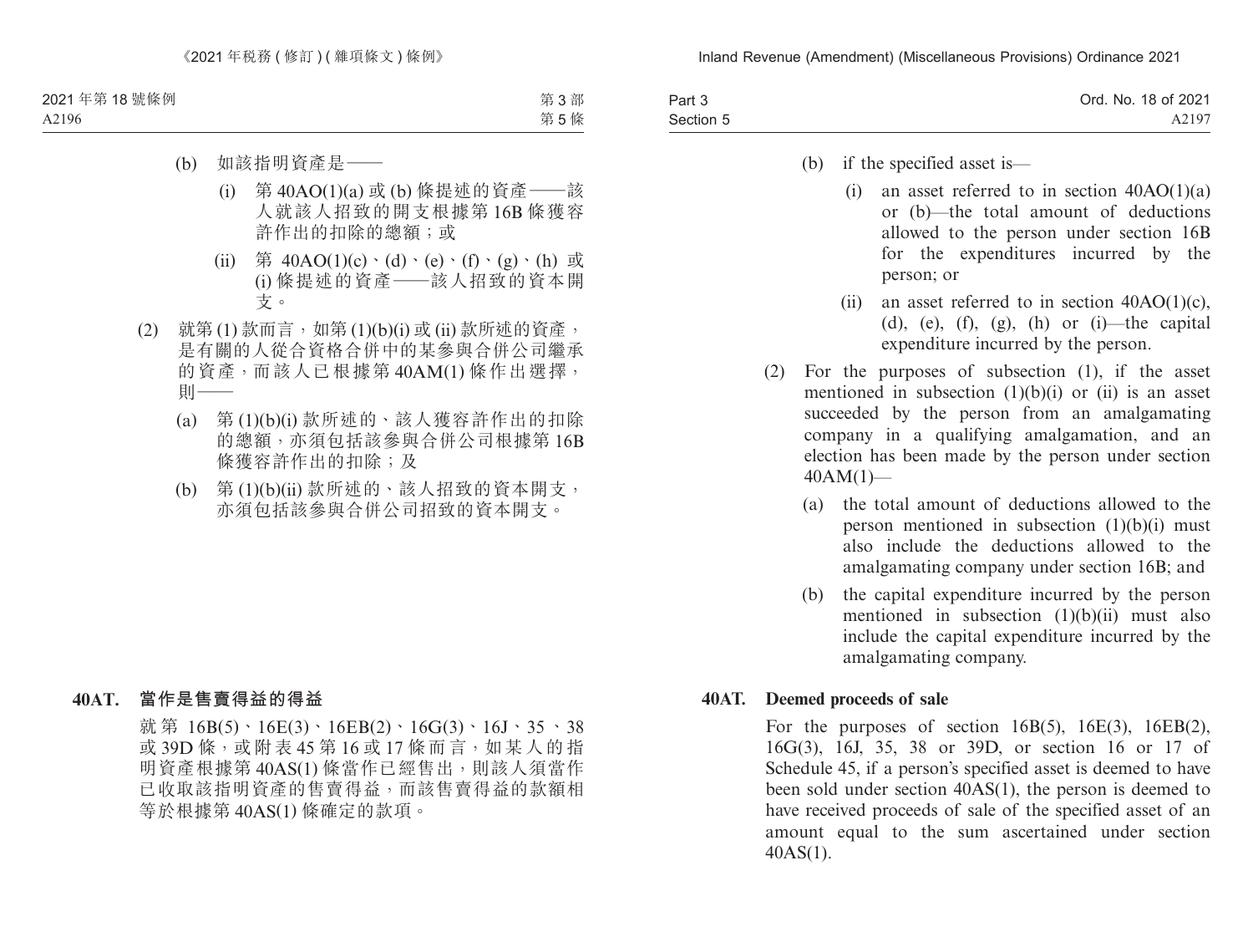(b) 如該指明資產是——

(i) 第 40AO(1)(a) 或 (b) 條提述的資產——該人就該人招致的開支根據第 16B 條獲容許作出的扣除的總額；或

(ii) 第 40AO(1)(c)、(d)、(e)、(f)、(g)、(h) 或 (i) 條提述的資產——該人招致的資本開支。

(2) 就第 (1) 款而言，如第 (1)(b)(i) 或 (ii) 款所述的資產，是有關的人從合資格合併中的某參與合併公司繼承的資產，而該人已根據第 40AM(1) 條作出選擇，則——

(a) 第 (1)(b)(i) 款所述的、該人獲容許作出的扣除的總額，亦須包括該參與合併公司根據第 16B 條獲容許作出的扣除；及

(b) 第 (1)(b)(ii) 款所述的、該人招致的資本開支，亦須包括該參與合併公司招致的資本開支。

**40AT. 當作是售賣得益的得益**

就第 16B(5)、16E(3)、16EB(2)、16G(3)、16J、35、38 或 39D 條，或附表 45 第 16 或 17 條而言，如某人的指明資產根據第 40AS(1) 條當作已經售出，則該人須當作已收取該指明資產的售賣得益，而該售賣得益的款額相等於根據第 40AS(1) 條確定的款項。

(b) if the specified asset is—

(i) an asset referred to in section 40AO(1)(a) or (b)—the total amount of deductions allowed to the person under section 16B for the expenditures incurred by the person; or

(ii) an asset referred to in section 40AO(1)(c), (d), (e), (f), (g), (h) or (i)—the capital expenditure incurred by the person.

(2) For the purposes of subsection (1), if the asset mentioned in subsection (1)(b)(i) or (ii) is an asset succeeded by the person from an amalgamating company in a qualifying amalgamation, and an election has been made by the person under section 40AM(1)—

(a) the total amount of deductions allowed to the person mentioned in subsection (1)(b)(i) must also include the deductions allowed to the amalgamating company under section 16B; and

(b) the capital expenditure incurred by the person mentioned in subsection (1)(b)(ii) must also include the capital expenditure incurred by the amalgamating company.

**40AT. Deemed proceeds of sale**

For the purposes of section 16B(5), 16E(3), 16EB(2), 16G(3), 16J, 35, 38 or 39D, or section 16 or 17 of Schedule 45, if a person's specified asset is deemed to have been sold under section 40AS(1), the person is deemed to have received proceeds of sale of the specified asset of an amount equal to the sum ascertained under section 40AS(1).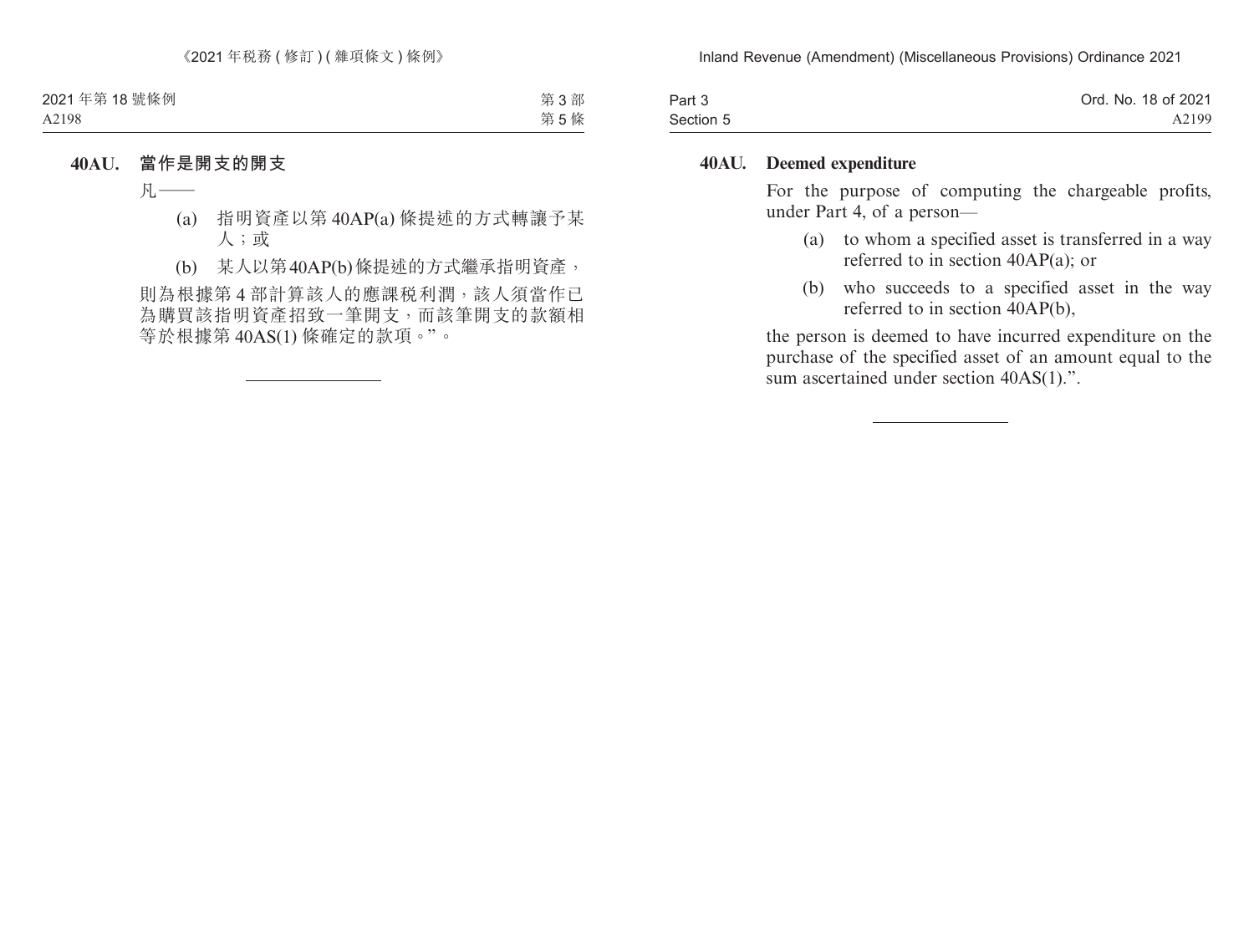**40AU. 當作是開支的開支**

凡——

(a) 指明資產以第 40AP(a) 條提述的方式轉讓予某人；或

(b) 某人以第40AP(b)條提述的方式繼承指明資產，

則為根據第 4 部計算該人的應課稅利潤，該人須當作已為購買該指明資產招致一筆開支，而該筆開支的款額相等於根據第 40AS(1) 條確定的款項。”。

---

**40AU. Deemed expenditure**

For the purpose of computing the chargeable profits, under Part 4, of a person—

(a) to whom a specified asset is transferred in a way referred to in section 40AP(a); or

(b) who succeeds to a specified asset in the way referred to in section 40AP(b),

the person is deemed to have incurred expenditure on the purchase of the specified asset of an amount equal to the sum ascertained under section 40AS(1).”.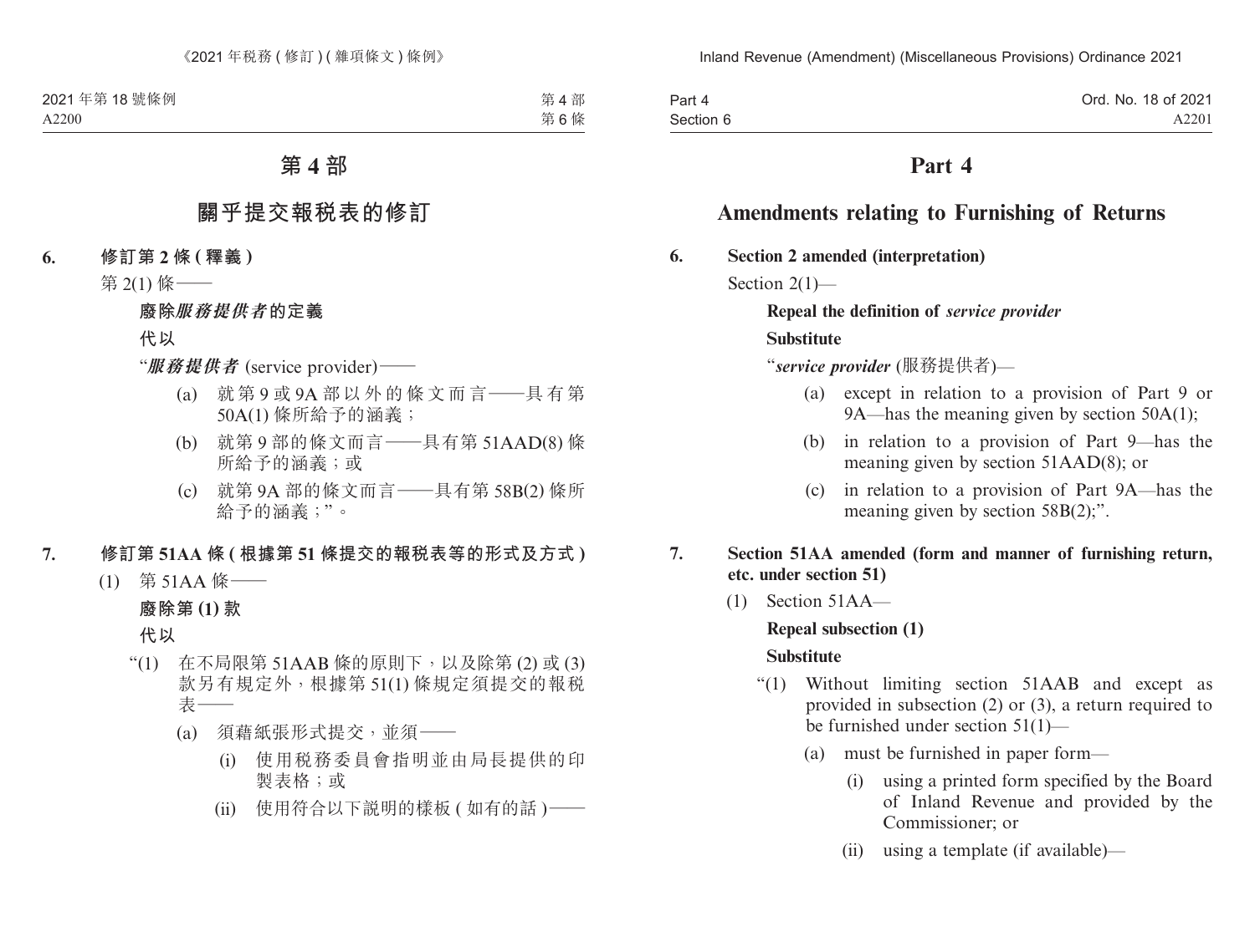# 第 4 部

## 關乎提交報稅表的修訂

**6. 修訂第 2 條 ( 釋義 )**

第 2(1) 條——

**廢除*服務提供者*的定義**

**代以**

“***服務提供者*** (service provider)——

(a) 就第 9 或 9A 部以外的條文而言——具有第 50A(1) 條所給予的涵義；

(b) 就第 9 部的條文而言——具有第 51AAD(8) 條所給予的涵義；或

(c) 就第 9A 部的條文而言——具有第 58B(2) 條所給予的涵義；”。

**7. 修訂第 51AA 條 ( 根據第 51 條提交的報稅表等的形式及方式 )**

(1) 第 51AA 條——

**廢除第 (1) 款**

**代以**

“(1) 在不局限第 51AAB 條的原則下，以及除第 (2) 或 (3) 款另有規定外，根據第 51(1) 條規定須提交的報稅表——

(a) 須藉紙張形式提交，並須——

(i) 使用稅務委員會指明並由局長提供的印製表格；或

(ii) 使用符合以下說明的樣板 ( 如有的話 )——

# Part 4

## Amendments relating to Furnishing of Returns

**6. Section 2 amended (interpretation)**

Section 2(1)—

**Repeal the definition of *service provider***

**Substitute**

“***service provider*** (服務提供者)—

(a) except in relation to a provision of Part 9 or 9A—has the meaning given by section 50A(1);

(b) in relation to a provision of Part 9—has the meaning given by section 51AAD(8); or

(c) in relation to a provision of Part 9A—has the meaning given by section 58B(2);”.

**7. Section 51AA amended (form and manner of furnishing return, etc. under section 51)**

(1) Section 51AA—

**Repeal subsection (1)**

**Substitute**

“(1) Without limiting section 51AAB and except as provided in subsection (2) or (3), a return required to be furnished under section 51(1)—

(a) must be furnished in paper form—

(i) using a printed form specified by the Board of Inland Revenue and provided by the Commissioner; or

(ii) using a template (if available)—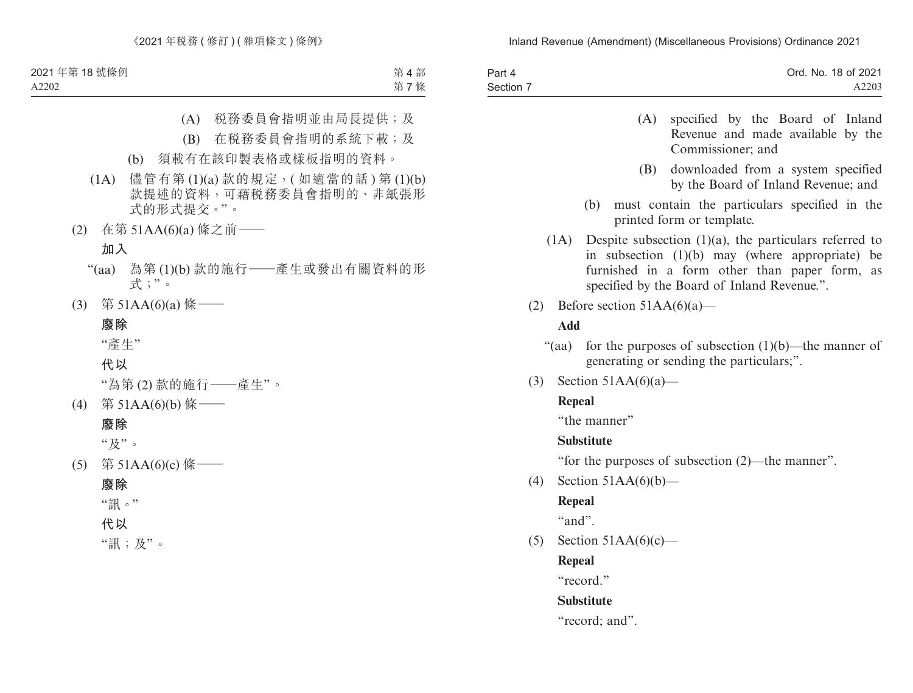(A) 税務委員會指明並由局長提供；及

(B) 在税務委員會指明的系統下載；及

(b) 須載有在該印製表格或樣板指明的資料。

(1A) 儘管有第 (1)(a) 款的規定，(如適當的話) 第 (1)(b) 款提述的資料，可藉税務委員會指明的、非紙張形式的形式提交。”。

(2) 在第 51AA(6)(a) 條之前——

**加入**

“(aa) 為第 (1)(b) 款的施行——產生或發出有關資料的形式；”。

(3) 第 51AA(6)(a) 條——

**廢除**

“產生”

**代以**

“為第 (2) 款的施行——產生”。

(4) 第 51AA(6)(b) 條——

**廢除**

“及”。

(5) 第 51AA(6)(c) 條——

**廢除**

“訊。”

**代以**

“訊；及”。

(A) specified by the Board of Inland Revenue and made available by the Commissioner; and

(B) downloaded from a system specified by the Board of Inland Revenue; and

(b) must contain the particulars specified in the printed form or template.

(1A) Despite subsection (1)(a), the particulars referred to in subsection (1)(b) may (where appropriate) be furnished in a form other than paper form, as specified by the Board of Inland Revenue.”.

(2) Before section 51AA(6)(a)—

**Add**

“(aa) for the purposes of subsection (1)(b)—the manner of generating or sending the particulars;”.

(3) Section 51AA(6)(a)—

**Repeal**

“the manner”

**Substitute**

“for the purposes of subsection (2)—the manner”.

(4) Section 51AA(6)(b)—

**Repeal**

“and”.

(5) Section 51AA(6)(c)—

**Repeal**

“record.”

**Substitute**

“record; and”.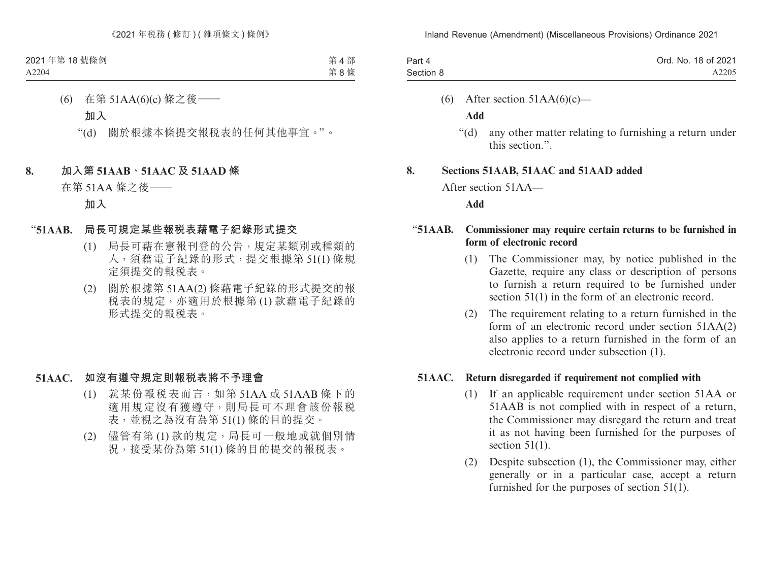(6) 在第 51AA(6)(c) 條之後——

**加入**

“(d) 關於根據本條提交報稅表的任何其他事宜。”。

## 8. 加入第 51AAB、51AAC 及 51AAD 條

在第 51AA 條之後——

**加入**

### “51AAB. 局長可規定某些報稅表藉電子紀錄形式提交

(1) 局長可藉在憲報刊登的公告，規定某類別或種類的人，須藉電子紀錄的形式，提交根據第 51(1) 條規定須提交的報稅表。

(2) 關於根據第 51AA(2) 條藉電子紀錄的形式提交的報稅表的規定，亦適用於根據第 (1) 款藉電子紀錄的形式提交的報稅表。

### 51AAC. 如沒有遵守規定則報稅表將不予理會

(1) 就某份報稅表而言，如第 51AA 或 51AAB 條下的適用規定沒有獲遵守，則局長可不理會該份報稅表，並視之為沒有為第 51(1) 條的目的提交。

(2) 儘管有第 (1) 款的規定，局長可一般地或就個別情況，接受某份為第 51(1) 條的目的提交的報稅表。

---

(6) After section 51AA(6)(c)—

**Add**

“(d) any other matter relating to furnishing a return under this section.”.

## 8. Sections 51AAB, 51AAC and 51AAD added

After section 51AA—

**Add**

### “51AAB. Commissioner may require certain returns to be furnished in form of electronic record

(1) The Commissioner may, by notice published in the Gazette, require any class or description of persons to furnish a return required to be furnished under section 51(1) in the form of an electronic record.

(2) The requirement relating to a return furnished in the form of an electronic record under section 51AA(2) also applies to a return furnished in the form of an electronic record under subsection (1).

### 51AAC. Return disregarded if requirement not complied with

(1) If an applicable requirement under section 51AA or 51AAB is not complied with in respect of a return, the Commissioner may disregard the return and treat it as not having been furnished for the purposes of section 51(1).

(2) Despite subsection (1), the Commissioner may, either generally or in a particular case, accept a return furnished for the purposes of section 51(1).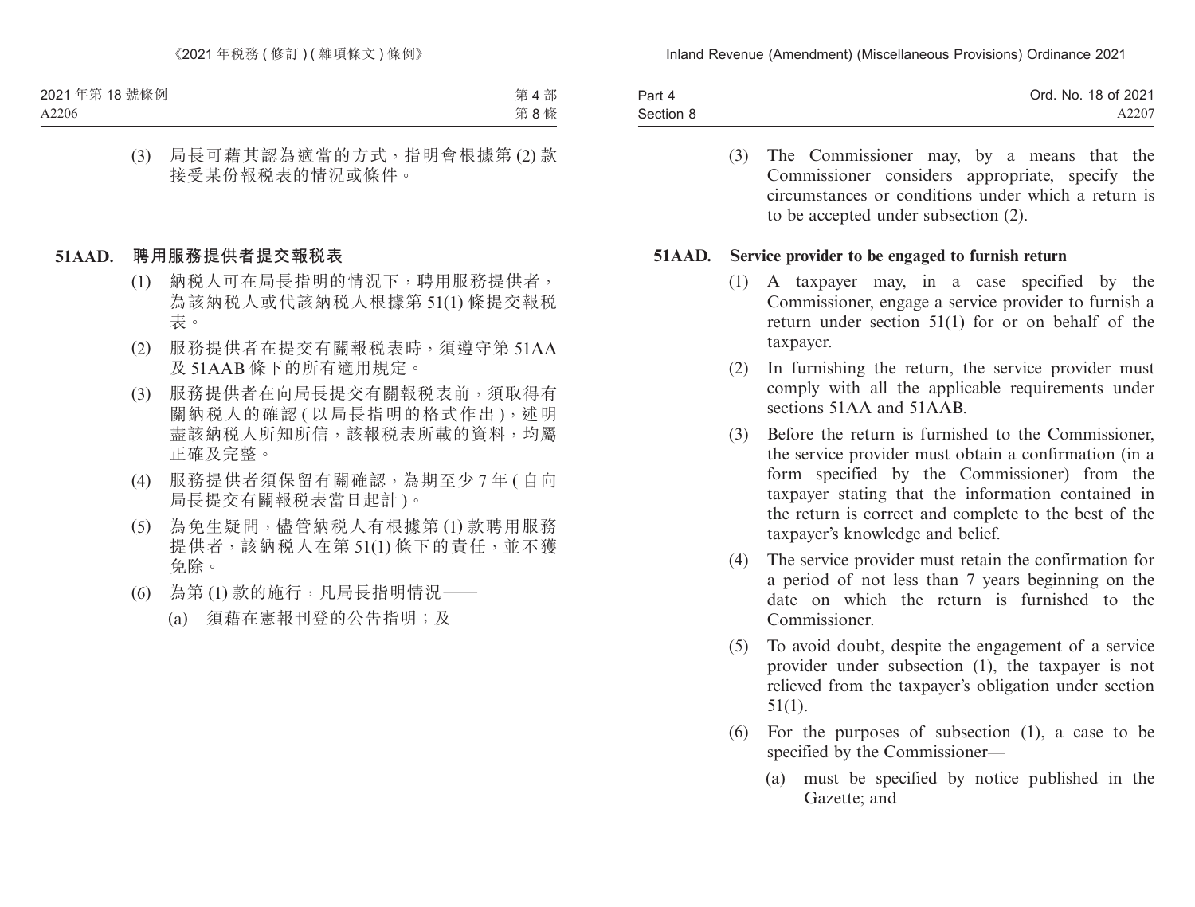(3) 局長可藉其認為適當的方式，指明會根據第 (2) 款接受某份報稅表的情況或條件。

**51AAD. 聘用服務提供者提交報稅表**

(1) 納稅人可在局長指明的情況下，聘用服務提供者，為該納稅人或代該納稅人根據第 51(1) 條提交報稅表。

(2) 服務提供者在提交有關報稅表時，須遵守第 51AA 及 51AAB 條下的所有適用規定。

(3) 服務提供者在向局長提交有關報稅表前，須取得有關納稅人的確認 (以局長指明的格式作出)，述明盡該納稅人所知所信，該報稅表所載的資料，均屬正確及完整。

(4) 服務提供者須保留有關確認，為期至少 7 年 (自向局長提交有關報稅表當日起計)。

(5) 為免生疑問，儘管納稅人有根據第 (1) 款聘用服務提供者，該納稅人在第 51(1) 條下的責任，並不獲免除。

(6) 為第 (1) 款的施行，凡局長指明情況——

(a) 須藉在憲報刊登的公告指明；及

(3) The Commissioner may, by a means that the Commissioner considers appropriate, specify the circumstances or conditions under which a return is to be accepted under subsection (2).

**51AAD. Service provider to be engaged to furnish return**

(1) A taxpayer may, in a case specified by the Commissioner, engage a service provider to furnish a return under section 51(1) for or on behalf of the taxpayer.

(2) In furnishing the return, the service provider must comply with all the applicable requirements under sections 51AA and 51AAB.

(3) Before the return is furnished to the Commissioner, the service provider must obtain a confirmation (in a form specified by the Commissioner) from the taxpayer stating that the information contained in the return is correct and complete to the best of the taxpayer's knowledge and belief.

(4) The service provider must retain the confirmation for a period of not less than 7 years beginning on the date on which the return is furnished to the Commissioner.

(5) To avoid doubt, despite the engagement of a service provider under subsection (1), the taxpayer is not relieved from the taxpayer's obligation under section 51(1).

(6) For the purposes of subsection (1), a case to be specified by the Commissioner—

(a) must be specified by notice published in the Gazette; and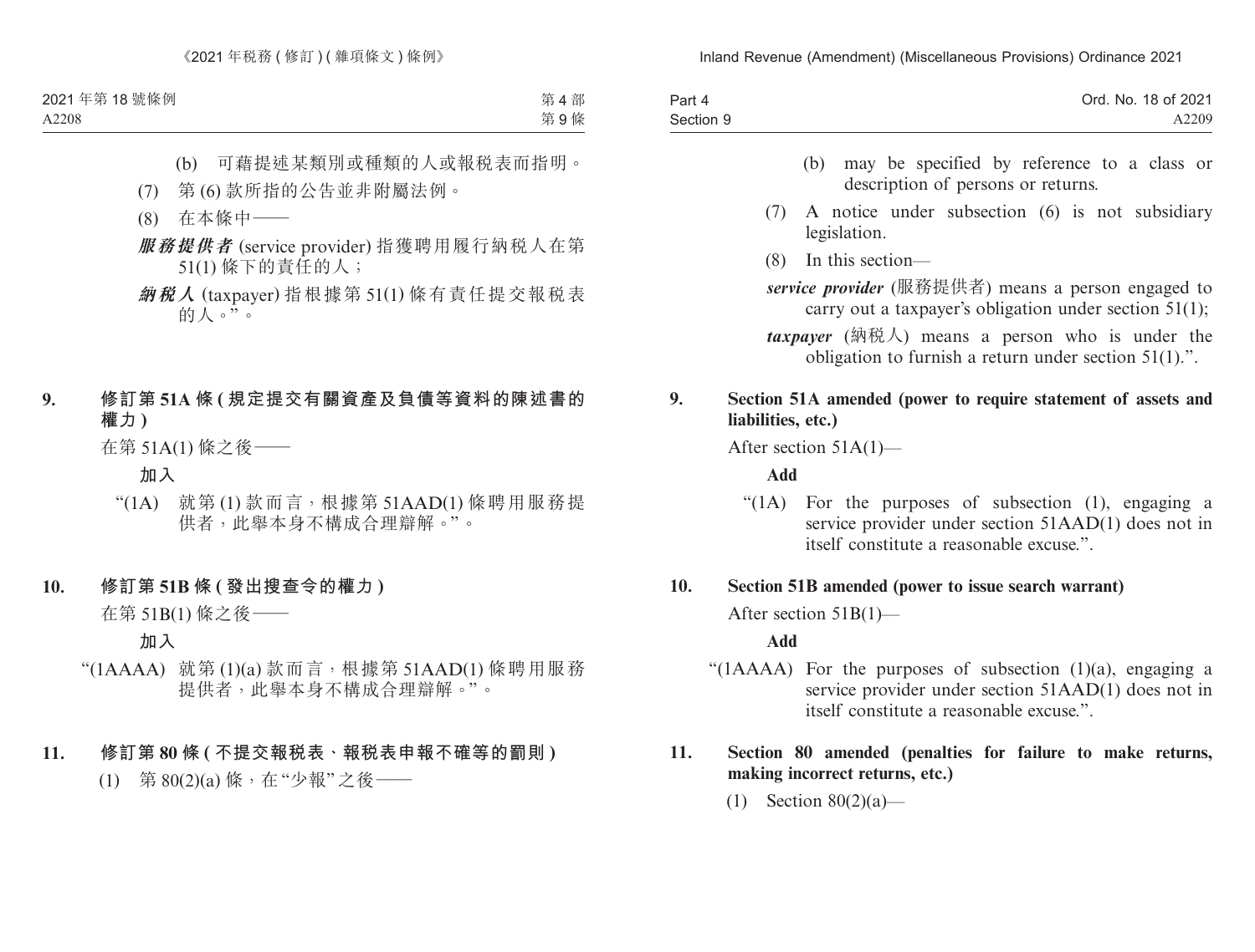(b) 可藉提述某類別或種類的人或報稅表而指明。

(7) 第 (6) 款所指的公告並非附屬法例。

(8) 在本條中——

***服務提供者*** (service provider) 指獲聘用履行納稅人在第 51(1) 條下的責任的人；

***納稅人*** (taxpayer) 指根據第 51(1) 條有責任提交報稅表的人。”。

**9. 修訂第 51A 條 (規定提交有關資產及負債等資料的陳述書的權力)**

在第 51A(1) 條之後——

**加入**

“(1A) 就第 (1) 款而言，根據第 51AAD(1) 條聘用服務提供者，此舉本身不構成合理辯解。”。

**10. 修訂第 51B 條 (發出搜查令的權力)**

在第 51B(1) 條之後——

**加入**

“(1AAAA) 就第 (1)(a) 款而言，根據第 51AAD(1) 條聘用服務提供者，此舉本身不構成合理辯解。”。

**11. 修訂第 80 條 (不提交報稅表、報稅表申報不確等的罰則)**

(1) 第 80(2)(a) 條，在“少報”之後——

(b) may be specified by reference to a class or description of persons or returns.

(7) A notice under subsection (6) is not subsidiary legislation.

(8) In this section—

***service provider*** (服務提供者) means a person engaged to carry out a taxpayer's obligation under section 51(1);

***taxpayer*** (納稅人) means a person who is under the obligation to furnish a return under section 51(1).”.

**9. Section 51A amended (power to require statement of assets and liabilities, etc.)**

After section 51A(1)—

**Add**

“(1A) For the purposes of subsection (1), engaging a service provider under section 51AAD(1) does not in itself constitute a reasonable excuse.”.

**10. Section 51B amended (power to issue search warrant)**

After section 51B(1)—

**Add**

“(1AAAA) For the purposes of subsection (1)(a), engaging a service provider under section 51AAD(1) does not in itself constitute a reasonable excuse.”.

**11. Section 80 amended (penalties for failure to make returns, making incorrect returns, etc.)**

(1) Section 80(2)(a)—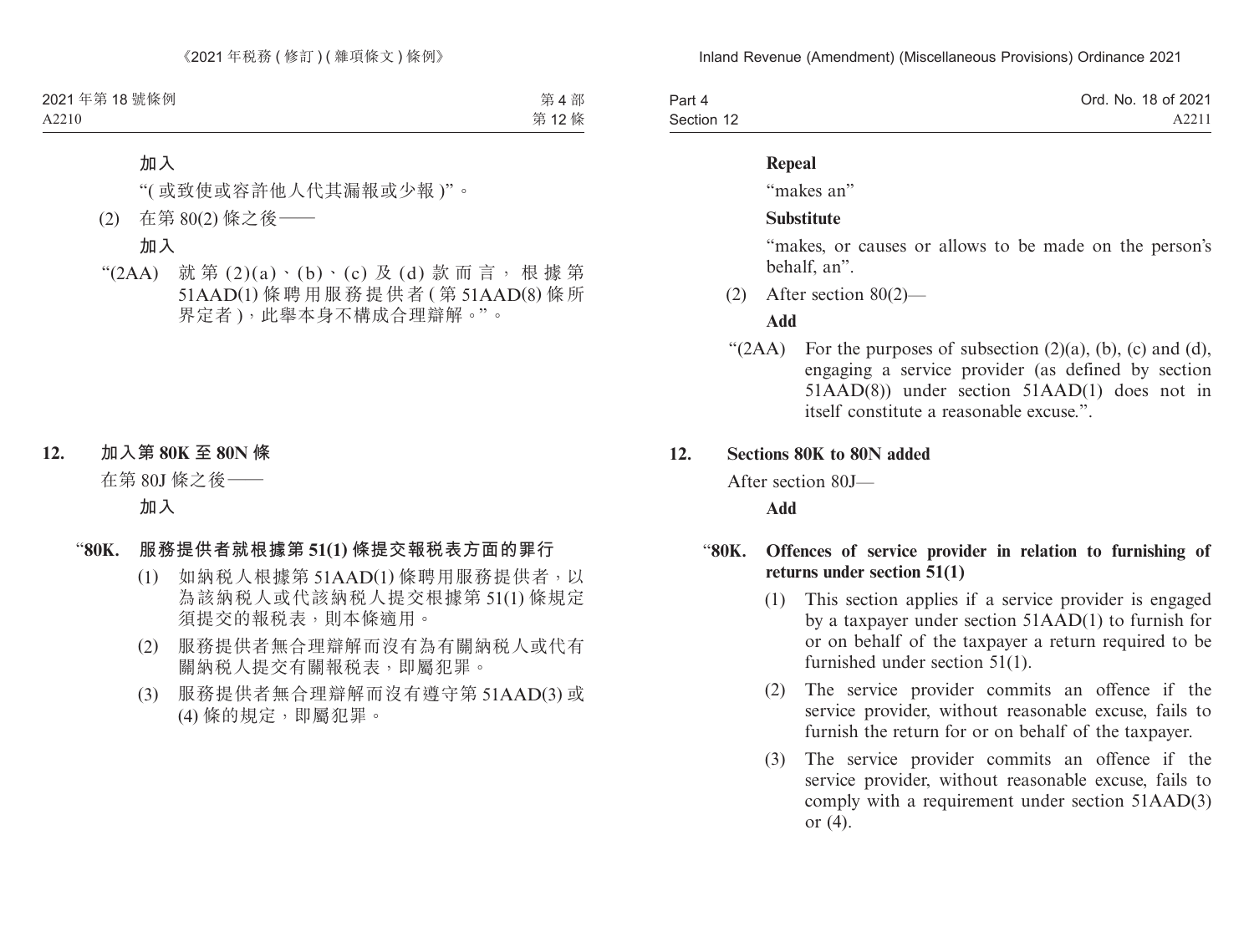加入

"(或致使或容許他人代其漏報或少報)"。

(2) 在第 80(2) 條之後——

加入

"(2AA) 就第 (2)(a)、(b)、(c) 及 (d) 款而言，根據第 51AAD(1) 條聘用服務提供者 (第 51AAD(8) 條所界定者)，此舉本身不構成合理辯解。"。

## 12. 加入第 80K 至 80N 條

在第 80J 條之後——

加入

### "80K. 服務提供者就根據第 51(1) 條提交報稅表方面的罪行

(1) 如納稅人根據第 51AAD(1) 條聘用服務提供者，以為該納稅人或代該納稅人提交根據第 51(1) 條規定須提交的報稅表，則本條適用。

(2) 服務提供者無合理辯解而沒有為有關納稅人或代有關納稅人提交有關報稅表，即屬犯罪。

(3) 服務提供者無合理辯解而沒有遵守第 51AAD(3) 或 (4) 條的規定，即屬犯罪。

**Repeal**

"makes an"

**Substitute**

"makes, or causes or allows to be made on the person's behalf, an".

(2) After section 80(2)—

**Add**

"(2AA) For the purposes of subsection (2)(a), (b), (c) and (d), engaging a service provider (as defined by section 51AAD(8)) under section 51AAD(1) does not in itself constitute a reasonable excuse.".

## 12. Sections 80K to 80N added

After section 80J—

**Add**

### "80K. Offences of service provider in relation to furnishing of returns under section 51(1)

(1) This section applies if a service provider is engaged by a taxpayer under section 51AAD(1) to furnish for or on behalf of the taxpayer a return required to be furnished under section 51(1).

(2) The service provider commits an offence if the service provider, without reasonable excuse, fails to furnish the return for or on behalf of the taxpayer.

(3) The service provider commits an offence if the service provider, without reasonable excuse, fails to comply with a requirement under section 51AAD(3) or (4).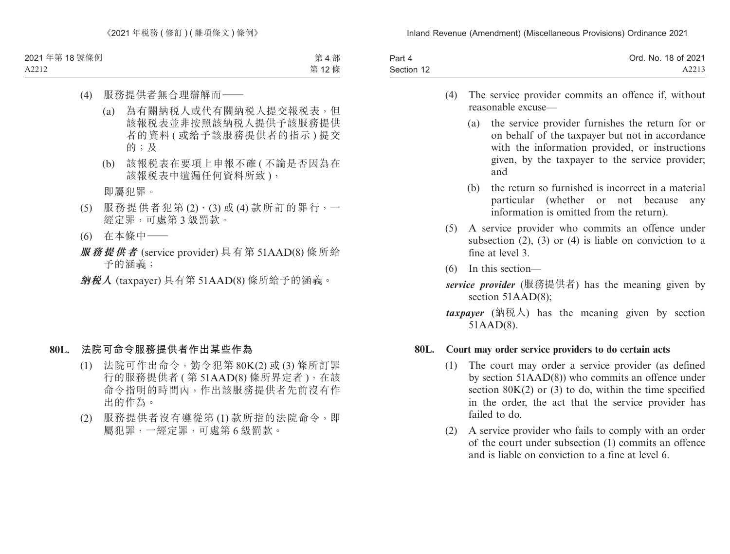(4) 服務提供者無合理辯解而——

(a) 為有關納稅人或代有關納稅人提交報稅表，但該報稅表並非按照該納稅人提供予該服務提供者的資料 (或給予該服務提供者的指示) 提交的；及

(b) 該報稅表在要項上申報不確 (不論是否因為在該報稅表中遺漏任何資料所致)，

即屬犯罪。

(5) 服務提供者犯第 (2)、(3) 或 (4) 款所訂的罪行，一經定罪，可處第 3 級罰款。

(6) 在本條中——

***服務提供者*** (service provider) 具有第 51AAD(8) 條所給予的涵義；

***納稅人*** (taxpayer) 具有第 51AAD(8) 條所給予的涵義。

**80L. 法院可命令服務提供者作出某些作為**

(1) 法院可作出命令，飭令犯第 80K(2) 或 (3) 條所訂罪行的服務提供者 (第 51AAD(8) 條所界定者)，在該命令指明的時間內，作出該服務提供者先前沒有作出的作為。

(2) 服務提供者沒有遵從第 (1) 款所指的法院命令，即屬犯罪，一經定罪，可處第 6 級罰款。

(4) The service provider commits an offence if, without reasonable excuse—

(a) the service provider furnishes the return for or on behalf of the taxpayer but not in accordance with the information provided, or instructions given, by the taxpayer to the service provider; and

(b) the return so furnished is incorrect in a material particular (whether or not because any information is omitted from the return).

(5) A service provider who commits an offence under subsection (2), (3) or (4) is liable on conviction to a fine at level 3.

(6) In this section—

***service provider*** (服務提供者) has the meaning given by section 51AAD(8);

***taxpayer*** (納稅人) has the meaning given by section 51AAD(8).

**80L. Court may order service providers to do certain acts**

(1) The court may order a service provider (as defined by section 51AAD(8)) who commits an offence under section 80K(2) or (3) to do, within the time specified in the order, the act that the service provider has failed to do.

(2) A service provider who fails to comply with an order of the court under subsection (1) commits an offence and is liable on conviction to a fine at level 6.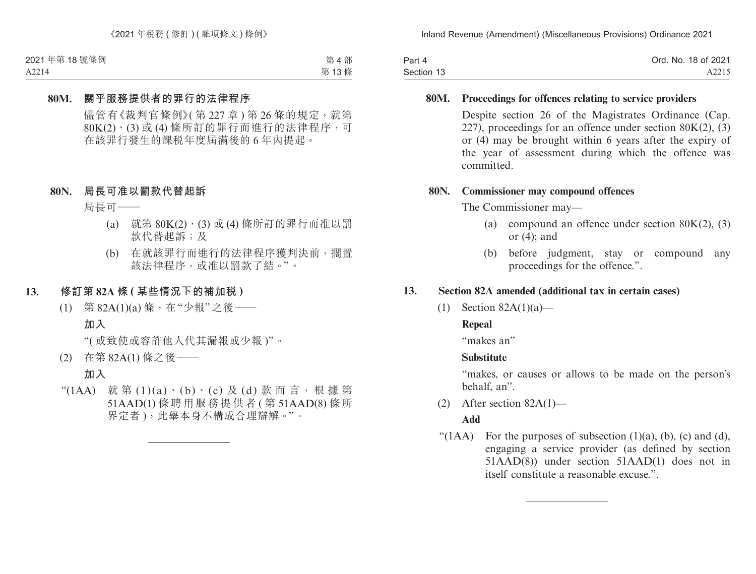**80M. 關乎服務提供者的罪行的法律程序**

儘管有《裁判官條例》(第 227 章 ) 第 26 條的規定，就第 80K(2)、(3) 或 (4) 條所訂的罪行而進行的法律程序，可在該罪行發生的課稅年度屆滿後的 6 年內提起。

**80N. 局長可准以罰款代替起訴**

局長可——

(a) 就第 80K(2)、(3) 或 (4) 條所訂的罪行而准以罰款代替起訴；及

(b) 在就該罪行而進行的法律程序獲判決前，擱置該法律程序，或准以罰款了結。”。

**13. 修訂第 82A 條 ( 某些情況下的補加稅 )**

(1) 第 82A(1)(a) 條，在“少報”之後——

**加入**

“( 或致使或容許他人代其漏報或少報 )”。

(2) 在第 82A(1) 條之後——

**加入**

“(1AA) 就第 (1)(a)、(b)、(c) 及 (d) 款而言，根據第 51AAD(1) 條聘用服務提供者 ( 第 51AAD(8) 條所界定者 )，此舉本身不構成合理辯解。”。

**80M. Proceedings for offences relating to service providers**

Despite section 26 of the Magistrates Ordinance (Cap. 227), proceedings for an offence under section 80K(2), (3) or (4) may be brought within 6 years after the expiry of the year of assessment during which the offence was committed.

**80N. Commissioner may compound offences**

The Commissioner may—

(a) compound an offence under section 80K(2), (3) or (4); and

(b) before judgment, stay or compound any proceedings for the offence.”.

**13. Section 82A amended (additional tax in certain cases)**

(1) Section 82A(1)(a)—

**Repeal**

“makes an”

**Substitute**

“makes, or causes or allows to be made on the person’s behalf, an”.

(2) After section 82A(1)—

**Add**

“(1AA) For the purposes of subsection (1)(a), (b), (c) and (d), engaging a service provider (as defined by section 51AAD(8)) under section 51AAD(1) does not in itself constitute a reasonable excuse.”.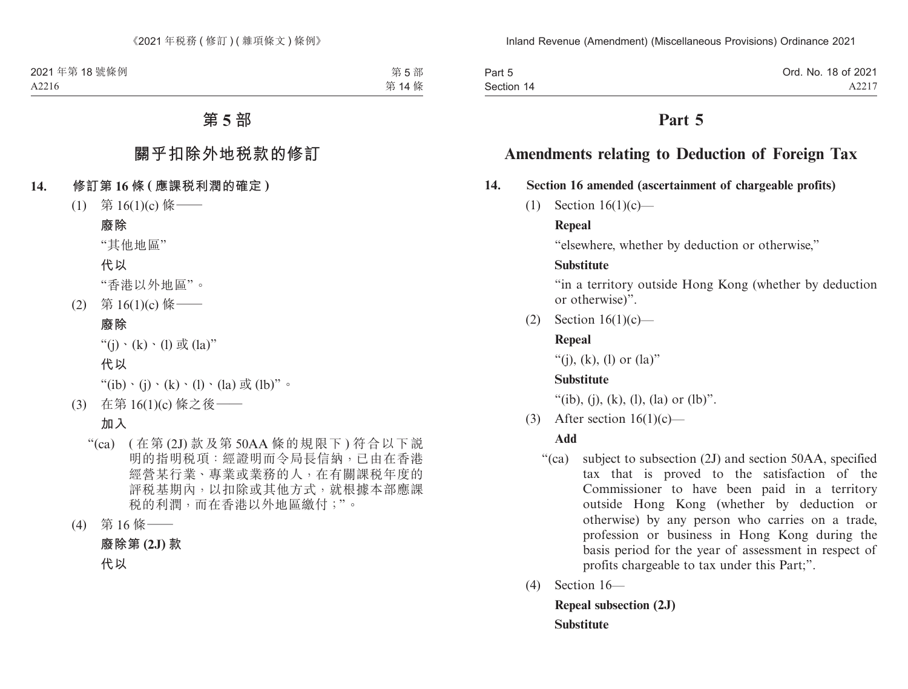# 第 5 部

## 關乎扣除外地稅款的修訂

**14. 修訂第 16 條 (應課稅利潤的確定)**

(1) 第 16(1)(c) 條——

**廢除**

"其他地區"

**代以**

"香港以外地區"。

(2) 第 16(1)(c) 條——

**廢除**

"(j)、(k)、(l) 或 (la)"

**代以**

"(ib)、(j)、(k)、(l)、(la) 或 (lb)"。

(3) 在第 16(1)(c) 條之後——

**加入**

"(ca) (在第 (2J) 款及第 50AA 條的規限下) 符合以下說明的指明稅項:經證明而令局長信納,已由在香港經營某行業、專業或業務的人,在有關課稅年度的評稅基期內,以扣除或其他方式,就根據本部應課稅的利潤,而在香港以外地區繳付;"。

(4) 第 16 條——

**廢除第 (2J) 款**

**代以**

# Part 5

## Amendments relating to Deduction of Foreign Tax

**14. Section 16 amended (ascertainment of chargeable profits)**

(1) Section 16(1)(c)—

**Repeal**

"elsewhere, whether by deduction or otherwise,"

**Substitute**

"in a territory outside Hong Kong (whether by deduction or otherwise)".

(2) Section 16(1)(c)—

**Repeal**

"(j), (k), (l) or (la)"

**Substitute**

"(ib), (j), (k), (l), (la) or (lb)".

(3) After section 16(1)(c)—

**Add**

"(ca) subject to subsection (2J) and section 50AA, specified tax that is proved to the satisfaction of the Commissioner to have been paid in a territory outside Hong Kong (whether by deduction or otherwise) by any person who carries on a trade, profession or business in Hong Kong during the basis period for the year of assessment in respect of profits chargeable to tax under this Part;".

(4) Section 16—

**Repeal subsection (2J)**

**Substitute**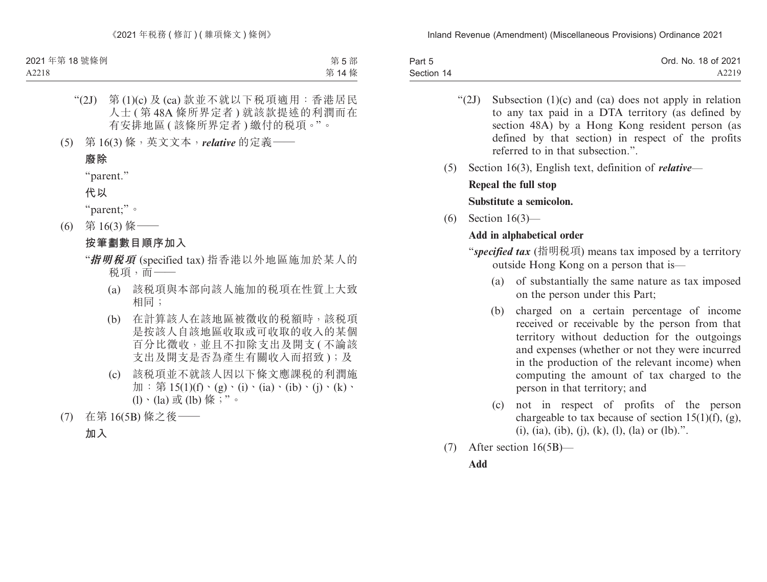“(2J) 第 (1)(c) 及 (ca) 款並不就以下稅項適用：香港居民人士 ( 第 48A 條所界定者 ) 就該款提述的利潤而在有安排地區 ( 該條所界定者 ) 繳付的稅項。”。

(5) 第 16(3) 條，英文文本，***relative*** 的定義——

**廢除**

“parent.”

**代以**

“parent;”。

(6) 第 16(3) 條——

**按筆劃數目順序加入**

“***指明稅項*** (specified tax) 指香港以外地區施加於某人的稅項，而——

(a) 該稅項與本部向該人施加的稅項在性質上大致相同；

(b) 在計算該人在該地區被徵收的稅額時，該稅項是按該人自該地區收取或可收取的收入的某個百分比徵收，並且不扣除支出及開支 ( 不論該支出及開支是否為產生有關收入而招致 )；及

(c) 該稅項並不就該人因以下條文應課稅的利潤施加：第 15(1)(f)、(g)、(i)、(ia)、(ib)、(j)、(k)、(l)、(la) 或 (lb) 條；”。

(7) 在第 16(5B) 條之後——

**加入**

“(2J) Subsection (1)(c) and (ca) does not apply in relation to any tax paid in a DTA territory (as defined by section 48A) by a Hong Kong resident person (as defined by that section) in respect of the profits referred to in that subsection.”.

(5) Section 16(3), English text, definition of ***relative***—

**Repeal the full stop**

**Substitute a semicolon.**

(6) Section 16(3)—

**Add in alphabetical order**

“***specified tax*** (指明稅項) means tax imposed by a territory outside Hong Kong on a person that is—

(a) of substantially the same nature as tax imposed on the person under this Part;

(b) charged on a certain percentage of income received or receivable by the person from that territory without deduction for the outgoings and expenses (whether or not they were incurred in the production of the relevant income) when computing the amount of tax charged to the person in that territory; and

(c) not in respect of profits of the person chargeable to tax because of section 15(1)(f), (g), (i), (ia), (ib), (j), (k), (l), (la) or (lb).”.

(7) After section 16(5B)—

**Add**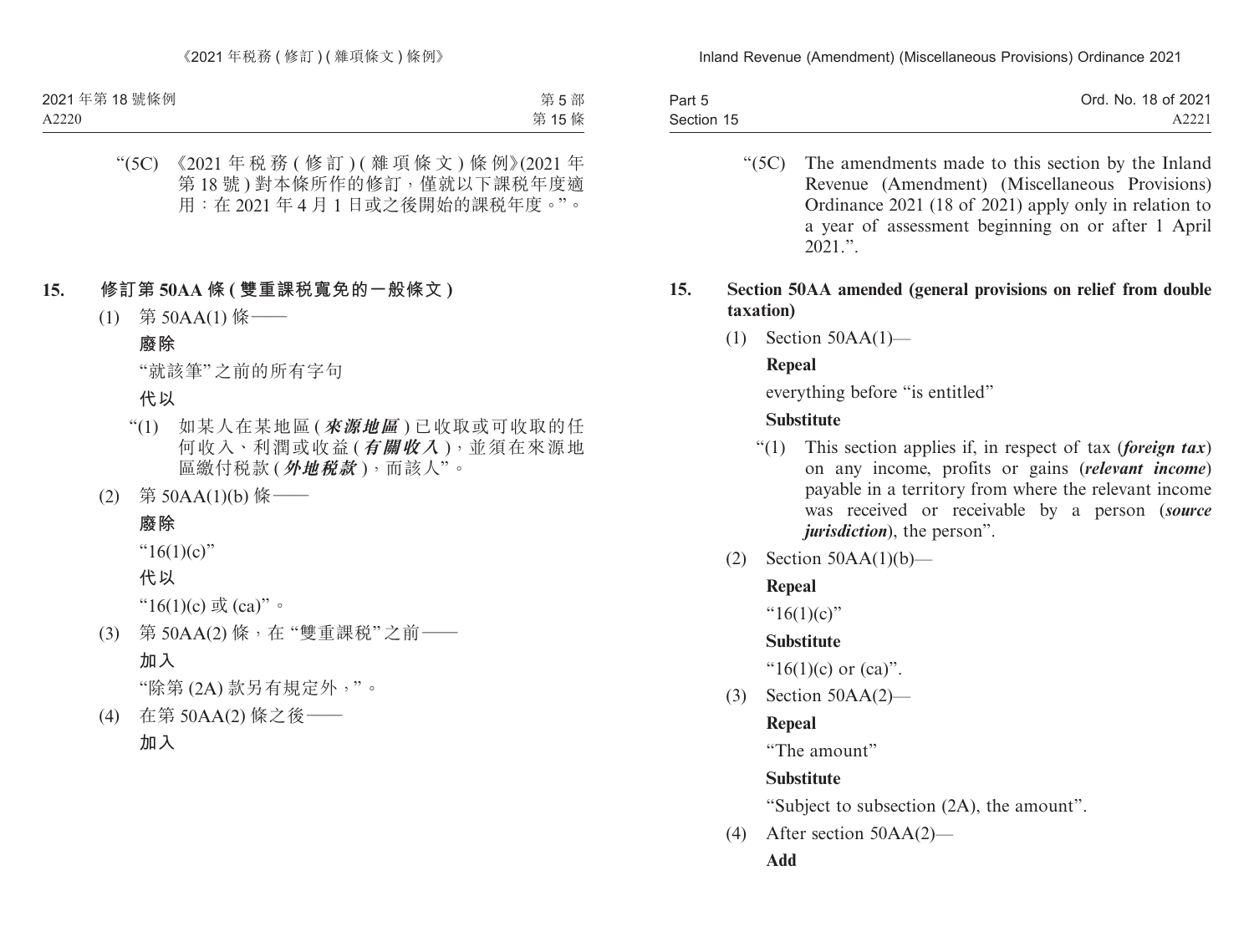“(5C) 《2021 年稅務 ( 修訂 ) ( 雜項條文 ) 條例》(2021 年第 18 號 ) 對本條所作的修訂，僅就以下課稅年度適用：在 2021 年 4 月 1 日或之後開始的課稅年度。”。

## 15. 修訂第 50AA 條 ( 雙重課稅寬免的一般條文 )

(1) 第 50AA(1) 條——

**廢除**

“就該筆”之前的所有字句

**代以**

“(1) 如某人在某地區 (***來源地區***) 已收取或可收取的任何收入、利潤或收益 (***有關收入***)，並須在來源地區繳付稅款 (***外地稅款***)，而該人”。

(2) 第 50AA(1)(b) 條——

**廢除**

“16(1)(c)”

**代以**

“16(1)(c) 或 (ca)”。

(3) 第 50AA(2) 條，在“雙重課稅”之前——

**加入**

“除第 (2A) 款另有規定外，”。

(4) 在第 50AA(2) 條之後——

**加入**

“(5C) The amendments made to this section by the Inland Revenue (Amendment) (Miscellaneous Provisions) Ordinance 2021 (18 of 2021) apply only in relation to a year of assessment beginning on or after 1 April 2021.”.

## 15. Section 50AA amended (general provisions on relief from double taxation)

(1) Section 50AA(1)—

**Repeal**

everything before “is entitled”

**Substitute**

“(1) This section applies if, in respect of tax (***foreign tax***) on any income, profits or gains (***relevant income***) payable in a territory from where the relevant income was received or receivable by a person (***source jurisdiction***), the person”.

(2) Section 50AA(1)(b)—

**Repeal**

“16(1)(c)”

**Substitute**

“16(1)(c) or (ca)”.

(3) Section 50AA(2)—

**Repeal**

“The amount”

**Substitute**

“Subject to subsection (2A), the amount”.

(4) After section 50AA(2)—

**Add**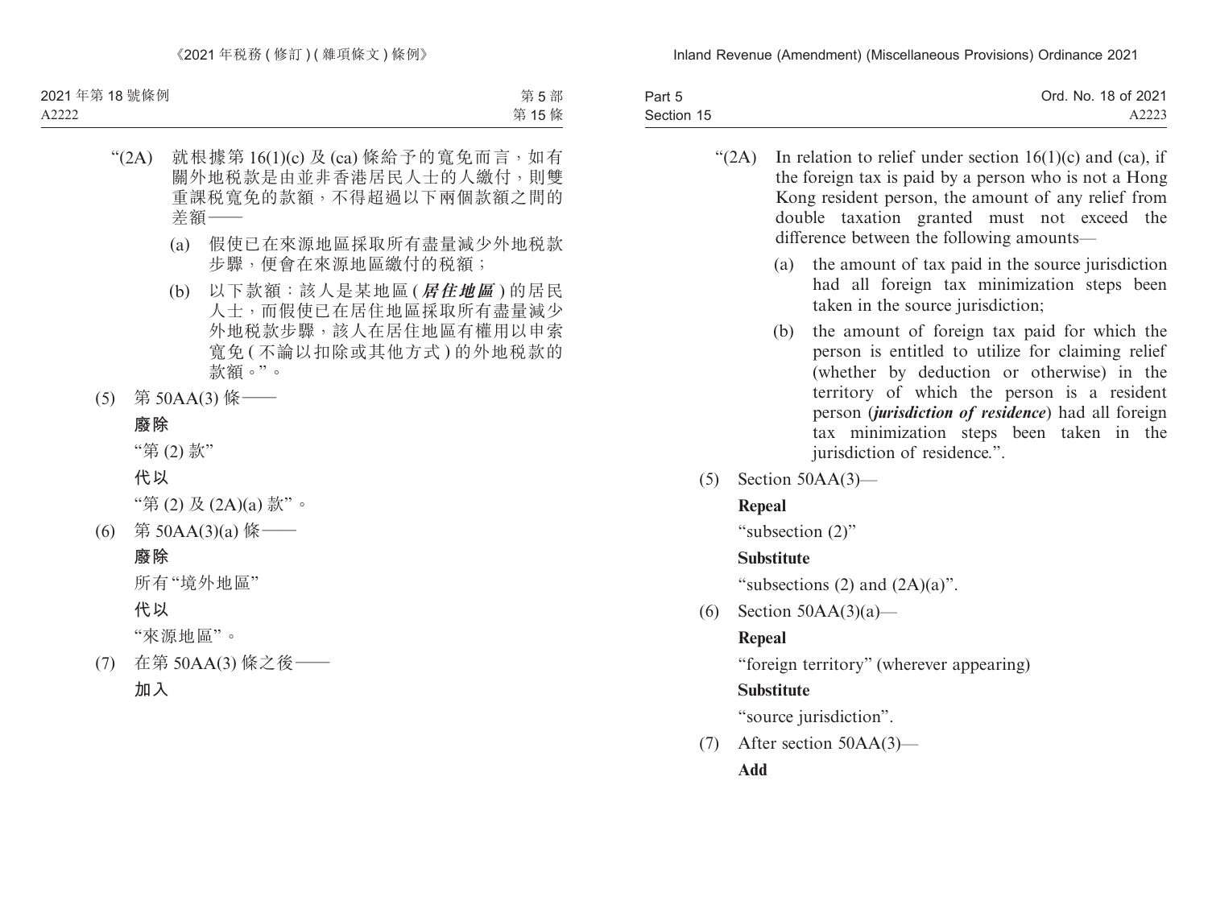"(2A) 就根據第 16(1)(c) 及 (ca) 條給予的寬免而言，如有關外地稅款是由並非香港居民人士的人繳付，則雙重課稅寬免的款額，不得超過以下兩個款額之間的差額——

(a) 假使已在來源地區採取所有盡量減少外地稅款步驟，便會在來源地區繳付的稅額；

(b) 以下款額：該人是某地區 (***居住地區***) 的居民人士，而假使已在居住地區採取所有盡量減少外地稅款步驟，該人在居住地區有權用以申索寬免 (不論以扣除或其他方式) 的外地稅款的款額。"。

(5) 第 50AA(3) 條——

**廢除**

"第 (2) 款"

**代以**

"第 (2) 及 (2A)(a) 款"。

(6) 第 50AA(3)(a) 條——

**廢除**

所有"境外地區"

**代以**

"來源地區"。

(7) 在第 50AA(3) 條之後——

**加入**

"(2A) In relation to relief under section 16(1)(c) and (ca), if the foreign tax is paid by a person who is not a Hong Kong resident person, the amount of any relief from double taxation granted must not exceed the difference between the following amounts—

(a) the amount of tax paid in the source jurisdiction had all foreign tax minimization steps been taken in the source jurisdiction;

(b) the amount of foreign tax paid for which the person is entitled to utilize for claiming relief (whether by deduction or otherwise) in the territory of which the person is a resident person (***jurisdiction of residence***) had all foreign tax minimization steps been taken in the jurisdiction of residence.".

(5) Section 50AA(3)—

**Repeal**

"subsection (2)"

**Substitute**

"subsections (2) and (2A)(a)".

(6) Section 50AA(3)(a)—

**Repeal**

"foreign territory" (wherever appearing)

**Substitute**

"source jurisdiction".

(7) After section 50AA(3)—

**Add**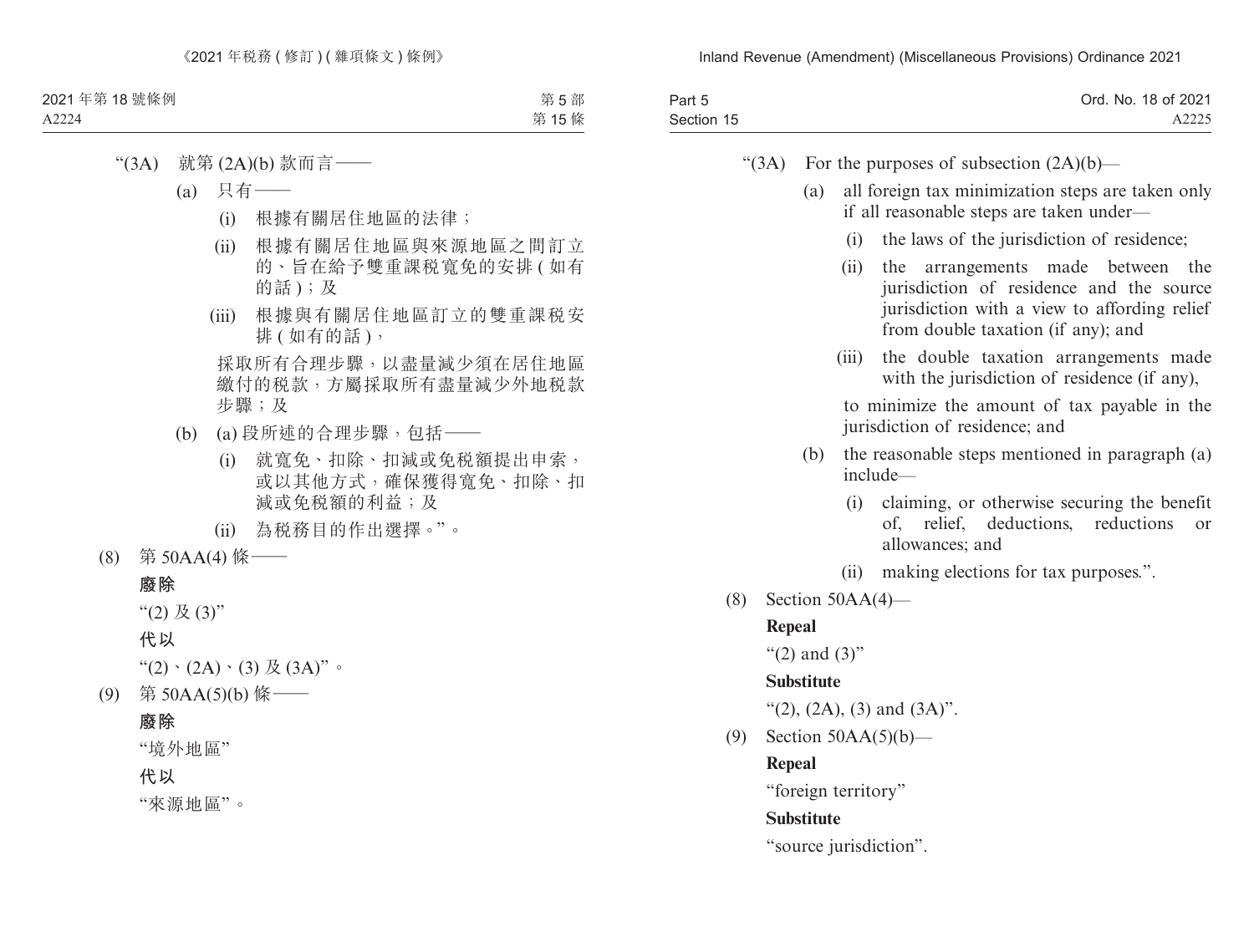“(3A) 就第 (2A)(b) 款而言——

(a) 只有——

(i) 根據有關居住地區的法律；

(ii) 根據有關居住地區與來源地區之間訂立的、旨在給予雙重課稅寬免的安排 (如有的話)；及

(iii) 根據與有關居住地區訂立的雙重課稅安排 (如有的話)，

採取所有合理步驟，以盡量減少須在居住地區繳付的稅款，方屬採取所有盡量減少外地稅款步驟；及

(b) (a) 段所述的合理步驟，包括——

(i) 就寬免、扣除、扣減或免稅額提出申索，或以其他方式，確保獲得寬免、扣除、扣減或免稅額的利益；及

(ii) 為稅務目的作出選擇。”。

(8) 第 50AA(4) 條——

**廢除**

“(2) 及 (3)”

**代以**

“(2)、(2A)、(3) 及 (3A)”。

(9) 第 50AA(5)(b) 條——

**廢除**

“境外地區”

**代以**

“來源地區”。

“(3A) For the purposes of subsection (2A)(b)—

(a) all foreign tax minimization steps are taken only if all reasonable steps are taken under—

(i) the laws of the jurisdiction of residence;

(ii) the arrangements made between the jurisdiction of residence and the source jurisdiction with a view to affording relief from double taxation (if any); and

(iii) the double taxation arrangements made with the jurisdiction of residence (if any),

to minimize the amount of tax payable in the jurisdiction of residence; and

(b) the reasonable steps mentioned in paragraph (a) include—

(i) claiming, or otherwise securing the benefit of, relief, deductions, reductions or allowances; and

(ii) making elections for tax purposes.”.

(8) Section 50AA(4)—

**Repeal**

“(2) and (3)”

**Substitute**

“(2), (2A), (3) and (3A)”.

(9) Section 50AA(5)(b)—

**Repeal**

“foreign territory”

**Substitute**

“source jurisdiction”.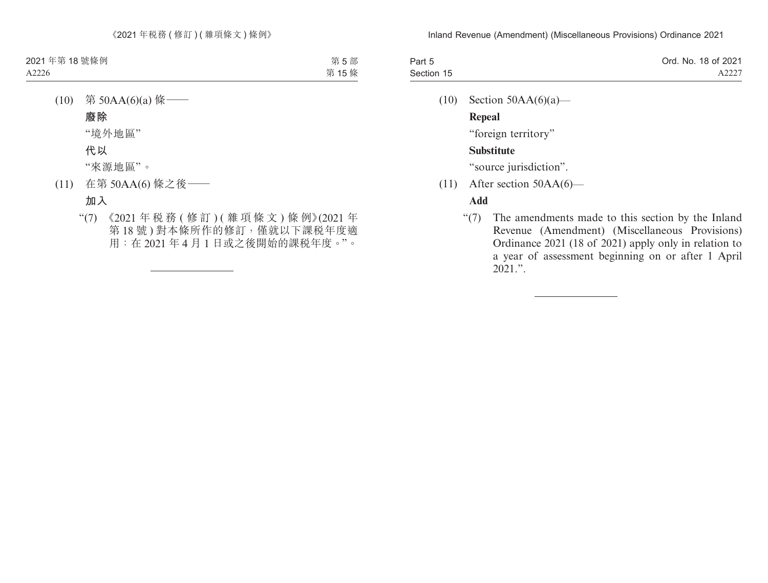(10) 第 50AA(6)(a) 條——

**廢除**

“境外地區”

**代以**

“來源地區”。

(11) 在第 50AA(6) 條之後——

**加入**

“(7) 《2021 年稅務 (修訂) (雜項條文) 條例》(2021 年第 18 號) 對本條所作的修訂，僅就以下課稅年度適用：在 2021 年 4 月 1 日或之後開始的課稅年度。”。

---

(10) Section 50AA(6)(a)—

**Repeal**

“foreign territory”

**Substitute**

“source jurisdiction”.

(11) After section 50AA(6)—

**Add**

“(7) The amendments made to this section by the Inland Revenue (Amendment) (Miscellaneous Provisions) Ordinance 2021 (18 of 2021) apply only in relation to a year of assessment beginning on or after 1 April 2021.”.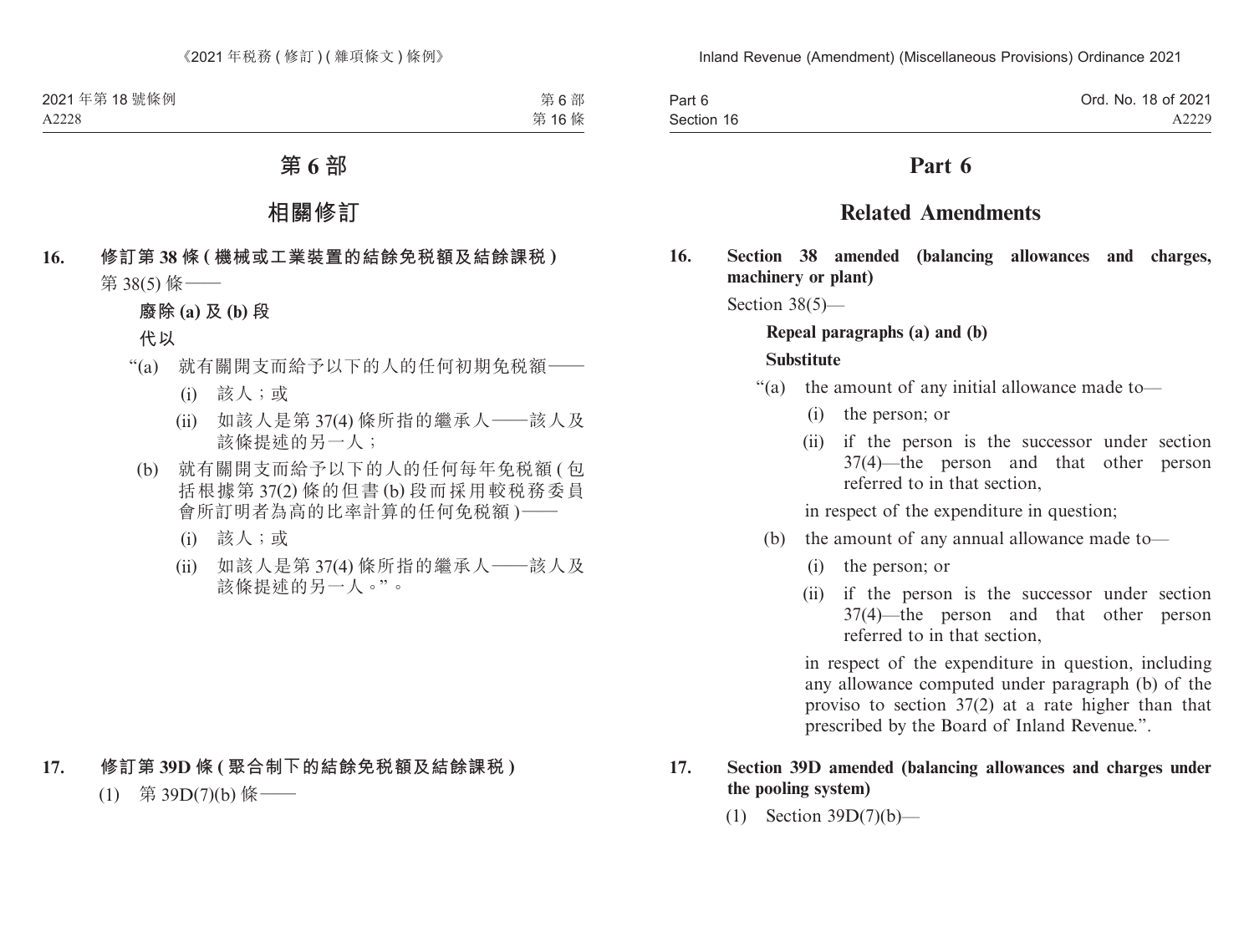# 第 6 部

## 相關修訂

**16. 修訂第 38 條 (機械或工業裝置的結餘免稅額及結餘課稅)**

第 38(5) 條——

**廢除 (a) 及 (b) 段**

**代以**

“(a) 就有關開支而給予以下的人的任何初期免稅額——

(i) 該人；或

(ii) 如該人是第 37(4) 條所指的繼承人——該人及該條提述的另一人；

(b) 就有關開支而給予以下的人的任何每年免稅額 (包括根據第 37(2) 條的但書 (b) 段而採用較稅務委員會所訂明者為高的比率計算的任何免稅額)——

(i) 該人；或

(ii) 如該人是第 37(4) 條所指的繼承人——該人及該條提述的另一人。”。

**17. 修訂第 39D 條 (聚合制下的結餘免稅額及結餘課稅)**

(1) 第 39D(7)(b) 條——

# Part 6

## Related Amendments

**16. Section 38 amended (balancing allowances and charges, machinery or plant)**

Section 38(5)—

**Repeal paragraphs (a) and (b)**

**Substitute**

“(a) the amount of any initial allowance made to—

(i) the person; or

(ii) if the person is the successor under section 37(4)—the person and that other person referred to in that section,

in respect of the expenditure in question;

(b) the amount of any annual allowance made to—

(i) the person; or

(ii) if the person is the successor under section 37(4)—the person and that other person referred to in that section,

in respect of the expenditure in question, including any allowance computed under paragraph (b) of the proviso to section 37(2) at a rate higher than that prescribed by the Board of Inland Revenue.”.

**17. Section 39D amended (balancing allowances and charges under the pooling system)**

(1) Section 39D(7)(b)—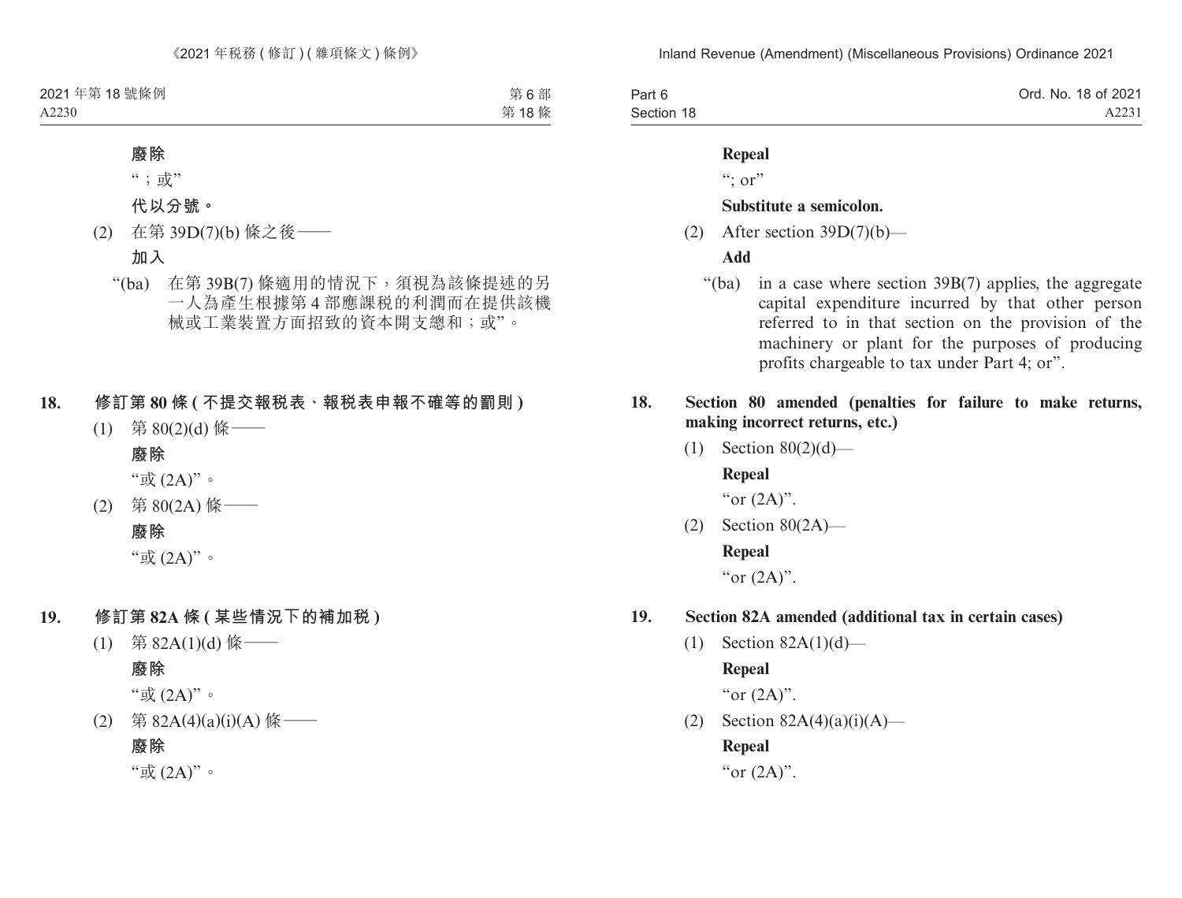**廢除**

“；或”

**代以分號。**

(2) 在第 39D(7)(b) 條之後——

**加入**

“(ba) 在第 39B(7) 條適用的情況下，須視為該條提述的另一人為產生根據第 4 部應課稅的利潤而在提供該機械或工業裝置方面招致的資本開支總和；或”。

## 18. 修訂第 80 條 (不提交報稅表、報稅表申報不確等的罰則)

(1) 第 80(2)(d) 條——

**廢除**

“或 (2A)”。

(2) 第 80(2A) 條——

**廢除**

“或 (2A)”。

## 19. 修訂第 82A 條 (某些情況下的補加稅)

(1) 第 82A(1)(d) 條——

**廢除**

“或 (2A)”。

(2) 第 82A(4)(a)(i)(A) 條——

**廢除**

“或 (2A)”。

**Repeal**

“; or”

**Substitute a semicolon.**

(2) After section 39D(7)(b)—

**Add**

“(ba) in a case where section 39B(7) applies, the aggregate capital expenditure incurred by that other person referred to in that section on the provision of the machinery or plant for the purposes of producing profits chargeable to tax under Part 4; or”.

## 18. Section 80 amended (penalties for failure to make returns, making incorrect returns, etc.)

(1) Section 80(2)(d)—

**Repeal**

“or (2A)”.

(2) Section 80(2A)—

**Repeal**

“or (2A)”.

## 19. Section 82A amended (additional tax in certain cases)

(1) Section 82A(1)(d)—

**Repeal**

“or (2A)”.

(2) Section 82A(4)(a)(i)(A)—

**Repeal**

“or (2A)”.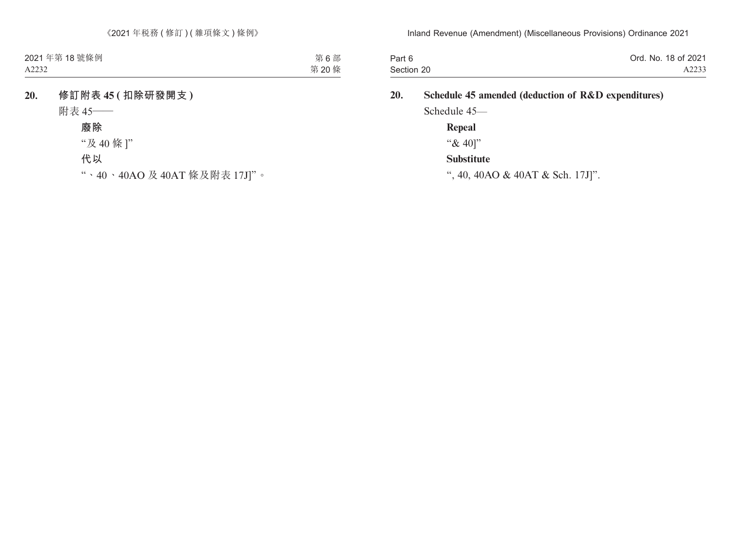## 20. 修訂附表 45 (扣除研發開支)

附表 45——

**廢除**

"及 40 條]"

**代以**

"、40、40AO 及 40AT 條及附表 17J]"。

## 20. Schedule 45 amended (deduction of R&D expenditures)

Schedule 45—

**Repeal**

"& 40]"

**Substitute**

", 40, 40AO & 40AT & Sch. 17J]".